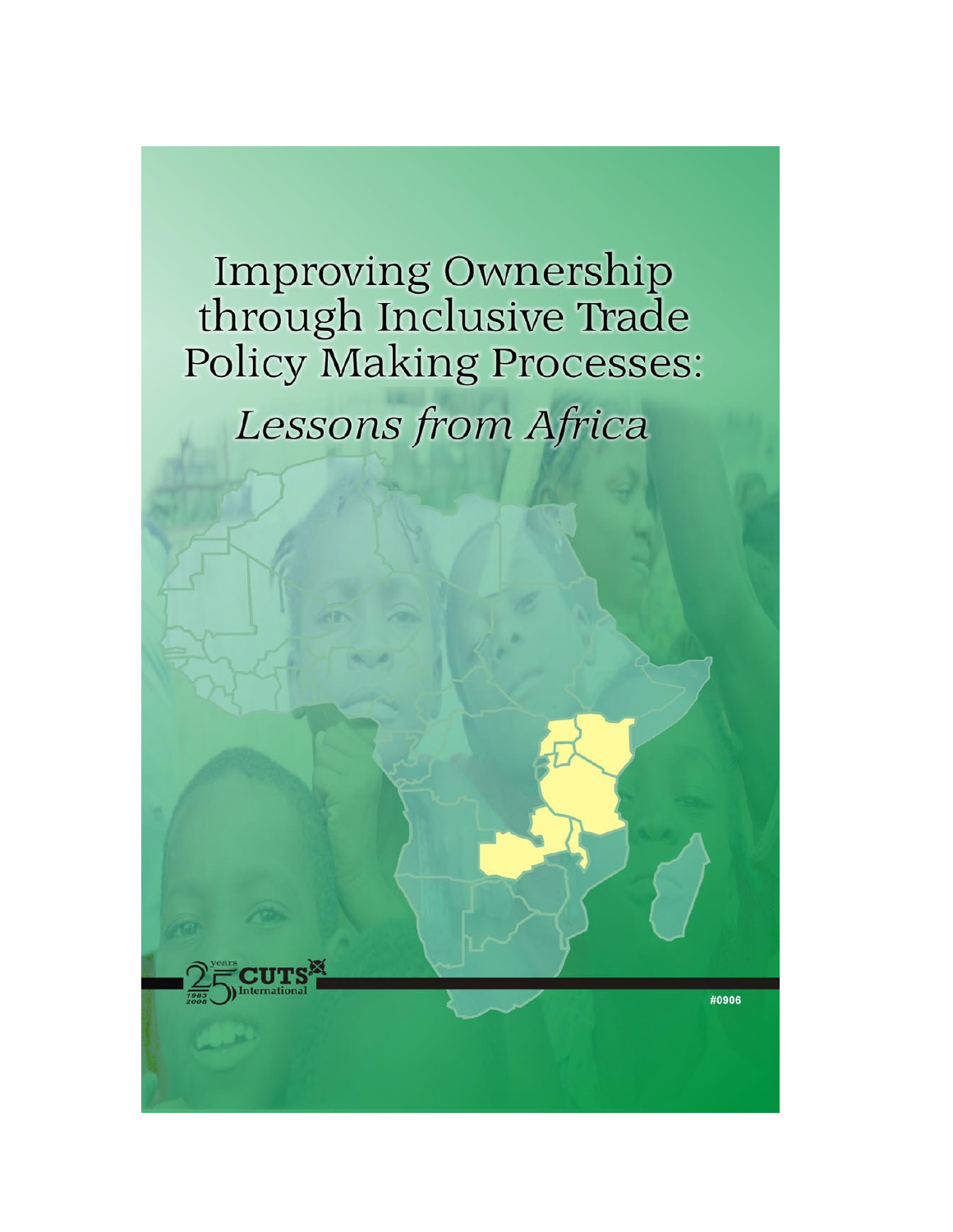# Improving Ownership through Inclusive Trade Policy Making Processes:

## *Lessons from Africa*

25 years 1983 2008 CUTS International

#0906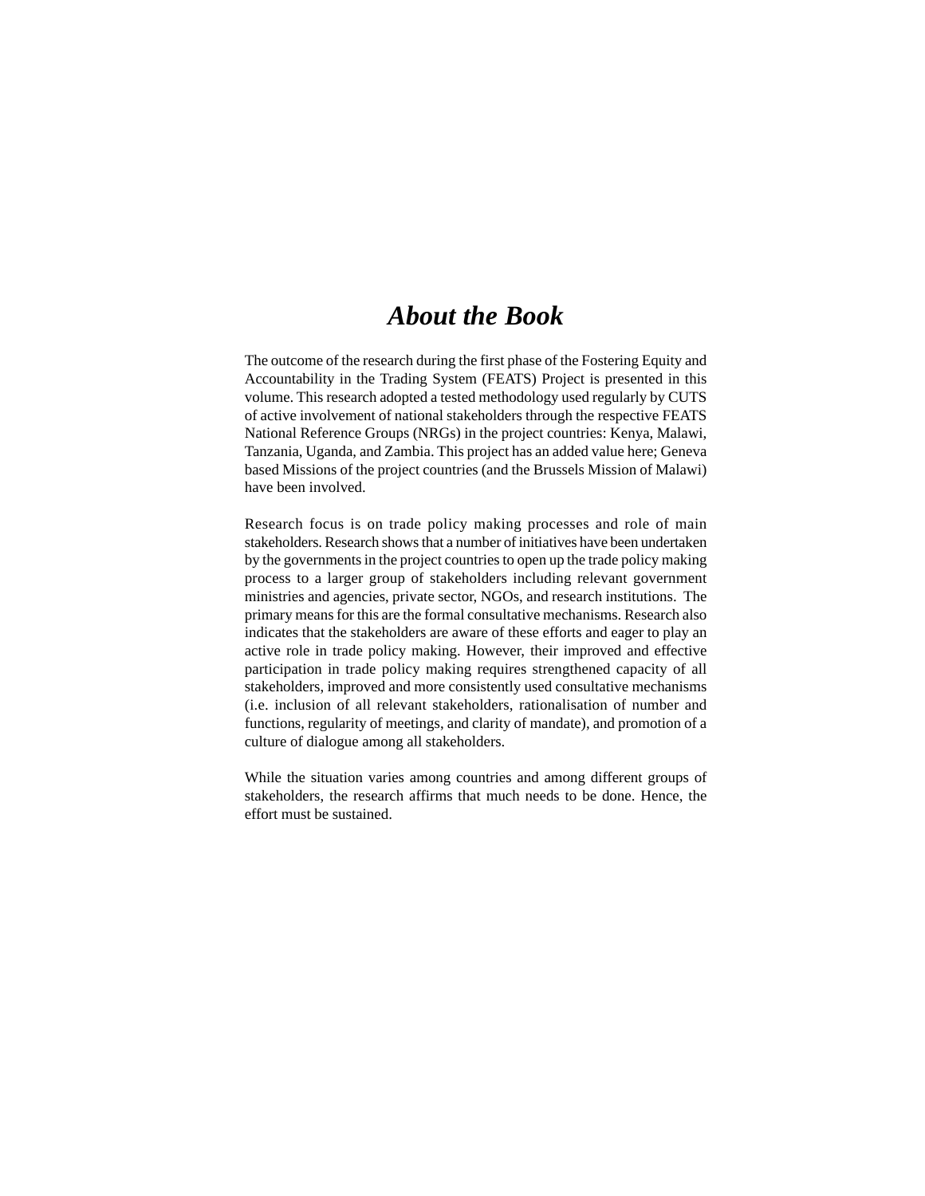# *About the Book*

The outcome of the research during the first phase of the Fostering Equity and Accountability in the Trading System (FEATS) Project is presented in this volume. This research adopted a tested methodology used regularly by CUTS of active involvement of national stakeholders through the respective FEATS National Reference Groups (NRGs) in the project countries: Kenya, Malawi, Tanzania, Uganda, and Zambia. This project has an added value here; Geneva based Missions of the project countries (and the Brussels Mission of Malawi) have been involved.

Research focus is on trade policy making processes and role of main stakeholders. Research shows that a number of initiatives have been undertaken by the governments in the project countries to open up the trade policy making process to a larger group of stakeholders including relevant government ministries and agencies, private sector, NGOs, and research institutions. The primary means for this are the formal consultative mechanisms. Research also indicates that the stakeholders are aware of these efforts and eager to play an active role in trade policy making. However, their improved and effective participation in trade policy making requires strengthened capacity of all stakeholders, improved and more consistently used consultative mechanisms (i.e. inclusion of all relevant stakeholders, rationalisation of number and functions, regularity of meetings, and clarity of mandate), and promotion of a culture of dialogue among all stakeholders.

While the situation varies among countries and among different groups of stakeholders, the research affirms that much needs to be done. Hence, the effort must be sustained.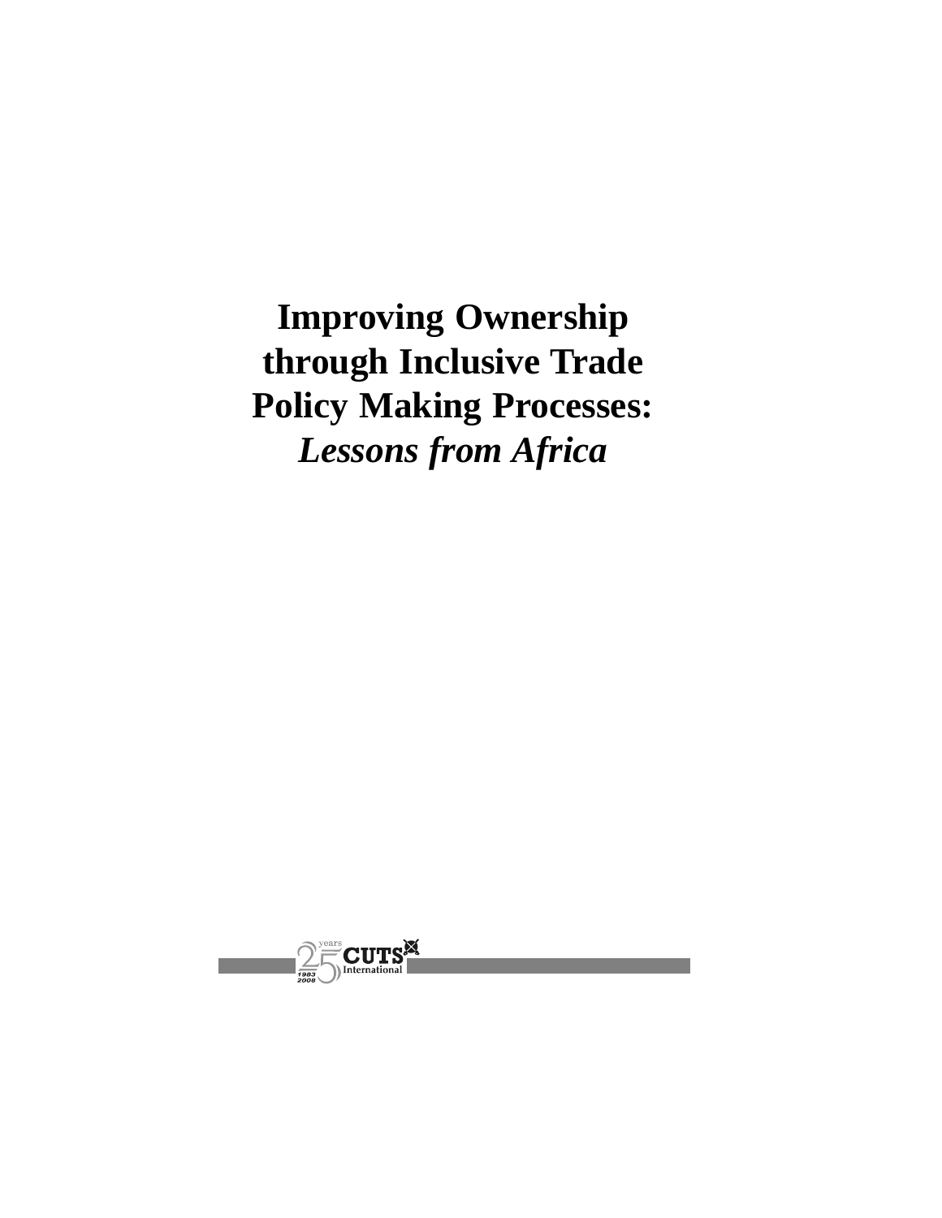# Improving Ownership through Inclusive Trade Policy Making Processes: *Lessons from Africa*

25 years CUTS International 1983 2008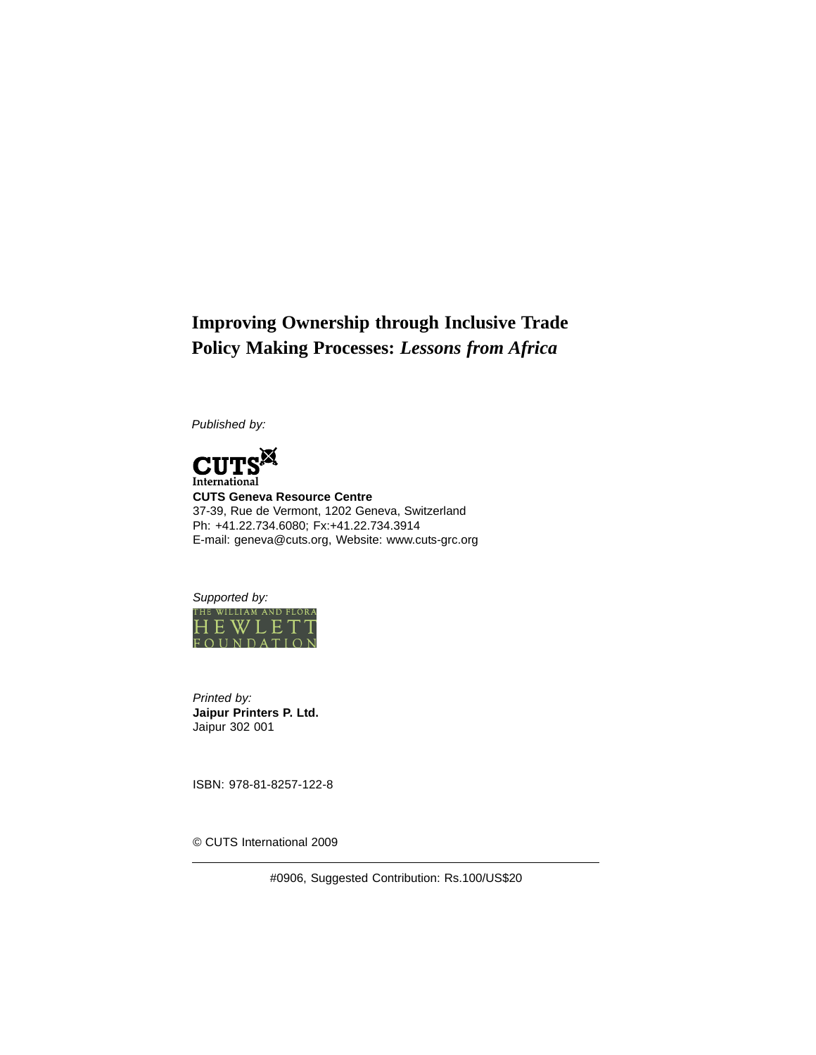# Improving Ownership through Inclusive Trade Policy Making Processes: *Lessons from Africa*

*Published by:*

CUTS International

**CUTS Geneva Resource Centre**
37-39, Rue de Vermont, 1202 Geneva, Switzerland
Ph: +41.22.734.6080; Fx:+41.22.734.3914
E-mail: geneva@cuts.org, Website: www.cuts-grc.org

*Supported by:*

THE WILLIAM AND FLORA HEWLETT FOUNDATION

*Printed by:*
**Jaipur Printers P. Ltd.**
Jaipur 302 001

ISBN: 978-81-8257-122-8

© CUTS International 2009

---

#0906, Suggested Contribution: Rs.100/US$20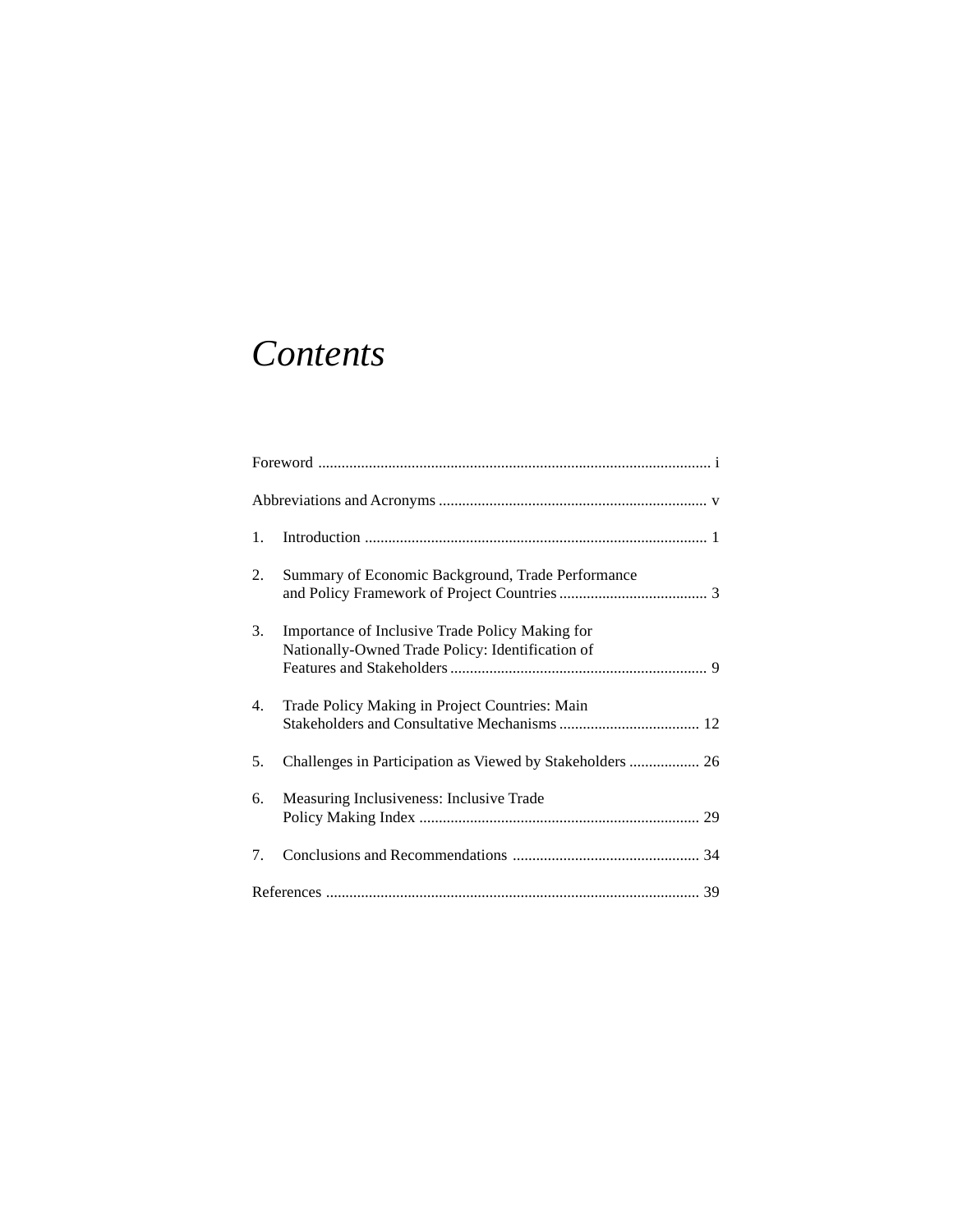# *Contents*

Foreword ..................................................................................................... i

Abbreviations and Acronyms ..................................................................... v

1. Introduction ........................................................................................ 1

2. Summary of Economic Background, Trade Performance and Policy Framework of Project Countries ...................................... 3

3. Importance of Inclusive Trade Policy Making for Nationally-Owned Trade Policy: Identification of Features and Stakeholders .................................................................. 9

4. Trade Policy Making in Project Countries: Main Stakeholders and Consultative Mechanisms .................................... 12

5. Challenges in Participation as Viewed by Stakeholders .................. 26

6. Measuring Inclusiveness: Inclusive Trade Policy Making Index ........................................................................ 29

7. Conclusions and Recommendations ................................................ 34

References ................................................................................................ 39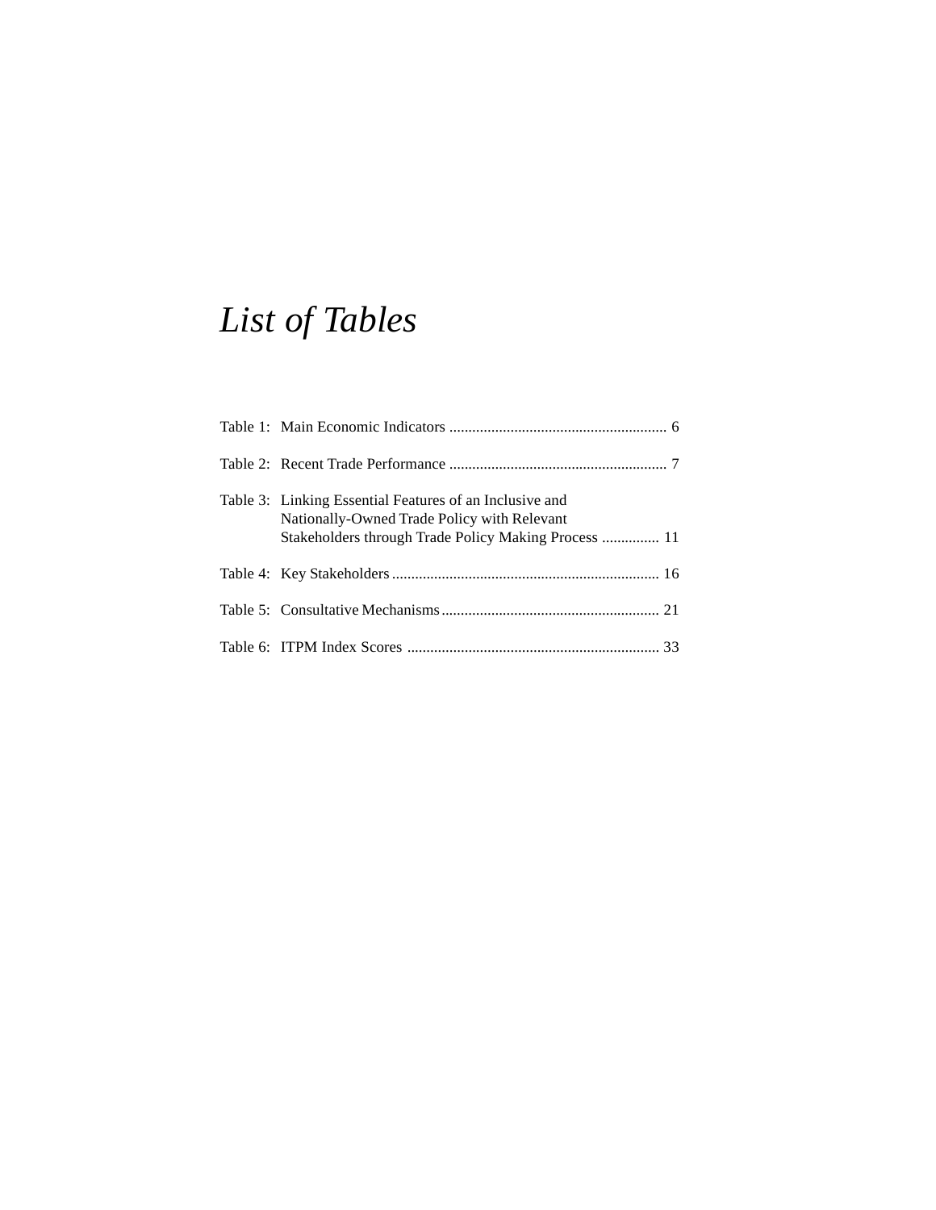# *List of Tables*

Table 1: Main Economic Indicators ......................................................... 6

Table 2: Recent Trade Performance ......................................................... 7

Table 3: Linking Essential Features of an Inclusive and Nationally-Owned Trade Policy with Relevant Stakeholders through Trade Policy Making Process ............... 11

Table 4: Key Stakeholders ...................................................................... 16

Table 5: Consultative Mechanisms ......................................................... 21

Table 6: ITPM Index Scores .................................................................. 33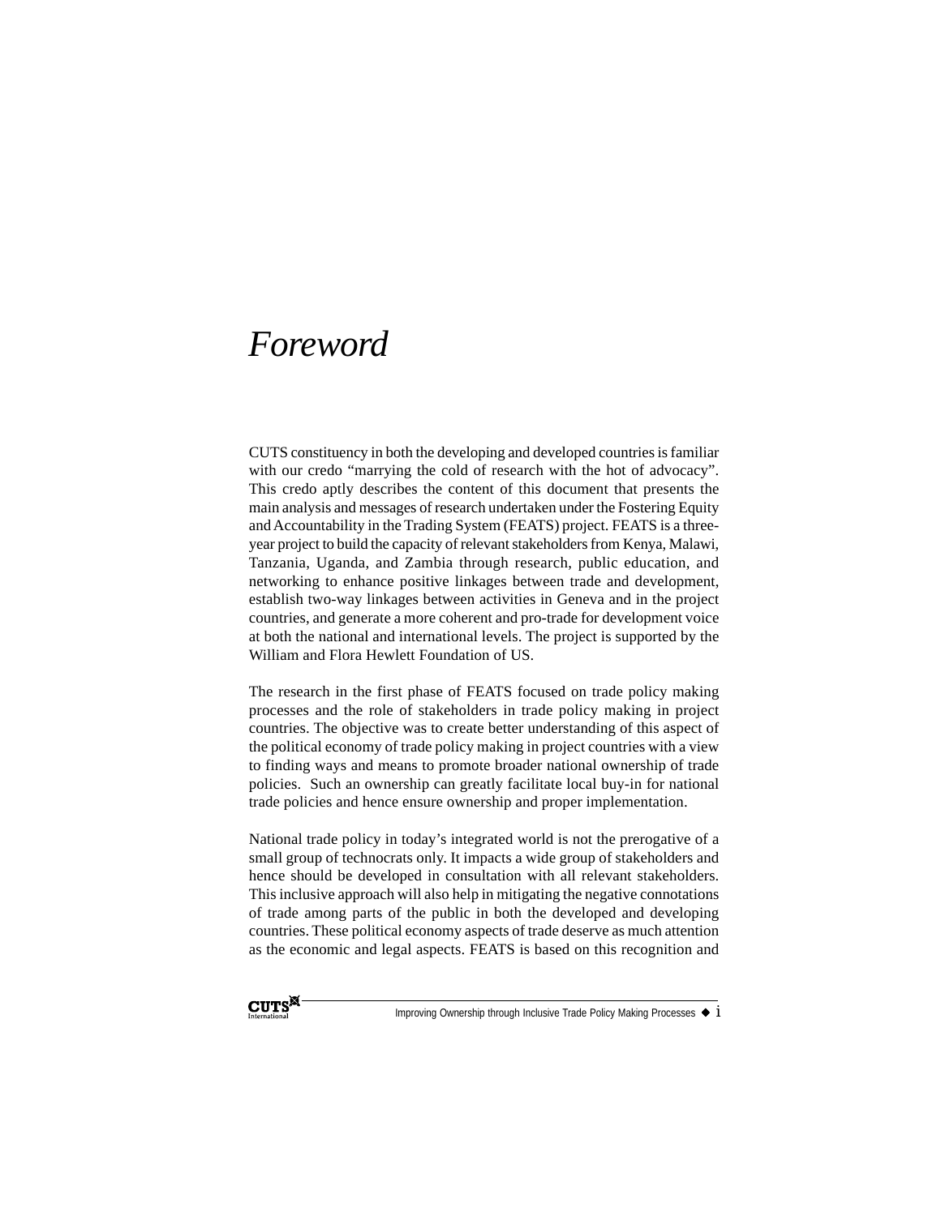# *Foreword*

CUTS constituency in both the developing and developed countries is familiar with our credo "marrying the cold of research with the hot of advocacy". This credo aptly describes the content of this document that presents the main analysis and messages of research undertaken under the Fostering Equity and Accountability in the Trading System (FEATS) project. FEATS is a three-year project to build the capacity of relevant stakeholders from Kenya, Malawi, Tanzania, Uganda, and Zambia through research, public education, and networking to enhance positive linkages between trade and development, establish two-way linkages between activities in Geneva and in the project countries, and generate a more coherent and pro-trade for development voice at both the national and international levels. The project is supported by the William and Flora Hewlett Foundation of US.

The research in the first phase of FEATS focused on trade policy making processes and the role of stakeholders in trade policy making in project countries. The objective was to create better understanding of this aspect of the political economy of trade policy making in project countries with a view to finding ways and means to promote broader national ownership of trade policies. Such an ownership can greatly facilitate local buy-in for national trade policies and hence ensure ownership and proper implementation.

National trade policy in today's integrated world is not the prerogative of a small group of technocrats only. It impacts a wide group of stakeholders and hence should be developed in consultation with all relevant stakeholders. This inclusive approach will also help in mitigating the negative connotations of trade among parts of the public in both the developed and developing countries. These political economy aspects of trade deserve as much attention as the economic and legal aspects. FEATS is based on this recognition and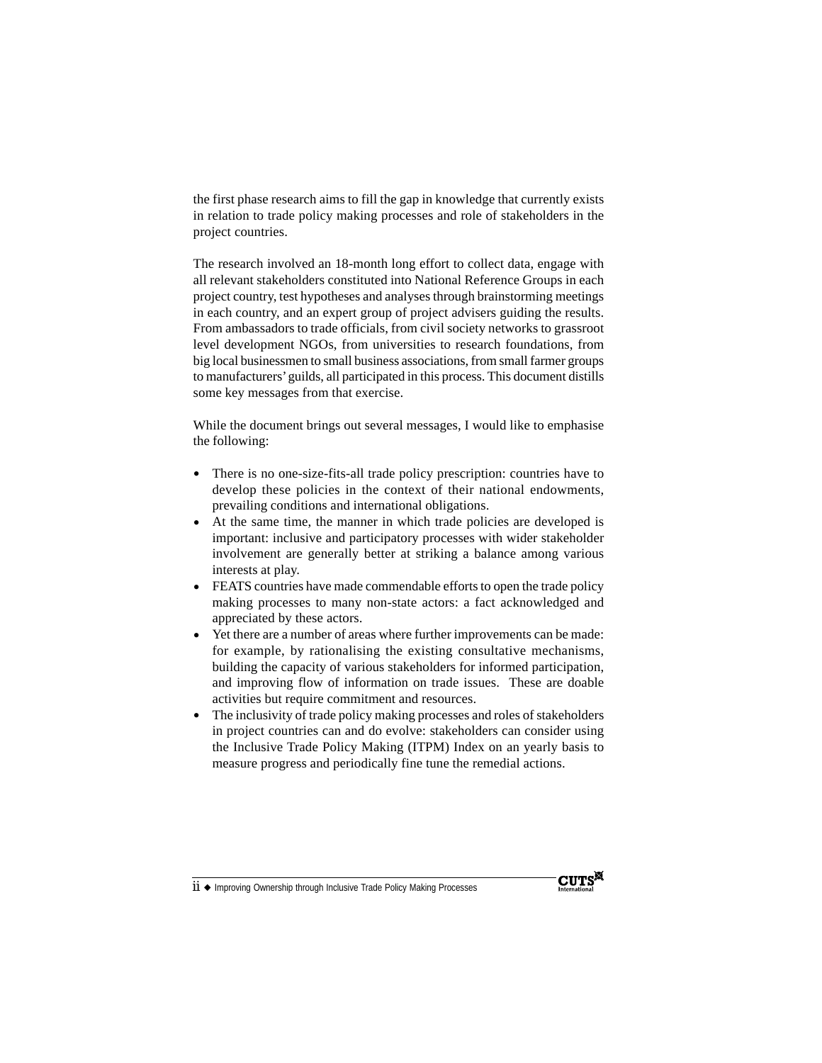the first phase research aims to fill the gap in knowledge that currently exists in relation to trade policy making processes and role of stakeholders in the project countries.

The research involved an 18-month long effort to collect data, engage with all relevant stakeholders constituted into National Reference Groups in each project country, test hypotheses and analyses through brainstorming meetings in each country, and an expert group of project advisers guiding the results. From ambassadors to trade officials, from civil society networks to grassroot level development NGOs, from universities to research foundations, from big local businessmen to small business associations, from small farmer groups to manufacturers' guilds, all participated in this process. This document distills some key messages from that exercise.

While the document brings out several messages, I would like to emphasise the following:

- There is no one-size-fits-all trade policy prescription: countries have to develop these policies in the context of their national endowments, prevailing conditions and international obligations.
- At the same time, the manner in which trade policies are developed is important: inclusive and participatory processes with wider stakeholder involvement are generally better at striking a balance among various interests at play.
- FEATS countries have made commendable efforts to open the trade policy making processes to many non-state actors: a fact acknowledged and appreciated by these actors.
- Yet there are a number of areas where further improvements can be made: for example, by rationalising the existing consultative mechanisms, building the capacity of various stakeholders for informed participation, and improving flow of information on trade issues. These are doable activities but require commitment and resources.
- The inclusivity of trade policy making processes and roles of stakeholders in project countries can and do evolve: stakeholders can consider using the Inclusive Trade Policy Making (ITPM) Index on an yearly basis to measure progress and periodically fine tune the remedial actions.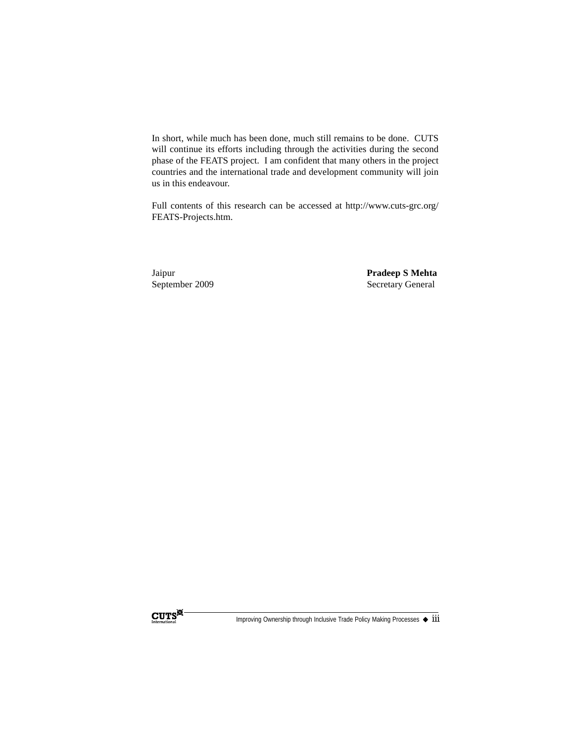In short, while much has been done, much still remains to be done. CUTS will continue its efforts including through the activities during the second phase of the FEATS project. I am confident that many others in the project countries and the international trade and development community will join us in this endeavour.

Full contents of this research can be accessed at http://www.cuts-grc.org/FEATS-Projects.htm.

Jaipur
September 2009

**Pradeep S Mehta**
Secretary General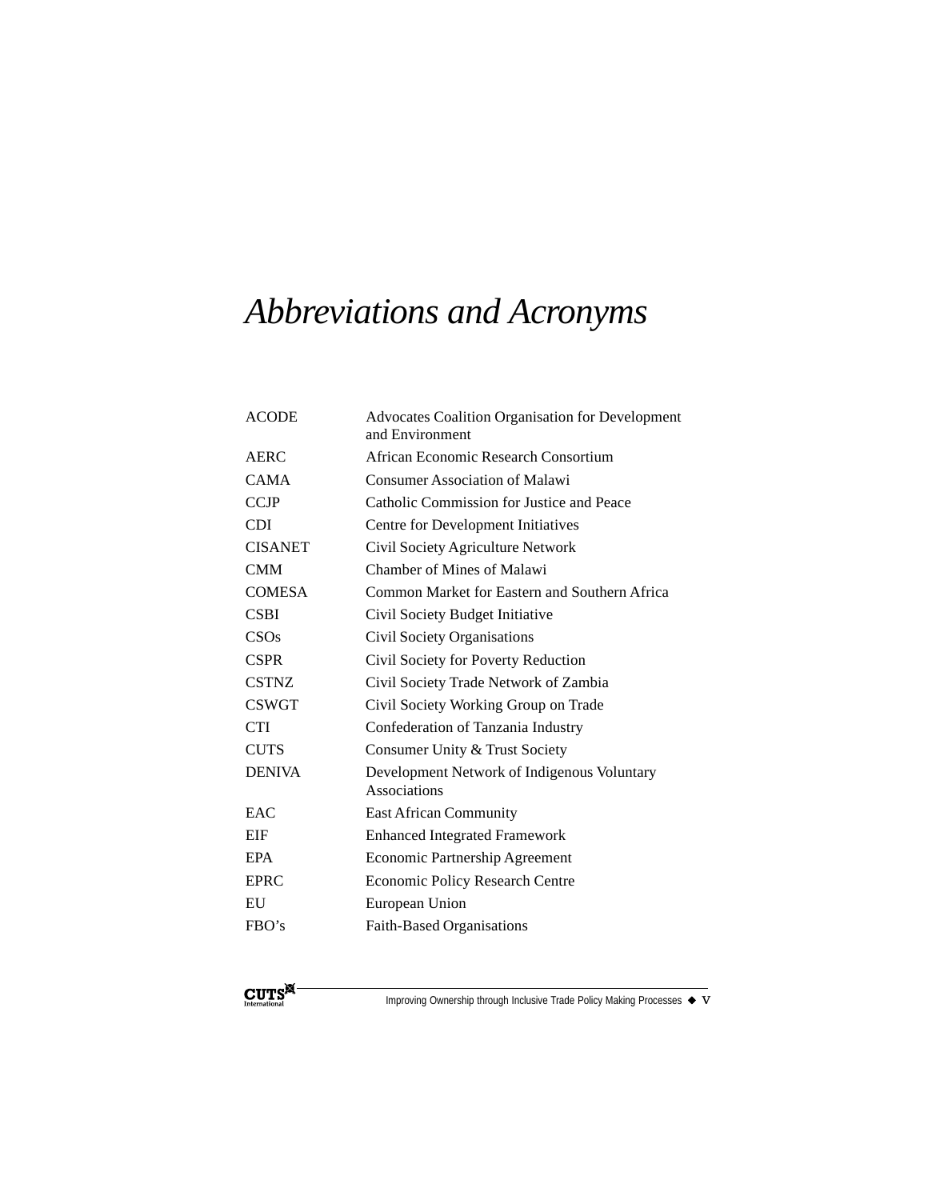# *Abbreviations and Acronyms*

| | |
|---|---|
| ACODE | Advocates Coalition Organisation for Development and Environment |
| AERC | African Economic Research Consortium |
| CAMA | Consumer Association of Malawi |
| CCJP | Catholic Commission for Justice and Peace |
| CDI | Centre for Development Initiatives |
| CISANET | Civil Society Agriculture Network |
| CMM | Chamber of Mines of Malawi |
| COMESA | Common Market for Eastern and Southern Africa |
| CSBI | Civil Society Budget Initiative |
| CSOs | Civil Society Organisations |
| CSPR | Civil Society for Poverty Reduction |
| CSTNZ | Civil Society Trade Network of Zambia |
| CSWGT | Civil Society Working Group on Trade |
| CTI | Confederation of Tanzania Industry |
| CUTS | Consumer Unity & Trust Society |
| DENIVA | Development Network of Indigenous Voluntary Associations |
| EAC | East African Community |
| EIF | Enhanced Integrated Framework |
| EPA | Economic Partnership Agreement |
| EPRC | Economic Policy Research Centre |
| EU | European Union |
| FBO's | Faith-Based Organisations |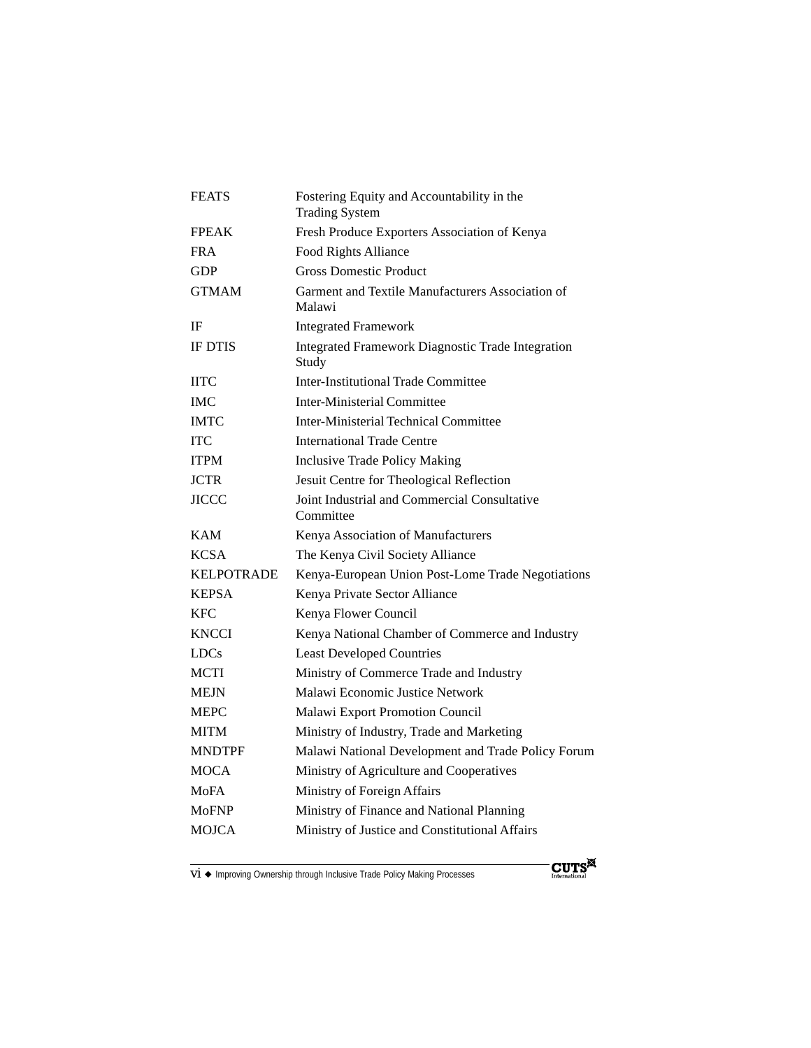| | |
|---|---|
| FEATS | Fostering Equity and Accountability in the Trading System |
| FPEAK | Fresh Produce Exporters Association of Kenya |
| FRA | Food Rights Alliance |
| GDP | Gross Domestic Product |
| GTMAM | Garment and Textile Manufacturers Association of Malawi |
| IF | Integrated Framework |
| IF DTIS | Integrated Framework Diagnostic Trade Integration Study |
| IITC | Inter-Institutional Trade Committee |
| IMC | Inter-Ministerial Committee |
| IMTC | Inter-Ministerial Technical Committee |
| ITC | International Trade Centre |
| ITPM | Inclusive Trade Policy Making |
| JCTR | Jesuit Centre for Theological Reflection |
| JICCC | Joint Industrial and Commercial Consultative Committee |
| KAM | Kenya Association of Manufacturers |
| KCSA | The Kenya Civil Society Alliance |
| KELPOTRADE | Kenya-European Union Post-Lome Trade Negotiations |
| KEPSA | Kenya Private Sector Alliance |
| KFC | Kenya Flower Council |
| KNCCI | Kenya National Chamber of Commerce and Industry |
| LDCs | Least Developed Countries |
| MCTI | Ministry of Commerce Trade and Industry |
| MEJN | Malawi Economic Justice Network |
| MEPC | Malawi Export Promotion Council |
| MITM | Ministry of Industry, Trade and Marketing |
| MNDTPF | Malawi National Development and Trade Policy Forum |
| MOCA | Ministry of Agriculture and Cooperatives |
| MoFA | Ministry of Foreign Affairs |
| MoFNP | Ministry of Finance and National Planning |
| MOJCA | Ministry of Justice and Constitutional Affairs |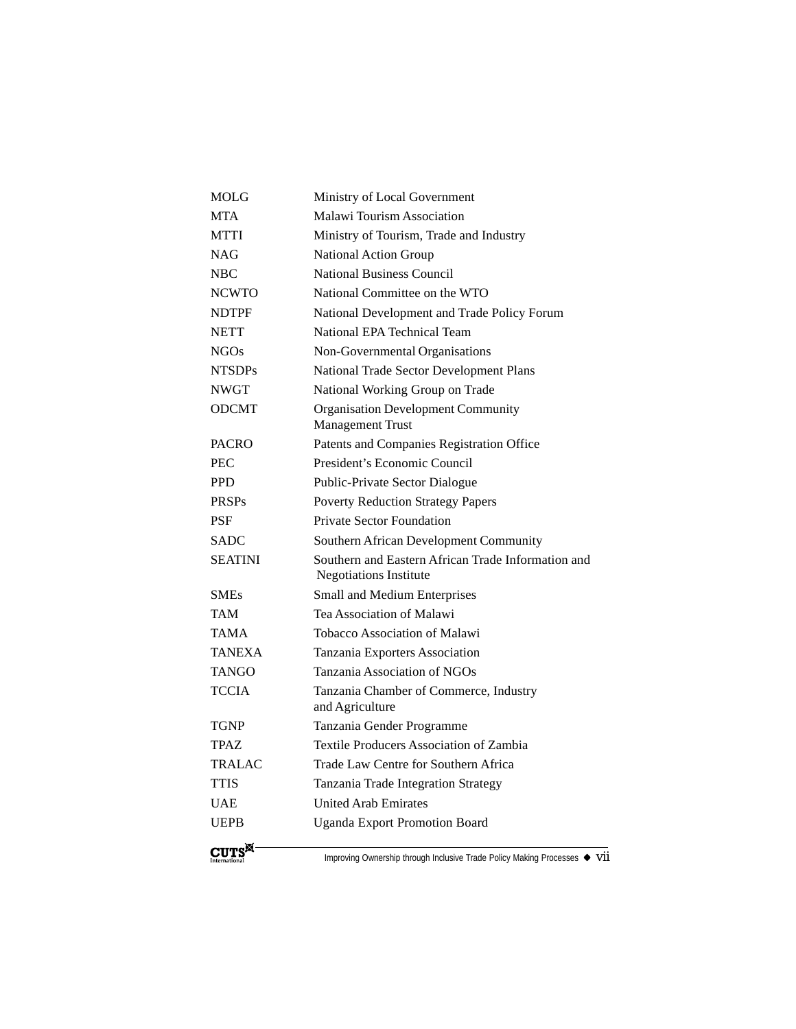| | |
|---|---|
| MOLG | Ministry of Local Government |
| MTA | Malawi Tourism Association |
| MTTI | Ministry of Tourism, Trade and Industry |
| NAG | National Action Group |
| NBC | National Business Council |
| NCWTO | National Committee on the WTO |
| NDTPF | National Development and Trade Policy Forum |
| NETT | National EPA Technical Team |
| NGOs | Non-Governmental Organisations |
| NTSDPs | National Trade Sector Development Plans |
| NWGT | National Working Group on Trade |
| ODCMT | Organisation Development Community Management Trust |
| PACRO | Patents and Companies Registration Office |
| PEC | President's Economic Council |
| PPD | Public-Private Sector Dialogue |
| PRSPs | Poverty Reduction Strategy Papers |
| PSF | Private Sector Foundation |
| SADC | Southern African Development Community |
| SEATINI | Southern and Eastern African Trade Information and Negotiations Institute |
| SMEs | Small and Medium Enterprises |
| TAM | Tea Association of Malawi |
| TAMA | Tobacco Association of Malawi |
| TANEXA | Tanzania Exporters Association |
| TANGO | Tanzania Association of NGOs |
| TCCIA | Tanzania Chamber of Commerce, Industry and Agriculture |
| TGNP | Tanzania Gender Programme |
| TPAZ | Textile Producers Association of Zambia |
| TRALAC | Trade Law Centre for Southern Africa |
| TTIS | Tanzania Trade Integration Strategy |
| UAE | United Arab Emirates |
| UEPB | Uganda Export Promotion Board |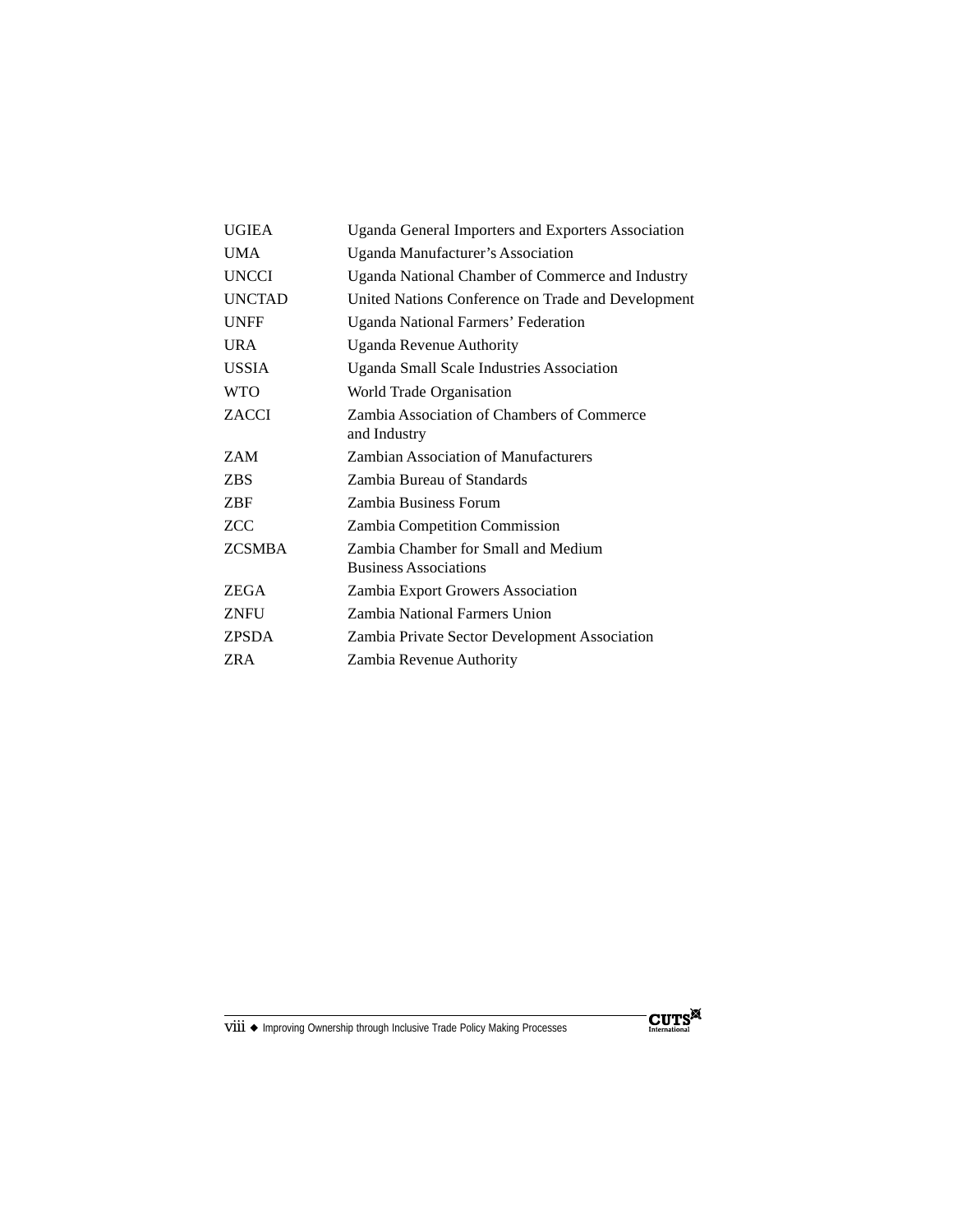| | |
|---|---|
| UGIEA | Uganda General Importers and Exporters Association |
| UMA | Uganda Manufacturer's Association |
| UNCCI | Uganda National Chamber of Commerce and Industry |
| UNCTAD | United Nations Conference on Trade and Development |
| UNFF | Uganda National Farmers' Federation |
| URA | Uganda Revenue Authority |
| USSIA | Uganda Small Scale Industries Association |
| WTO | World Trade Organisation |
| ZACCI | Zambia Association of Chambers of Commerce and Industry |
| ZAM | Zambian Association of Manufacturers |
| ZBS | Zambia Bureau of Standards |
| ZBF | Zambia Business Forum |
| ZCC | Zambia Competition Commission |
| ZCSMBA | Zambia Chamber for Small and Medium Business Associations |
| ZEGA | Zambia Export Growers Association |
| ZNFU | Zambia National Farmers Union |
| ZPSDA | Zambia Private Sector Development Association |
| ZRA | Zambia Revenue Authority |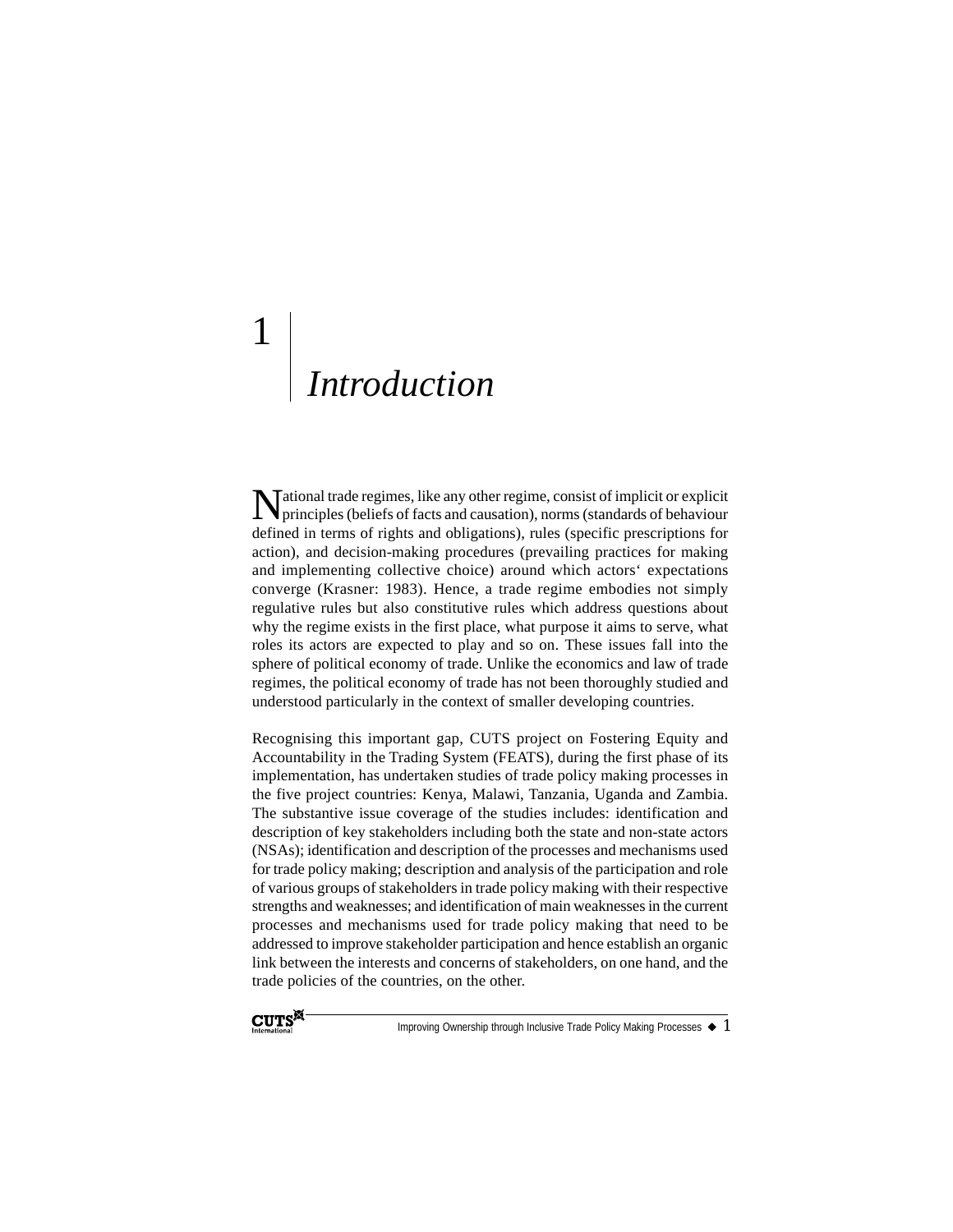# 1 Introduction

National trade regimes, like any other regime, consist of implicit or explicit principles (beliefs of facts and causation), norms (standards of behaviour defined in terms of rights and obligations), rules (specific prescriptions for action), and decision-making procedures (prevailing practices for making and implementing collective choice) around which actors' expectations converge (Krasner: 1983). Hence, a trade regime embodies not simply regulative rules but also constitutive rules which address questions about why the regime exists in the first place, what purpose it aims to serve, what roles its actors are expected to play and so on. These issues fall into the sphere of political economy of trade. Unlike the economics and law of trade regimes, the political economy of trade has not been thoroughly studied and understood particularly in the context of smaller developing countries.

Recognising this important gap, CUTS project on Fostering Equity and Accountability in the Trading System (FEATS), during the first phase of its implementation, has undertaken studies of trade policy making processes in the five project countries: Kenya, Malawi, Tanzania, Uganda and Zambia. The substantive issue coverage of the studies includes: identification and description of key stakeholders including both the state and non-state actors (NSAs); identification and description of the processes and mechanisms used for trade policy making; description and analysis of the participation and role of various groups of stakeholders in trade policy making with their respective strengths and weaknesses; and identification of main weaknesses in the current processes and mechanisms used for trade policy making that need to be addressed to improve stakeholder participation and hence establish an organic link between the interests and concerns of stakeholders, on one hand, and the trade policies of the countries, on the other.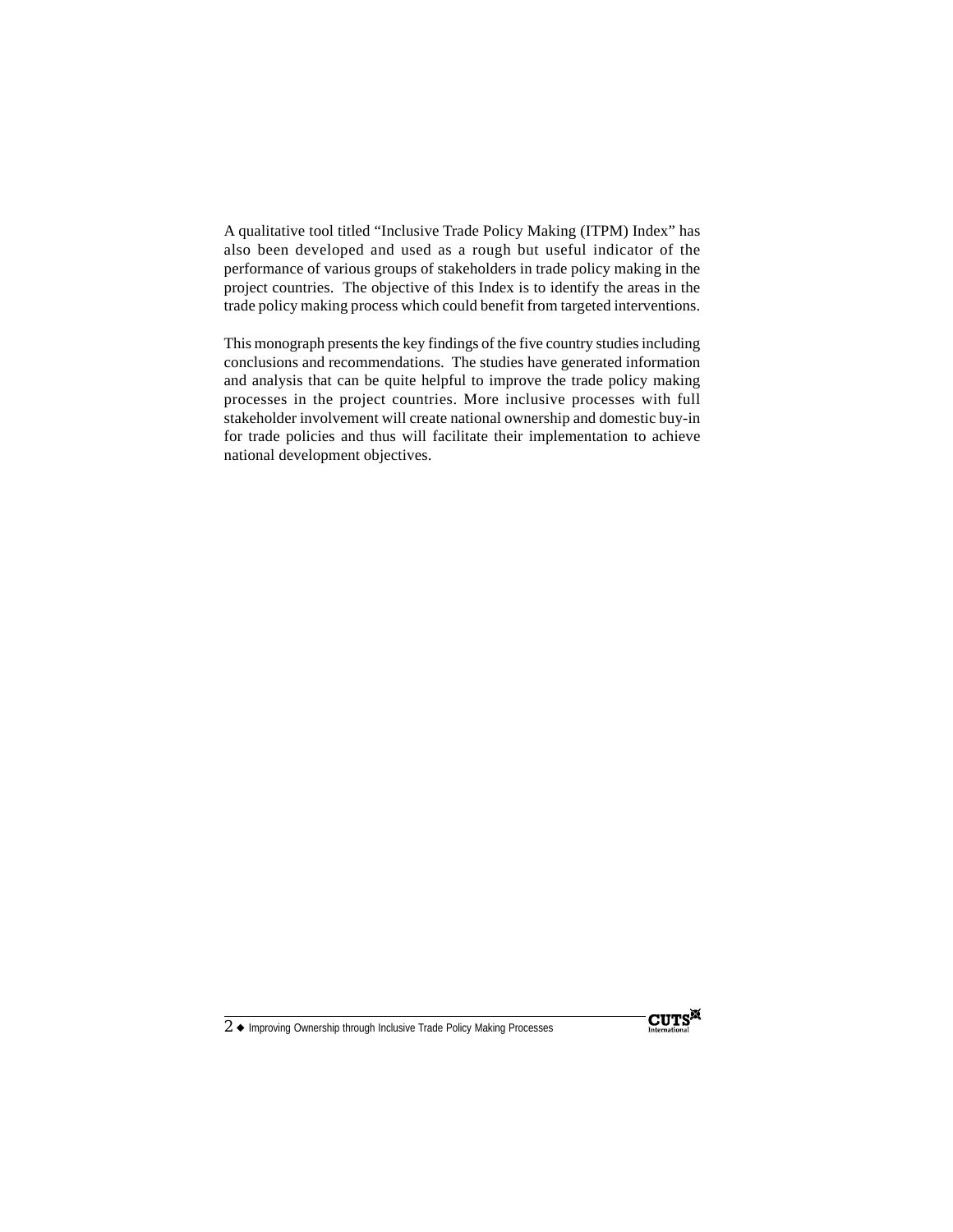A qualitative tool titled "Inclusive Trade Policy Making (ITPM) Index" has also been developed and used as a rough but useful indicator of the performance of various groups of stakeholders in trade policy making in the project countries. The objective of this Index is to identify the areas in the trade policy making process which could benefit from targeted interventions.

This monograph presents the key findings of the five country studies including conclusions and recommendations. The studies have generated information and analysis that can be quite helpful to improve the trade policy making processes in the project countries. More inclusive processes with full stakeholder involvement will create national ownership and domestic buy-in for trade policies and thus will facilitate their implementation to achieve national development objectives.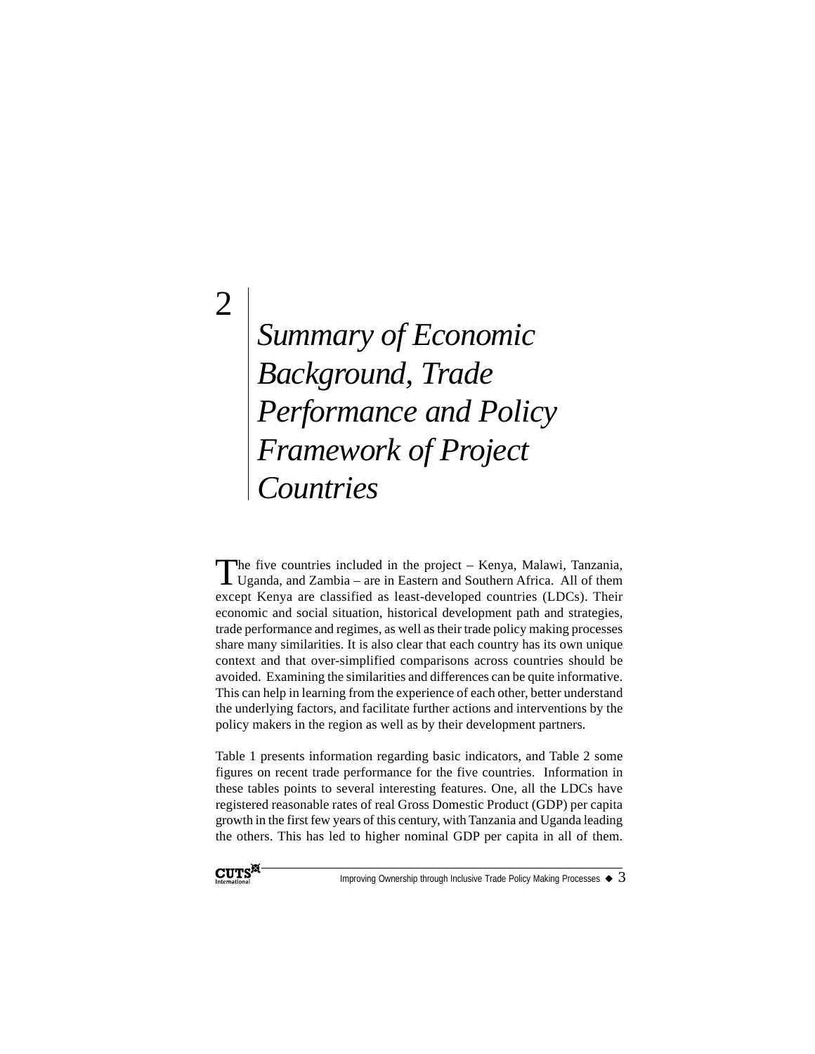# 2 Summary of Economic Background, Trade Performance and Policy Framework of Project Countries

The five countries included in the project – Kenya, Malawi, Tanzania, Uganda, and Zambia – are in Eastern and Southern Africa. All of them except Kenya are classified as least-developed countries (LDCs). Their economic and social situation, historical development path and strategies, trade performance and regimes, as well as their trade policy making processes share many similarities. It is also clear that each country has its own unique context and that over-simplified comparisons across countries should be avoided. Examining the similarities and differences can be quite informative. This can help in learning from the experience of each other, better understand the underlying factors, and facilitate further actions and interventions by the policy makers in the region as well as by their development partners.

Table 1 presents information regarding basic indicators, and Table 2 some figures on recent trade performance for the five countries. Information in these tables points to several interesting features. One, all the LDCs have registered reasonable rates of real Gross Domestic Product (GDP) per capita growth in the first few years of this century, with Tanzania and Uganda leading the others. This has led to higher nominal GDP per capita in all of them.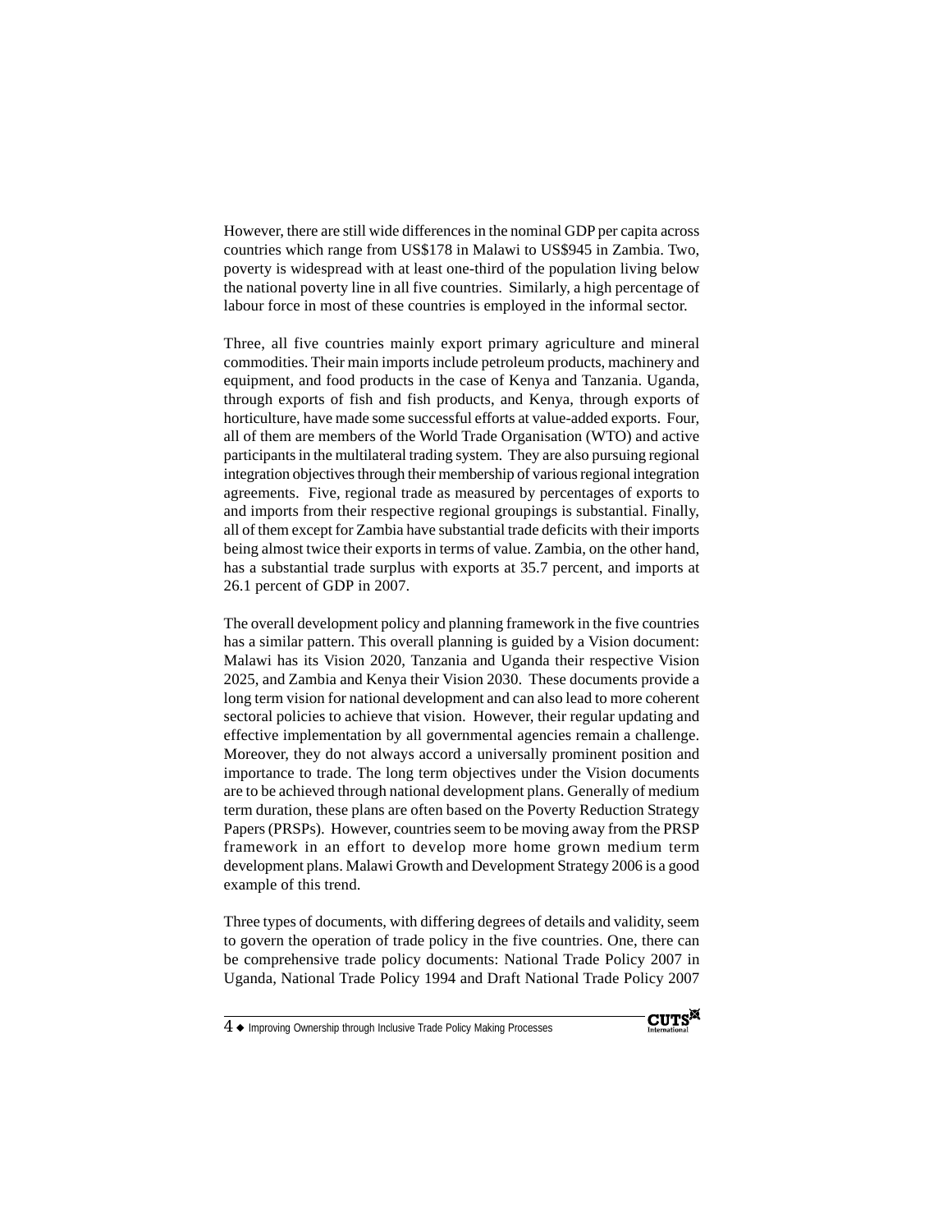However, there are still wide differences in the nominal GDP per capita across countries which range from US$178 in Malawi to US$945 in Zambia. Two, poverty is widespread with at least one-third of the population living below the national poverty line in all five countries. Similarly, a high percentage of labour force in most of these countries is employed in the informal sector.

Three, all five countries mainly export primary agriculture and mineral commodities. Their main imports include petroleum products, machinery and equipment, and food products in the case of Kenya and Tanzania. Uganda, through exports of fish and fish products, and Kenya, through exports of horticulture, have made some successful efforts at value-added exports. Four, all of them are members of the World Trade Organisation (WTO) and active participants in the multilateral trading system. They are also pursuing regional integration objectives through their membership of various regional integration agreements. Five, regional trade as measured by percentages of exports to and imports from their respective regional groupings is substantial. Finally, all of them except for Zambia have substantial trade deficits with their imports being almost twice their exports in terms of value. Zambia, on the other hand, has a substantial trade surplus with exports at 35.7 percent, and imports at 26.1 percent of GDP in 2007.

The overall development policy and planning framework in the five countries has a similar pattern. This overall planning is guided by a Vision document: Malawi has its Vision 2020, Tanzania and Uganda their respective Vision 2025, and Zambia and Kenya their Vision 2030. These documents provide a long term vision for national development and can also lead to more coherent sectoral policies to achieve that vision. However, their regular updating and effective implementation by all governmental agencies remain a challenge. Moreover, they do not always accord a universally prominent position and importance to trade. The long term objectives under the Vision documents are to be achieved through national development plans. Generally of medium term duration, these plans are often based on the Poverty Reduction Strategy Papers (PRSPs). However, countries seem to be moving away from the PRSP framework in an effort to develop more home grown medium term development plans. Malawi Growth and Development Strategy 2006 is a good example of this trend.

Three types of documents, with differing degrees of details and validity, seem to govern the operation of trade policy in the five countries. One, there can be comprehensive trade policy documents: National Trade Policy 2007 in Uganda, National Trade Policy 1994 and Draft National Trade Policy 2007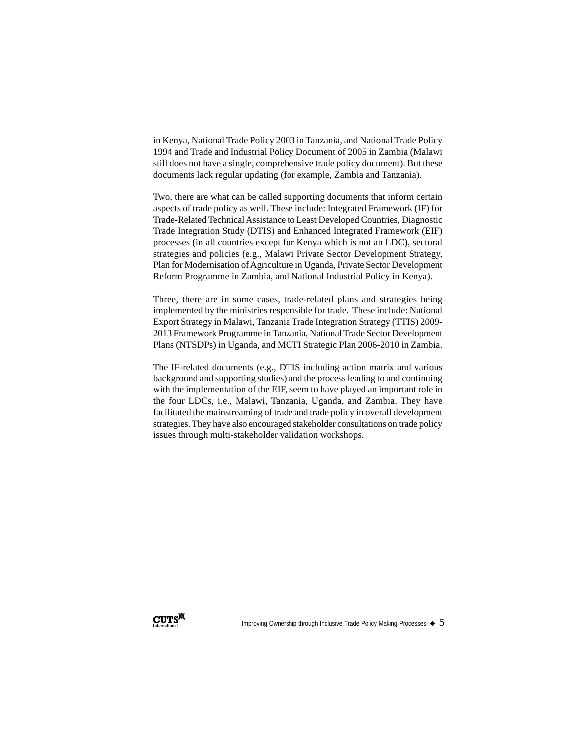in Kenya, National Trade Policy 2003 in Tanzania, and National Trade Policy 1994 and Trade and Industrial Policy Document of 2005 in Zambia (Malawi still does not have a single, comprehensive trade policy document). But these documents lack regular updating (for example, Zambia and Tanzania).

Two, there are what can be called supporting documents that inform certain aspects of trade policy as well. These include: Integrated Framework (IF) for Trade-Related Technical Assistance to Least Developed Countries, Diagnostic Trade Integration Study (DTIS) and Enhanced Integrated Framework (EIF) processes (in all countries except for Kenya which is not an LDC), sectoral strategies and policies (e.g., Malawi Private Sector Development Strategy, Plan for Modernisation of Agriculture in Uganda, Private Sector Development Reform Programme in Zambia, and National Industrial Policy in Kenya).

Three, there are in some cases, trade-related plans and strategies being implemented by the ministries responsible for trade. These include: National Export Strategy in Malawi, Tanzania Trade Integration Strategy (TTIS) 2009-2013 Framework Programme in Tanzania, National Trade Sector Development Plans (NTSDPs) in Uganda, and MCTI Strategic Plan 2006-2010 in Zambia.

The IF-related documents (e.g., DTIS including action matrix and various background and supporting studies) and the process leading to and continuing with the implementation of the EIF, seem to have played an important role in the four LDCs, i.e., Malawi, Tanzania, Uganda, and Zambia. They have facilitated the mainstreaming of trade and trade policy in overall development strategies. They have also encouraged stakeholder consultations on trade policy issues through multi-stakeholder validation workshops.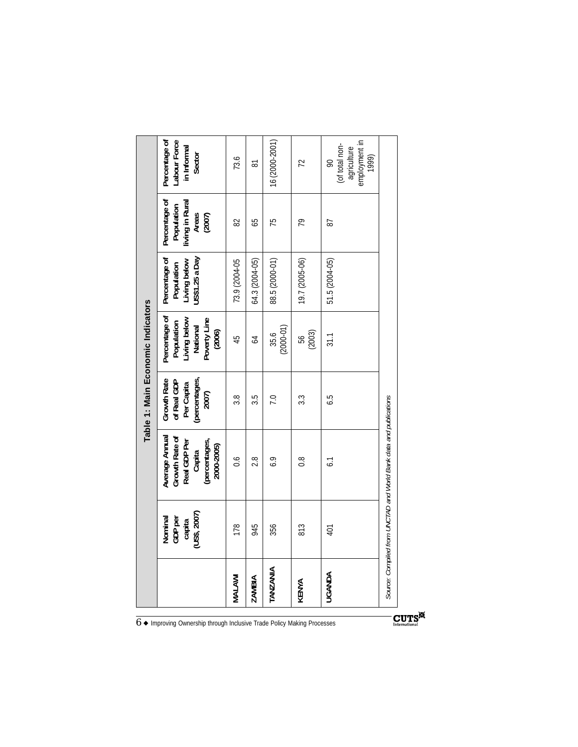## Table 1: Main Economic Indicators

| | Nominal GDP per capita (US$, 2007) | Average Annual Growth Rate of Real GDP Per Capita (percentages, 2000-2005) | Growth Rate of Real GDP Per Capita (percentages, 2007) | Percentage of Population Living below National Poverty Line (2006) | Percentage of Population Living below US$1.25 a Day | Percentage of Population living in Rural Areas (2007) | Percentage of Labour Force in Informal Sector |
|---|---|---|---|---|---|---|---|
| **MALAWI** | 178 | 0.6 | 3.8 | 45 | 73.9 (2004-05 | 82 | 73.6 |
| **ZAMBIA** | 945 | 2.8 | 3.5 | 64 | 64.3 (2004-05) | 65 | 81 |
| **TANZANIA** | 356 | 6.9 | 7.0 | 35.6 (2000-01) | 88.5 (2000-01) | 75 | 16 (2000-2001) |
| **KENYA** | 813 | 0.8 | 3.3 | 56 (2003) | 19.7 (2005-06) | 79 | 72 |
| **UGANDA** | 401 | 6.1 | 6.5 | 31.1 | 51.5 (2004-05) | 87 | 90 (of total non-agriculture employment in 1999) |

*Source: Compiled from UNCTAD and World Bank data and publications*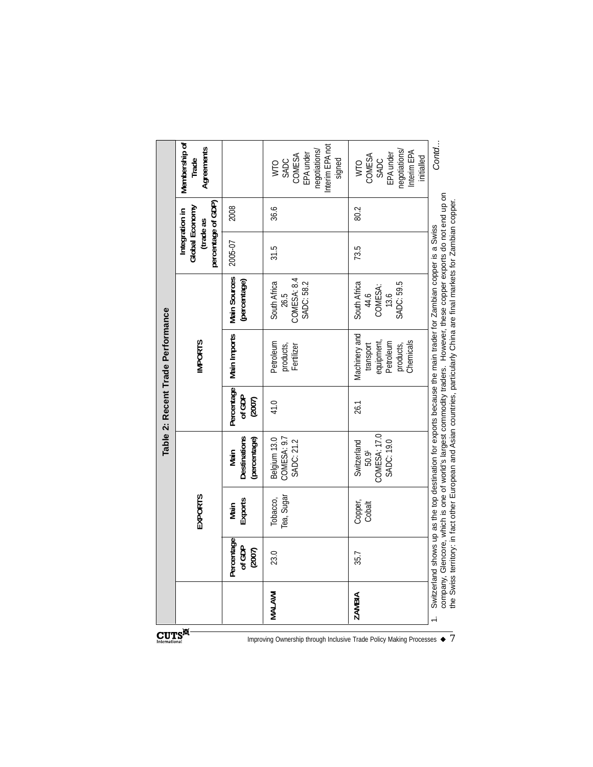**Table 2: Recent Trade Performance**

| | EXPORTS | | | IMPORTS | | | Integration in Global Economy (trade as percentage of GDP) | | Membership of Trade Agreements |
|---|---|---|---|---|---|---|---|---|---|
| | Percentage of GDP (2007) | Main Exports | Main Destinations (percentage) | Percentage of GDP (2007) | Main Imports | Main Sources (percentage) | 2005-07 | 2008 | |
| MALAWI | 23.0 | Tobacco, Tea, Sugar | Belgium 13.0 COMESA: 9.7 SADC: 21.2 | 41.0 | Petroleum products, Fertilizer | South Africa 26.5 COMESA: 8.4 SADC: 58.2 | 31.5 | 36.6 | WTO SADC COMESA EPA under negotiations/ Interim EPA not signed |
| ZAMBIA | 35.7 | Copper, Cobalt | Switzerland 50.9[1] COMESA: 17.0 SADC: 19.0 | 26.1 | Machinery and transport equipment, Petroleum products, Chemicals | South Africa 44.6 COMESA: 13.6 SADC: 59.5 | 73.5 | 80.2 | WTO COMESA SADC EPA under negotiations/ Interim EPA initialled |

1. Switzerland shows up as the top destination for exports because the main trader for Zambian copper is a Swiss company, Glencore, which is one of world's largest commodity traders. However, these copper exports do not end up on the Swiss territory: in fact other European and Asian countries, particularly China are final markets for Zambian copper.

*Contd...*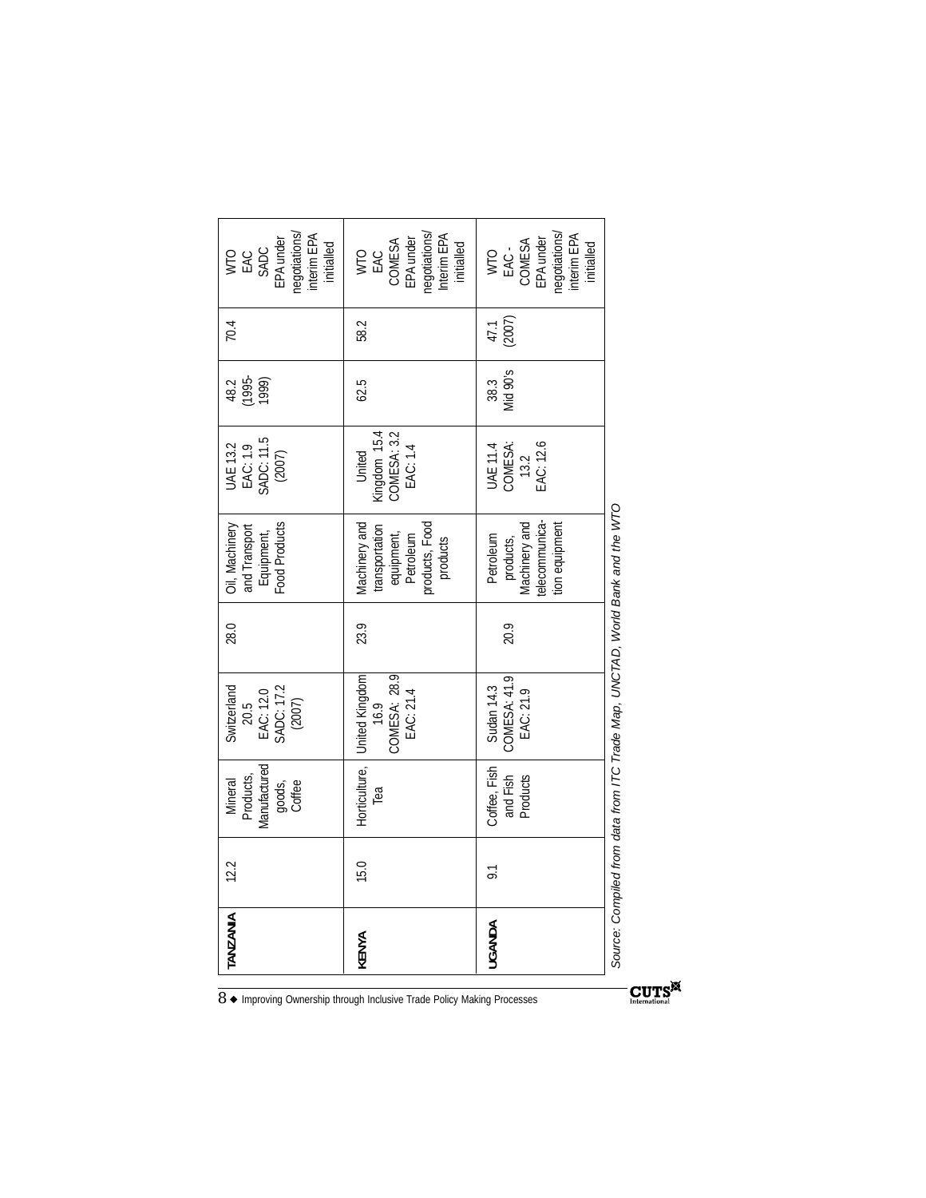| | | | | | | | | | |
|---|---|---|---|---|---|---|---|---|---|
| **TANZANIA** | 12.2 | Mineral Products, Manufactured goods, Coffee | Switzerland 20.5 EAC: 12.0 SADC: 17.2 (2007) | 28.0 | Oil, Machinery and Transport Equipment, Food Products | UAE 13.2 EAC: 1.9 SADC: 11.5 (2007) | 48.2 (1995-1999) | 70.4 | WTO EAC SADC EPA under negotiations/ interim EPA initialled |
| **KENYA** | 15.0 | Horticulture, Tea | United Kingdom 16.9 COMESA: 28.9 EAC: 21.4 | 23.9 | Machinery and transportation equipment, Petroleum products, Food products | United Kingdom 15.4 COMESA: 3.2 EAC: 1.4 | 62.5 | 58.2 | WTO EAC COMESA EPA under negotiations/ Interim EPA initialled |
| **UGANDA** | 9.1 | Coffee, Fish and Fish Products | Sudan 14.3 COMESA: 41.9 EAC: 21.9 | 20.9 | Petroleum products, Machinery and telecommunication equipment | UAE 11.4 COMESA: 13.2 EAC: 12.6 | 38.3 Mid 90's | 47.1 (2007) | WTO EAC - COMESA EPA under negotiations/ interim EPA initialled |

*Source: Compiled from data from ITC Trade Map, UNCTAD, World Bank and the WTO*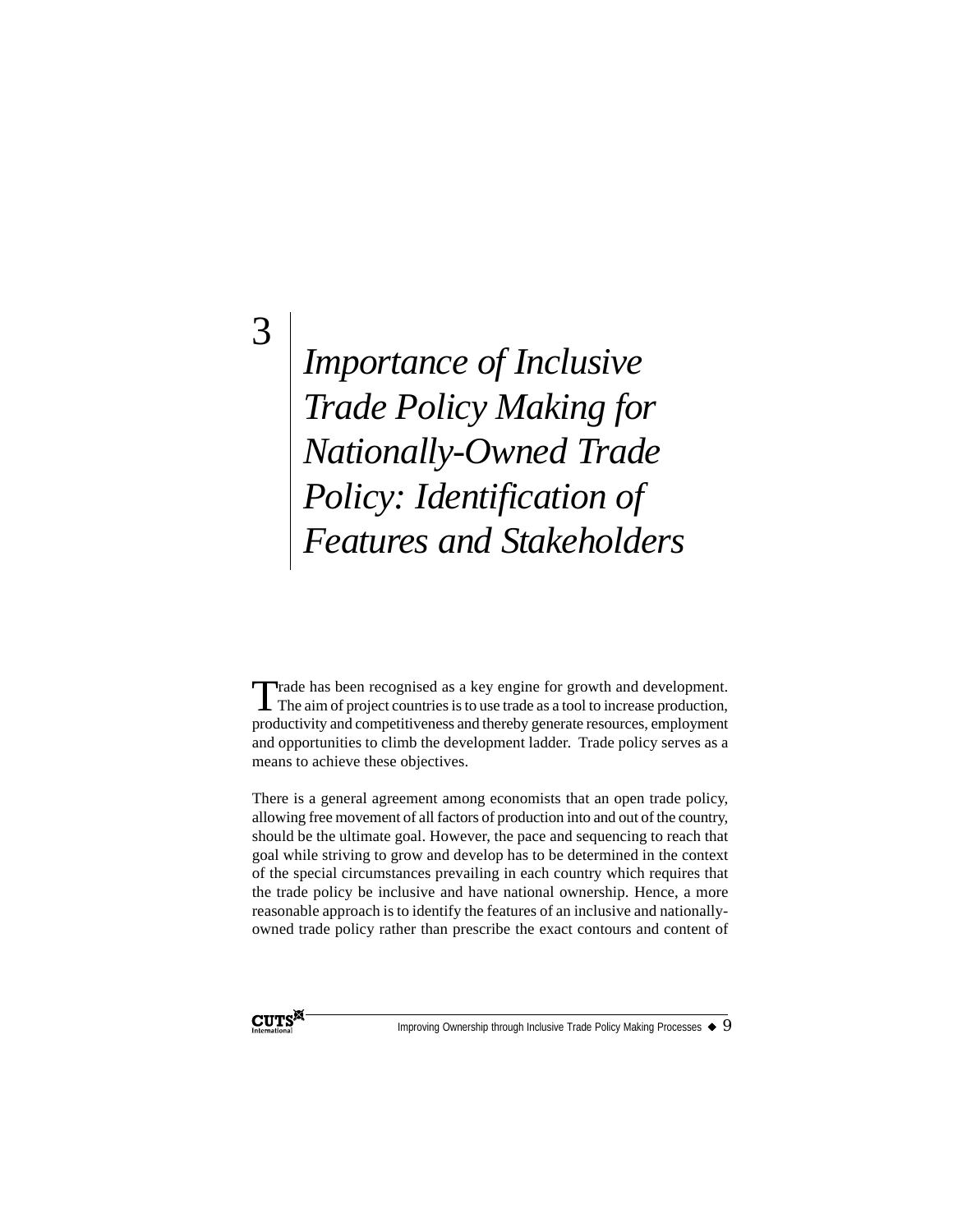# 3 Importance of Inclusive Trade Policy Making for Nationally-Owned Trade Policy: Identification of Features and Stakeholders

Trade has been recognised as a key engine for growth and development. The aim of project countries is to use trade as a tool to increase production, productivity and competitiveness and thereby generate resources, employment and opportunities to climb the development ladder. Trade policy serves as a means to achieve these objectives.

There is a general agreement among economists that an open trade policy, allowing free movement of all factors of production into and out of the country, should be the ultimate goal. However, the pace and sequencing to reach that goal while striving to grow and develop has to be determined in the context of the special circumstances prevailing in each country which requires that the trade policy be inclusive and have national ownership. Hence, a more reasonable approach is to identify the features of an inclusive and nationally-owned trade policy rather than prescribe the exact contours and content of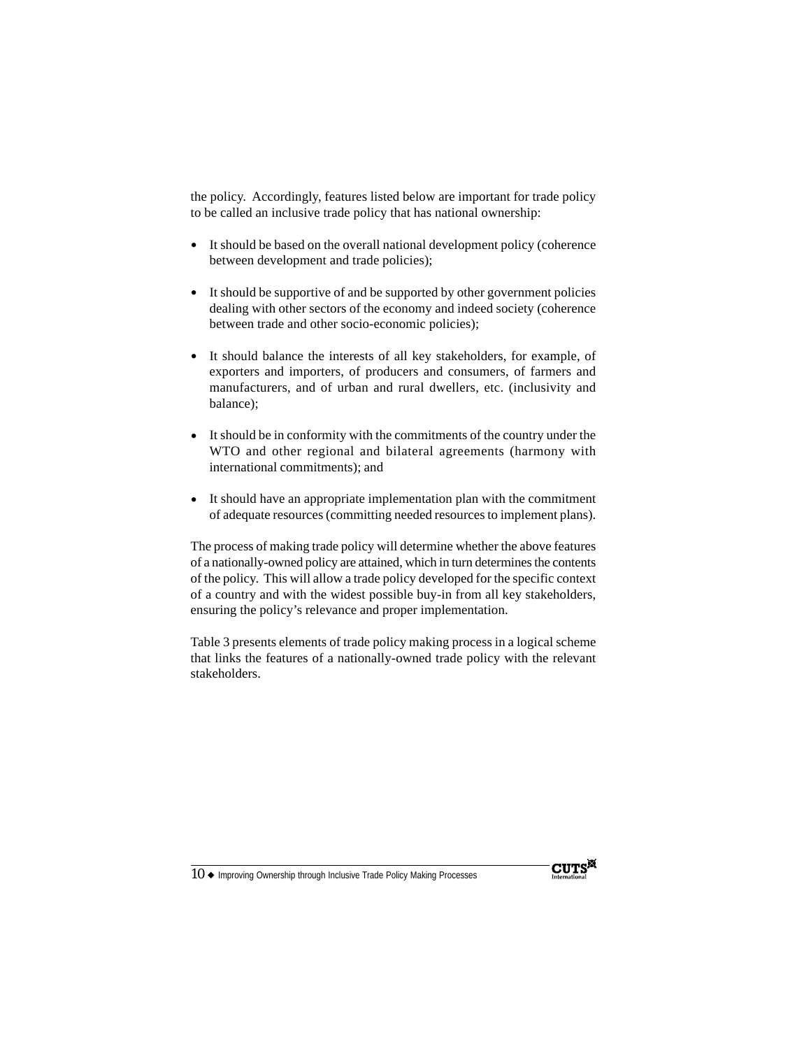the policy. Accordingly, features listed below are important for trade policy to be called an inclusive trade policy that has national ownership:

- It should be based on the overall national development policy (coherence between development and trade policies);
- It should be supportive of and be supported by other government policies dealing with other sectors of the economy and indeed society (coherence between trade and other socio-economic policies);
- It should balance the interests of all key stakeholders, for example, of exporters and importers, of producers and consumers, of farmers and manufacturers, and of urban and rural dwellers, etc. (inclusivity and balance);
- It should be in conformity with the commitments of the country under the WTO and other regional and bilateral agreements (harmony with international commitments); and
- It should have an appropriate implementation plan with the commitment of adequate resources (committing needed resources to implement plans).

The process of making trade policy will determine whether the above features of a nationally-owned policy are attained, which in turn determines the contents of the policy. This will allow a trade policy developed for the specific context of a country and with the widest possible buy-in from all key stakeholders, ensuring the policy's relevance and proper implementation.

Table 3 presents elements of trade policy making process in a logical scheme that links the features of a nationally-owned trade policy with the relevant stakeholders.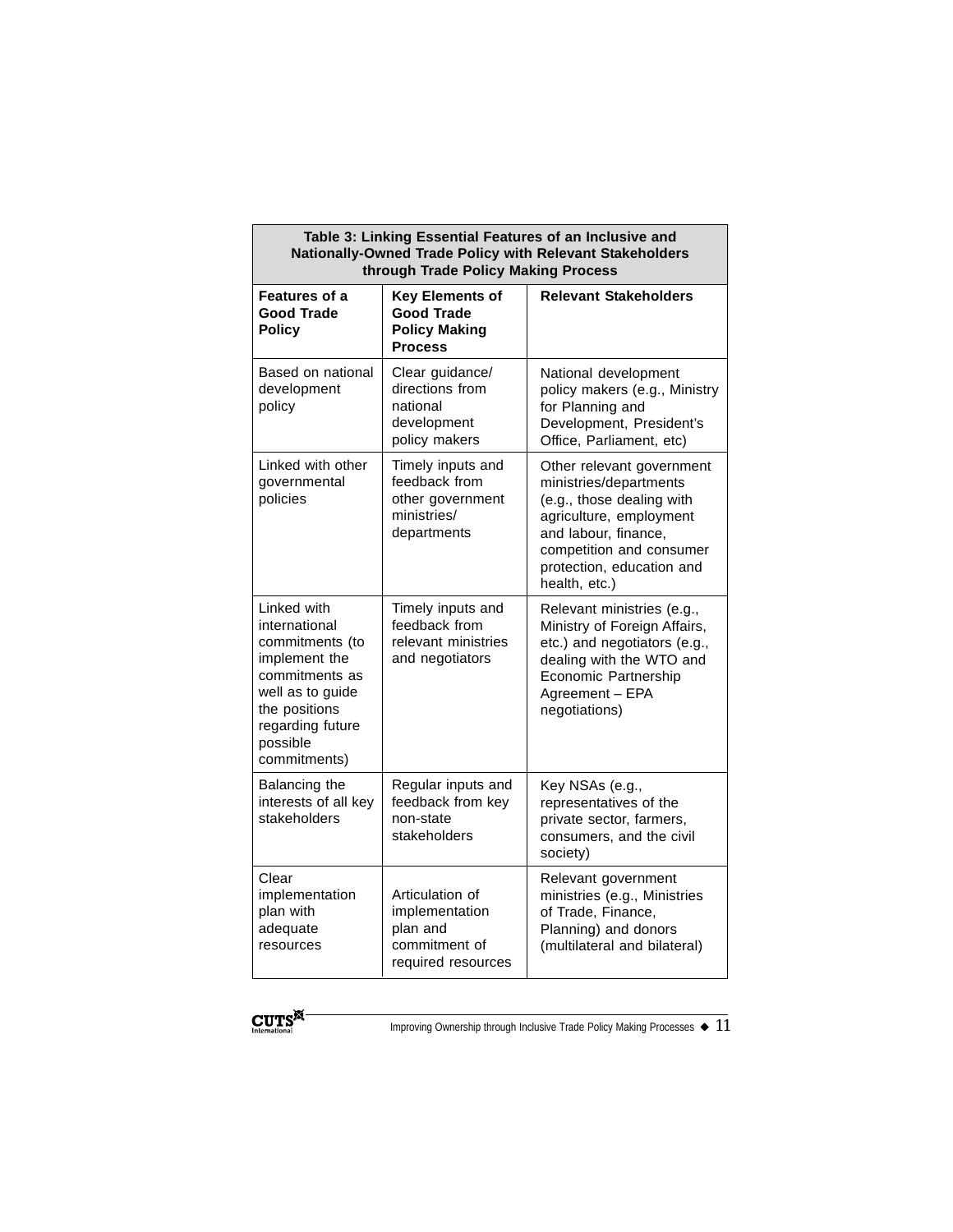**Table 3: Linking Essential Features of an Inclusive and Nationally-Owned Trade Policy with Relevant Stakeholders through Trade Policy Making Process**

| Features of a Good Trade Policy | Key Elements of Good Trade Policy Making Process | Relevant Stakeholders |
|---|---|---|
| Based on national development policy | Clear guidance/ directions from national development policy makers | National development policy makers (e.g., Ministry for Planning and Development, President's Office, Parliament, etc) |
| Linked with other governmental policies | Timely inputs and feedback from other government ministries/ departments | Other relevant government ministries/departments (e.g., those dealing with agriculture, employment and labour, finance, competition and consumer protection, education and health, etc.) |
| Linked with international commitments (to implement the commitments as well as to guide the positions regarding future possible commitments) | Timely inputs and feedback from relevant ministries and negotiators | Relevant ministries (e.g., Ministry of Foreign Affairs, etc.) and negotiators (e.g., dealing with the WTO and Economic Partnership Agreement – EPA negotiations) |
| Balancing the interests of all key stakeholders | Regular inputs and feedback from key non-state stakeholders | Key NSAs (e.g., representatives of the private sector, farmers, consumers, and the civil society) |
| Clear implementation plan with adequate resources | Articulation of implementation plan and commitment of required resources | Relevant government ministries (e.g., Ministries of Trade, Finance, Planning) and donors (multilateral and bilateral) |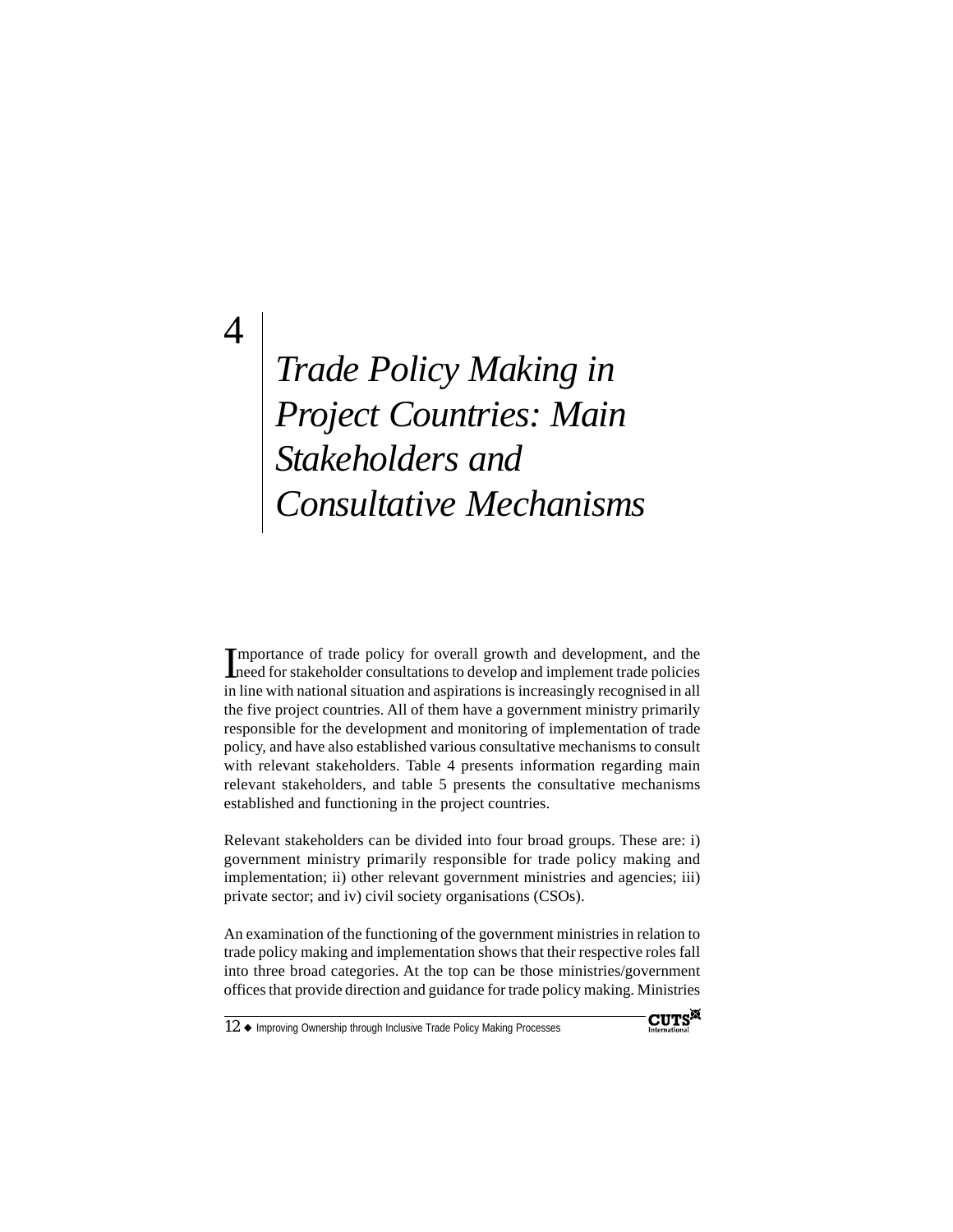# 4 Trade Policy Making in Project Countries: Main Stakeholders and Consultative Mechanisms

Importance of trade policy for overall growth and development, and the need for stakeholder consultations to develop and implement trade policies in line with national situation and aspirations is increasingly recognised in all the five project countries. All of them have a government ministry primarily responsible for the development and monitoring of implementation of trade policy, and have also established various consultative mechanisms to consult with relevant stakeholders. Table 4 presents information regarding main relevant stakeholders, and table 5 presents the consultative mechanisms established and functioning in the project countries.

Relevant stakeholders can be divided into four broad groups. These are: i) government ministry primarily responsible for trade policy making and implementation; ii) other relevant government ministries and agencies; iii) private sector; and iv) civil society organisations (CSOs).

An examination of the functioning of the government ministries in relation to trade policy making and implementation shows that their respective roles fall into three broad categories. At the top can be those ministries/government offices that provide direction and guidance for trade policy making. Ministries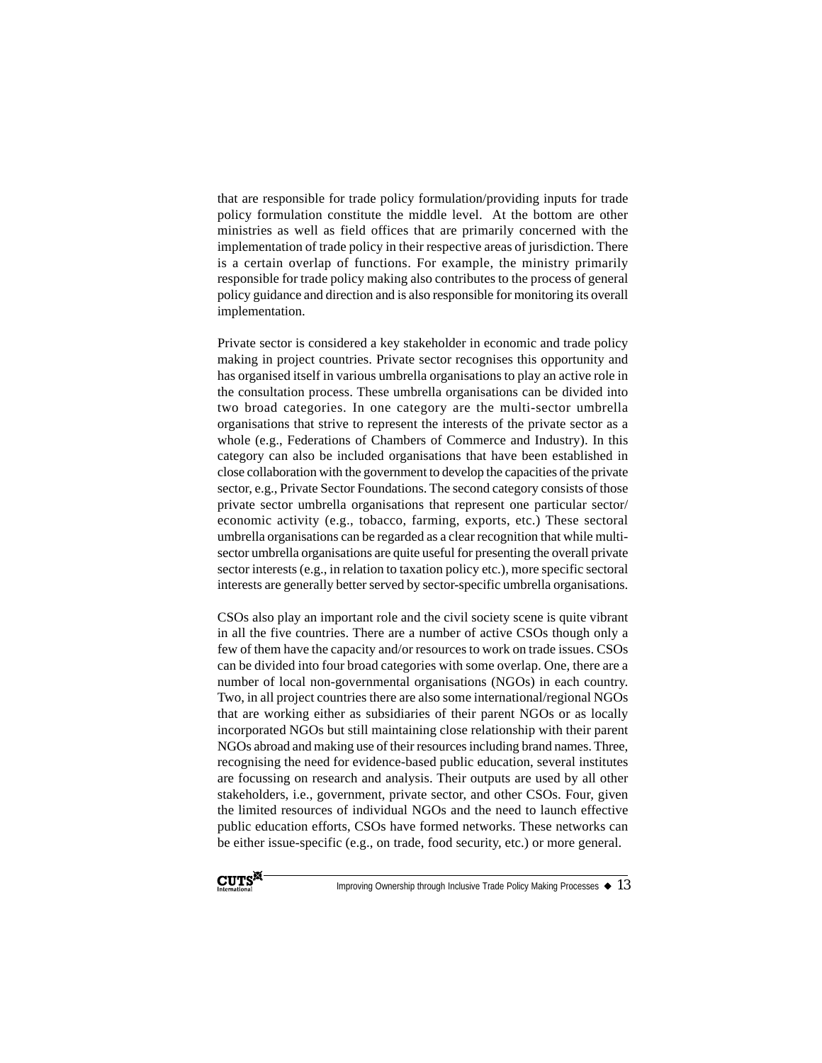that are responsible for trade policy formulation/providing inputs for trade policy formulation constitute the middle level. At the bottom are other ministries as well as field offices that are primarily concerned with the implementation of trade policy in their respective areas of jurisdiction. There is a certain overlap of functions. For example, the ministry primarily responsible for trade policy making also contributes to the process of general policy guidance and direction and is also responsible for monitoring its overall implementation.

Private sector is considered a key stakeholder in economic and trade policy making in project countries. Private sector recognises this opportunity and has organised itself in various umbrella organisations to play an active role in the consultation process. These umbrella organisations can be divided into two broad categories. In one category are the multi-sector umbrella organisations that strive to represent the interests of the private sector as a whole (e.g., Federations of Chambers of Commerce and Industry). In this category can also be included organisations that have been established in close collaboration with the government to develop the capacities of the private sector, e.g., Private Sector Foundations. The second category consists of those private sector umbrella organisations that represent one particular sector/ economic activity (e.g., tobacco, farming, exports, etc.) These sectoral umbrella organisations can be regarded as a clear recognition that while multi-sector umbrella organisations are quite useful for presenting the overall private sector interests (e.g., in relation to taxation policy etc.), more specific sectoral interests are generally better served by sector-specific umbrella organisations.

CSOs also play an important role and the civil society scene is quite vibrant in all the five countries. There are a number of active CSOs though only a few of them have the capacity and/or resources to work on trade issues. CSOs can be divided into four broad categories with some overlap. One, there are a number of local non-governmental organisations (NGOs) in each country. Two, in all project countries there are also some international/regional NGOs that are working either as subsidiaries of their parent NGOs or as locally incorporated NGOs but still maintaining close relationship with their parent NGOs abroad and making use of their resources including brand names. Three, recognising the need for evidence-based public education, several institutes are focussing on research and analysis. Their outputs are used by all other stakeholders, i.e., government, private sector, and other CSOs. Four, given the limited resources of individual NGOs and the need to launch effective public education efforts, CSOs have formed networks. These networks can be either issue-specific (e.g., on trade, food security, etc.) or more general.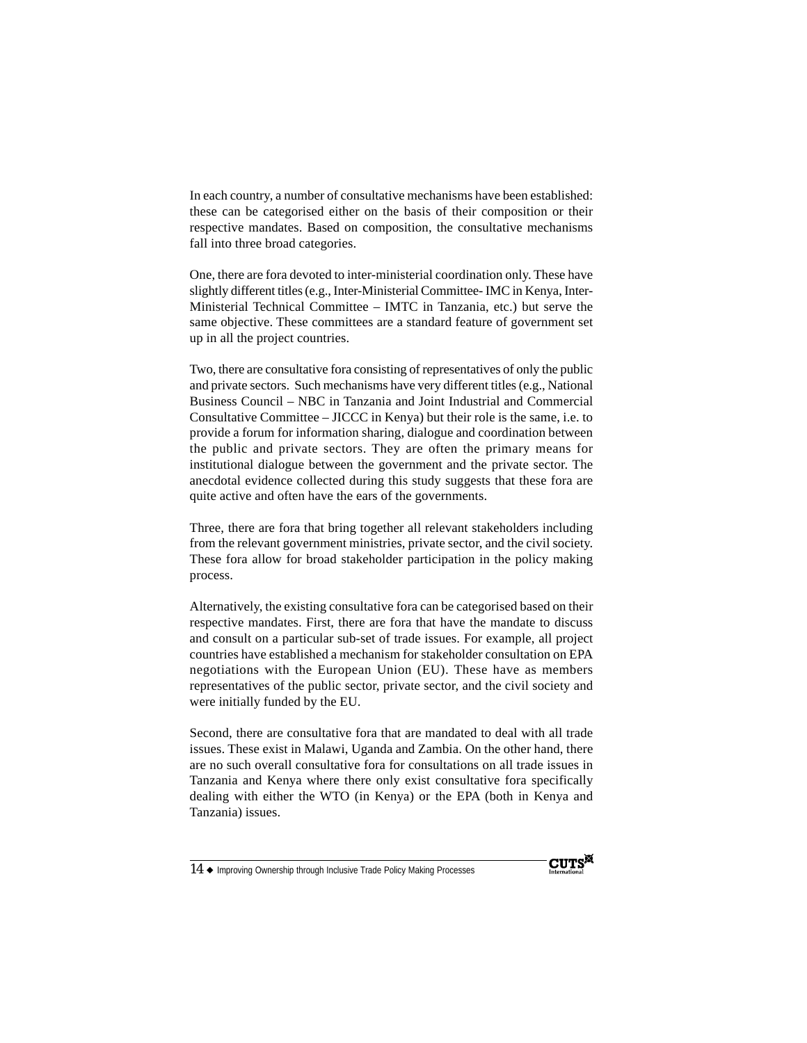In each country, a number of consultative mechanisms have been established: these can be categorised either on the basis of their composition or their respective mandates. Based on composition, the consultative mechanisms fall into three broad categories.

One, there are fora devoted to inter-ministerial coordination only. These have slightly different titles (e.g., Inter-Ministerial Committee- IMC in Kenya, Inter-Ministerial Technical Committee – IMTC in Tanzania, etc.) but serve the same objective. These committees are a standard feature of government set up in all the project countries.

Two, there are consultative fora consisting of representatives of only the public and private sectors. Such mechanisms have very different titles (e.g., National Business Council – NBC in Tanzania and Joint Industrial and Commercial Consultative Committee – JICCC in Kenya) but their role is the same, i.e. to provide a forum for information sharing, dialogue and coordination between the public and private sectors. They are often the primary means for institutional dialogue between the government and the private sector. The anecdotal evidence collected during this study suggests that these fora are quite active and often have the ears of the governments.

Three, there are fora that bring together all relevant stakeholders including from the relevant government ministries, private sector, and the civil society. These fora allow for broad stakeholder participation in the policy making process.

Alternatively, the existing consultative fora can be categorised based on their respective mandates. First, there are fora that have the mandate to discuss and consult on a particular sub-set of trade issues. For example, all project countries have established a mechanism for stakeholder consultation on EPA negotiations with the European Union (EU). These have as members representatives of the public sector, private sector, and the civil society and were initially funded by the EU.

Second, there are consultative fora that are mandated to deal with all trade issues. These exist in Malawi, Uganda and Zambia. On the other hand, there are no such overall consultative fora for consultations on all trade issues in Tanzania and Kenya where there only exist consultative fora specifically dealing with either the WTO (in Kenya) or the EPA (both in Kenya and Tanzania) issues.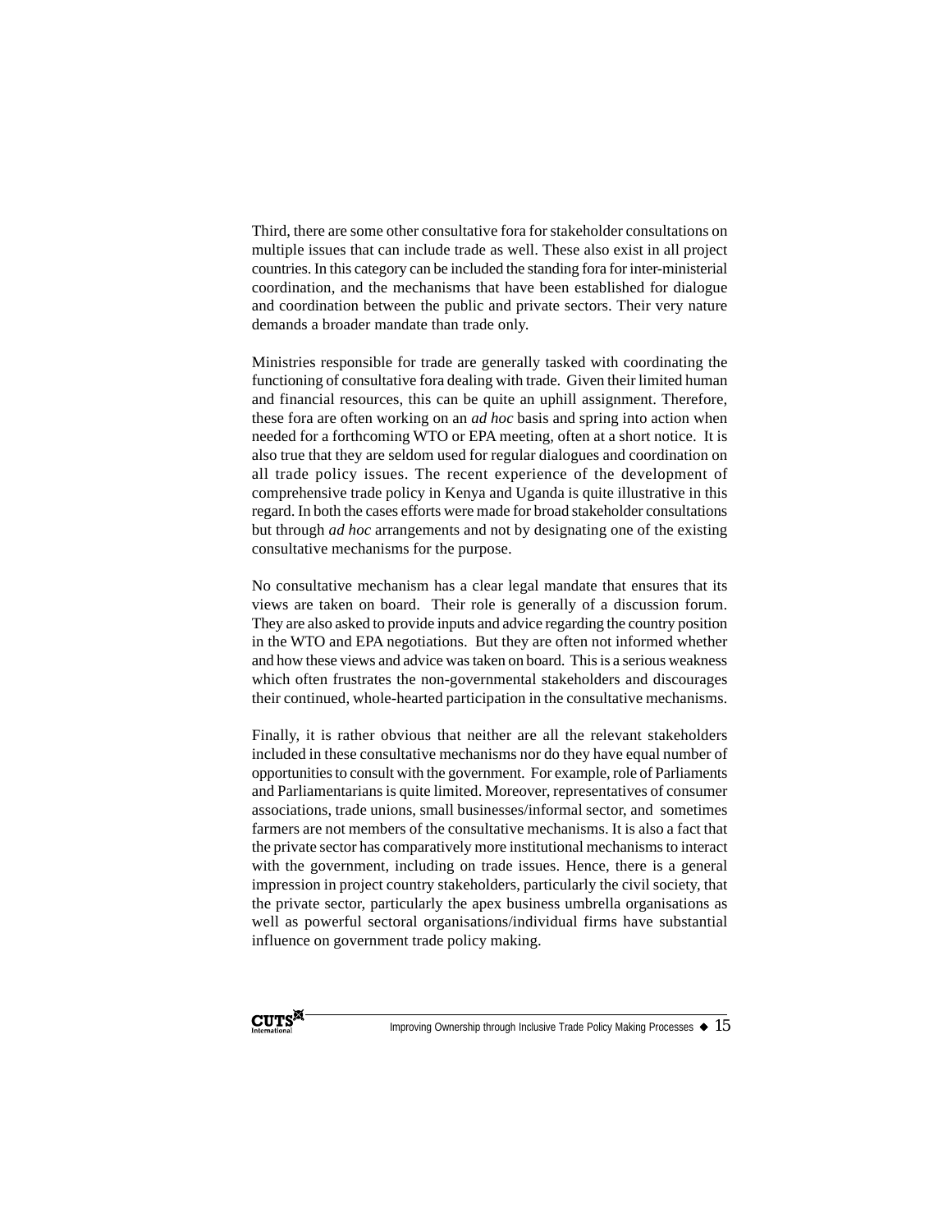Third, there are some other consultative fora for stakeholder consultations on multiple issues that can include trade as well. These also exist in all project countries. In this category can be included the standing fora for inter-ministerial coordination, and the mechanisms that have been established for dialogue and coordination between the public and private sectors. Their very nature demands a broader mandate than trade only.

Ministries responsible for trade are generally tasked with coordinating the functioning of consultative fora dealing with trade. Given their limited human and financial resources, this can be quite an uphill assignment. Therefore, these fora are often working on an *ad hoc* basis and spring into action when needed for a forthcoming WTO or EPA meeting, often at a short notice. It is also true that they are seldom used for regular dialogues and coordination on all trade policy issues. The recent experience of the development of comprehensive trade policy in Kenya and Uganda is quite illustrative in this regard. In both the cases efforts were made for broad stakeholder consultations but through *ad hoc* arrangements and not by designating one of the existing consultative mechanisms for the purpose.

No consultative mechanism has a clear legal mandate that ensures that its views are taken on board. Their role is generally of a discussion forum. They are also asked to provide inputs and advice regarding the country position in the WTO and EPA negotiations. But they are often not informed whether and how these views and advice was taken on board. This is a serious weakness which often frustrates the non-governmental stakeholders and discourages their continued, whole-hearted participation in the consultative mechanisms.

Finally, it is rather obvious that neither are all the relevant stakeholders included in these consultative mechanisms nor do they have equal number of opportunities to consult with the government. For example, role of Parliaments and Parliamentarians is quite limited. Moreover, representatives of consumer associations, trade unions, small businesses/informal sector, and sometimes farmers are not members of the consultative mechanisms. It is also a fact that the private sector has comparatively more institutional mechanisms to interact with the government, including on trade issues. Hence, there is a general impression in project country stakeholders, particularly the civil society, that the private sector, particularly the apex business umbrella organisations as well as powerful sectoral organisations/individual firms have substantial influence on government trade policy making.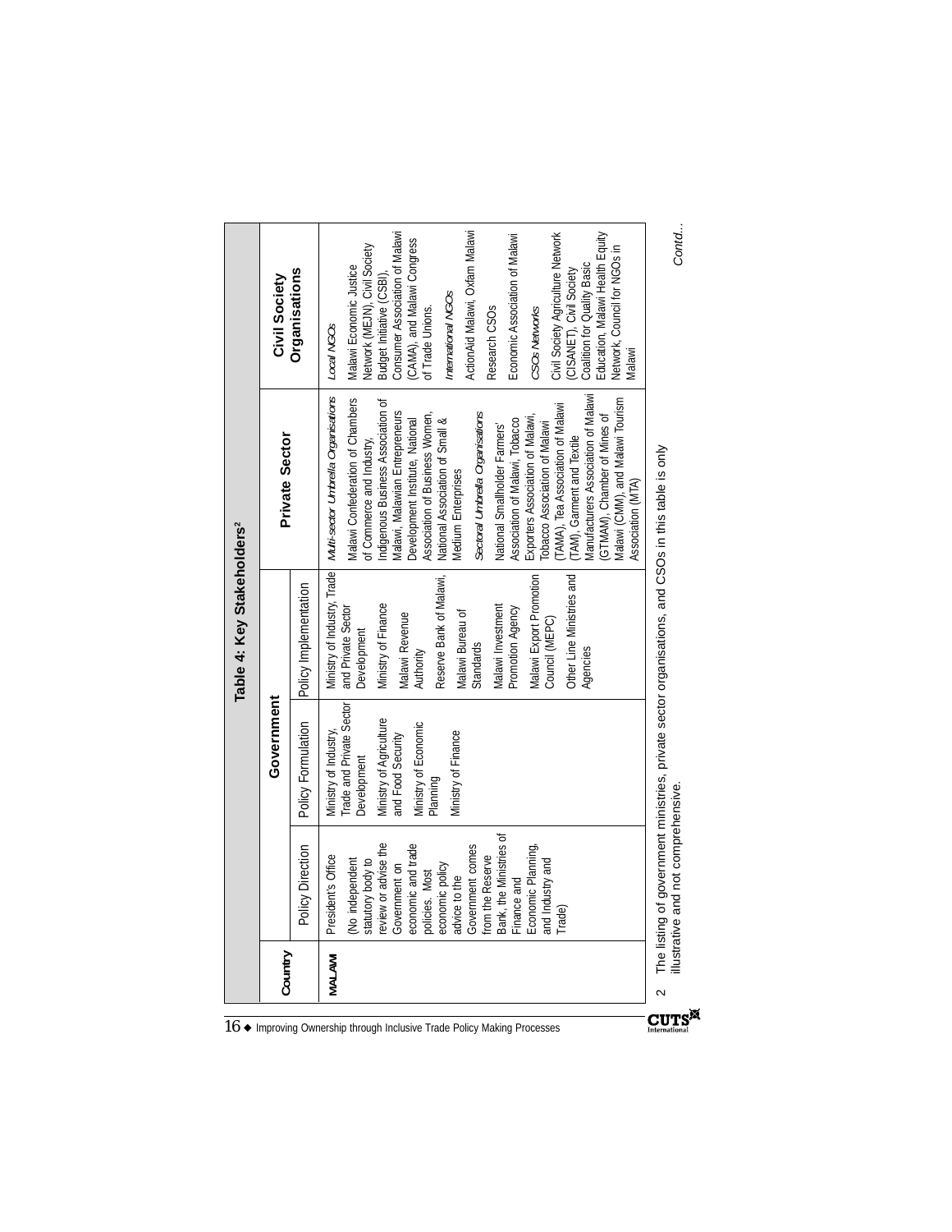## Table 4: Key Stakeholders[2]

| Country | Government | | | Private Sector | Civil Society Organisations |
|---|---|---|---|---|---|
| | Policy Direction | Policy Formulation | Policy Implementation | | |
| MALAWI | President's Office (No independent statutory body to review or advise the Government on economic and trade policies. Most economic policy advice to the Government comes from the Reserve Bank, the Ministries of Finance and Economic Planning, and Industry and Trade) | Ministry of Industry, Trade and Private Sector Development<br>Ministry of Agriculture and Food Security<br>Ministry of Economic Planning<br>Ministry of Finance | Ministry of Industry, Trade and Private Sector Development<br>Ministry of Finance<br>Malawi Revenue Authority<br>Reserve Bank of Malawi,<br>Malawi Bureau of Standards<br>Malawi Investment Promotion Agency<br>Malawi Export Promotion Council (MEPC)<br>Other Line Ministries and Agencies | *Multi-sector Umbrella Organisations*<br>Malawi Confederation of Chambers of Commerce and Industry, Indigenous Business Association of Malawi, Malawian Entrepreneurs Development Institute, National Association of Business Women, National Association of Small & Medium Enterprises<br>*Sectoral Umbrella Organisations*<br>National Smallholder Farmers' Association of Malawi, Tobacco Exporters Association of Malawi, Tobacco Association of Malawi (TAMA), Tea Association of Malawi (TAM), Garment and Textile Manufacturers Association of Malawi (GTMAM), Chamber of Mines of Malawi (CMM), and Malawi Tourism Association (MTA) | *Local NGOs*<br>Malawi Economic Justice Network (MEJN), Civil Society Budget Initiative (CSBI), Consumer Association of Malawi (CAMA), and Malawi Congress of Trade Unions.<br>*International NGOs*<br>ActionAid Malawi, Oxfam Malawi<br>Research CSOs<br>Economic Association of Malawi<br>*CSOs Networks*<br>Civil Society Agriculture Network (CISANET), Civil Society Coalition for Quality Basic Education, Malawi Health Equity Network, Council for NGOs in Malawi |

2 The listing of government ministries, private sector organisations, and CSOs in this table is only illustrative and not comprehensive.

*Contd...*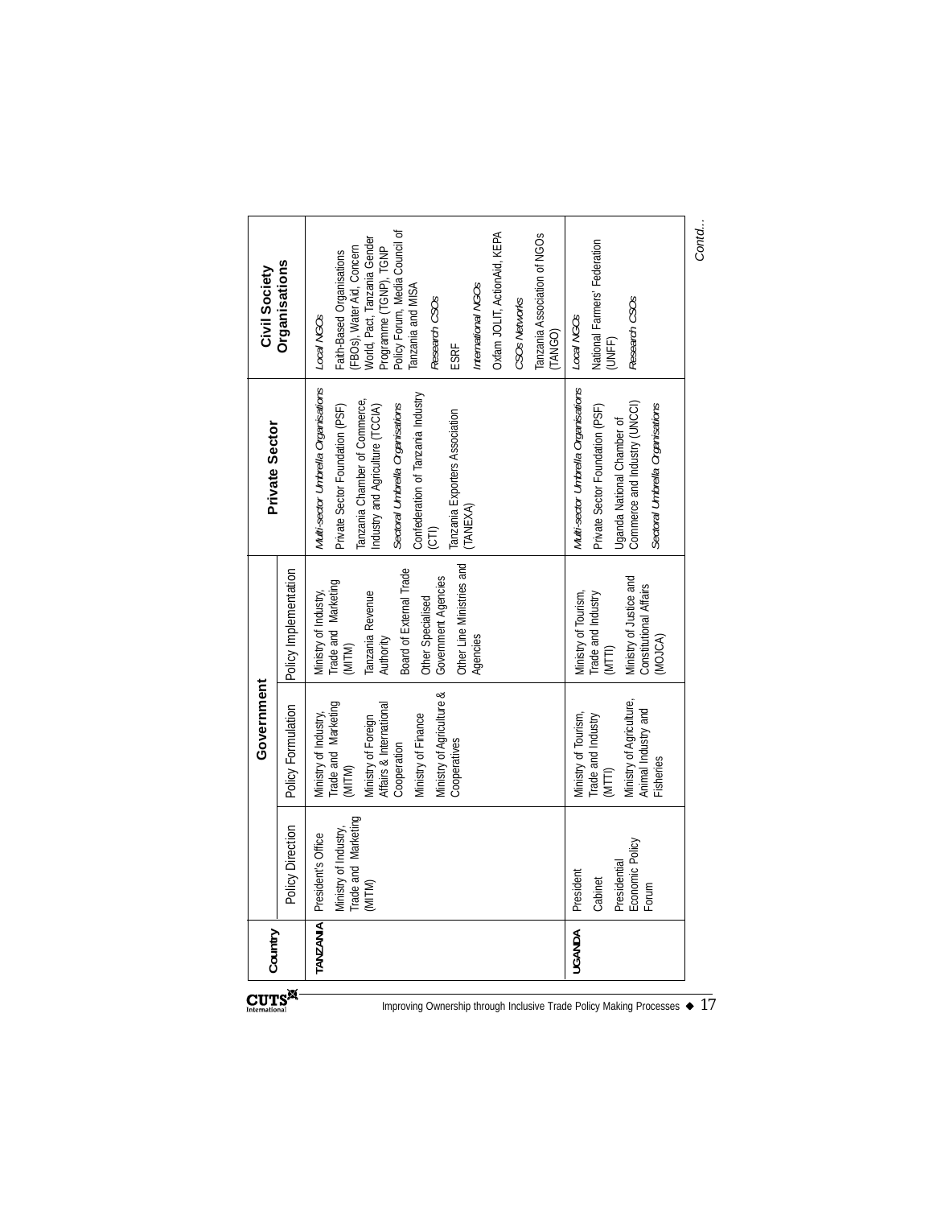| Country | Government | | | Private Sector | Civil Society Organisations |
|---|---|---|---|---|---|
| | Policy Direction | Policy Formulation | Policy Implementation | | |
| **TANZANIA** | President's Office<br><br>Ministry of Industry, Trade and Marketing (MITM) | Ministry of Industry, Trade and Marketing (MITM)<br><br>Ministry of Foreign Affairs & International Cooperation<br><br>Ministry of Finance<br><br>Ministry of Agriculture & Cooperatives | Ministry of Industry, Trade and Marketing (MITM)<br><br>Tanzania Revenue Authority<br><br>Board of External Trade<br><br>Other Specialised Government Agencies<br><br>Other Line Ministries and Agencies | *Multi-sector Umbrella Organisations*<br><br>Private Sector Foundation (PSF)<br><br>Tanzania Chamber of Commerce, Industry and Agriculture (TCCIA)<br><br>*Sectoral Umbrella Organisations*<br><br>Confederation of Tanzania Industry (CTI)<br><br>Tanzania Exporters Association (TANEXA) | *Local NGOs*<br><br>Faith-Based Organisations (FBOs), Water Aid, Concern World, Pact, Tanzania Gender Programme (TGNP), TGNP Policy Forum, Media Council of Tanzania and MISA<br><br>*Research CSOs*<br><br>ESRF<br><br>*International NGOs*<br><br>Oxfam JOLIT, ActionAid, KEPA<br><br>*CSOs Networks*<br><br>Tanzania Association of NGOs (TANGO) |
| **UGANDA** | President<br><br>Cabinet<br><br>Presidential Economic Policy Forum | Ministry of Tourism, Trade and Industry (MTTI)<br><br>Ministry of Agriculture, Animal Industry and Fisheries | Ministry of Tourism, Trade and Industry (MTTI)<br><br>Ministry of Justice and Constitutional Affairs (MOJCA) | *Multi-sector Umbrella Organisations*<br><br>Private Sector Foundation (PSF)<br><br>Uganda National Chamber of Commerce and Industry (UNCCI)<br><br>*Sectoral Umbrella Organisations* | *Local NGOs*<br><br>National Farmers' Federation (UNFF)<br><br>*Research CSOs* |

*Contd...*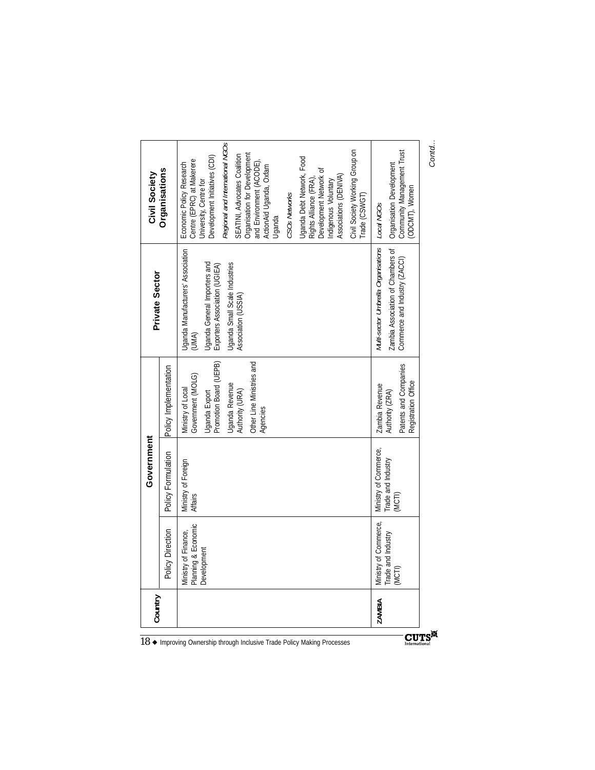| Country | Government | | | Private Sector | Civil Society Organisations |
|---|---|---|---|---|---|
| | Policy Direction | Policy Formulation | Policy Implementation | | |
| | Ministry of Finance, Planning & Economic Development | Ministry of Foreign Affairs | Ministry of Local Government (MOLG)<br>Uganda Export Promotion Board (UEPB)<br>Uganda Revenue Authority (URA)<br>Other Line Ministries and Agencies | Uganda Manufacturers' Association (UMA)<br>Uganda General Importers and Exporters Association (UGIEA)<br>Uganda Small Scale Industries Association (USSIA) | Economic Policy Research Centre (EPRC) at Makerere University, Centre for Development Initiatives (CDI)<br>*Regional and International NGOs*<br>SEATINI, Advocates Coalition Organisation for Development and Environment (ACODE), ActionAid Uganda, Oxfam Uganda<br>*CSOs Networks*<br>Uganda Debt Network, Food Rights Alliance (FRA), Development Network of Indigenous Voluntary Associations (DENIVA)<br>Civil Society Working Group on Trade (CSWGT) |
| ZAMBIA | Ministry of Commerce, Trade and Industry (MCTI) | Ministry of Commerce, Trade and Industry (MCTI) | Zambia Revenue Authority (ZRA)<br>Patents and Companies Registration Office | *Multi-sector Umbrella Organisations*<br>Zambia Association of Chambers of Commerce and Industry (ZACCI) | *Local NGOs*<br>Organisation Development Community Management Trust (ODCMT), Women |

*Contd...*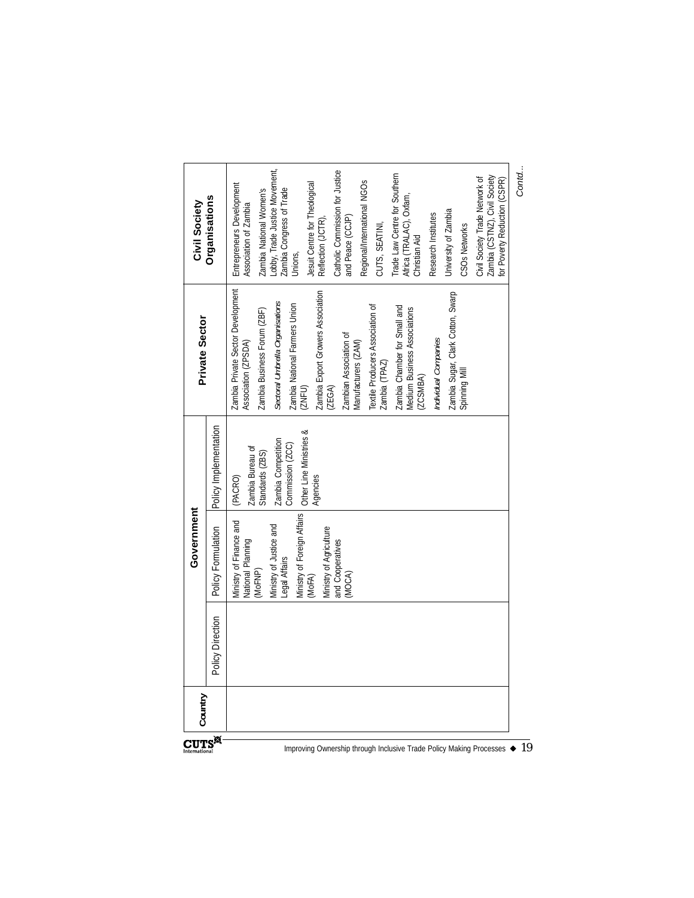| Country | Government | | | Private Sector | Civil Society Organisations |
|---|---|---|---|---|---|
| | Policy Direction | Policy Formulation | Policy Implementation | | |
| | | Ministry of Finance and National Planning (MoFNP)<br>Ministry of Justice and Legal Affairs<br>Ministry of Foreign Affairs (MoFA)<br>Ministry of Agriculture and Cooperatives (MOCA) | (PACRO)<br>Zambia Bureau of Standards (ZBS)<br>Zambia Competition Commission (ZCC)<br>Other Line Ministries & Agencies | Zambia Private Sector Development Association (ZPSDA)<br>Zambia Business Forum (ZBF)<br>*Sectoral Umbrella Organisations*<br>Zambia National Farmers Union (ZNFU)<br>Zambia Export Growers Association (ZEGA)<br>Zambian Association of Manufacturers (ZAM)<br>Textile Producers Association of Zambia (TPAZ)<br>Zambia Chamber for Small and Medium Business Associations (ZCSMBA)<br>*Individual Companies*<br>Zambia Sugar, Clark Cotton, Swarp Spinning Mill | Entrepreneurs Development Association of Zambia<br>Zambia National Women's Lobby, Trade Justice Movement, Zambia Congress of Trade Unions,<br>Jesuit Centre for Theological Reflection (JCTR),<br>Catholic Commission for Justice and Peace (CCJP)<br>Regional/International NGOs<br>CUTS, SEATINI,<br>Trade Law Centre for Southern Africa (TRALAC), Oxfam, Christian Aid<br>Research Institutes<br>University of Zambia<br>CSOs Networks<br>Civil Society Trade Network of Zambia (CSTNZ), Civil Society for Poverty Reduction (CSPR) |

*Contd...*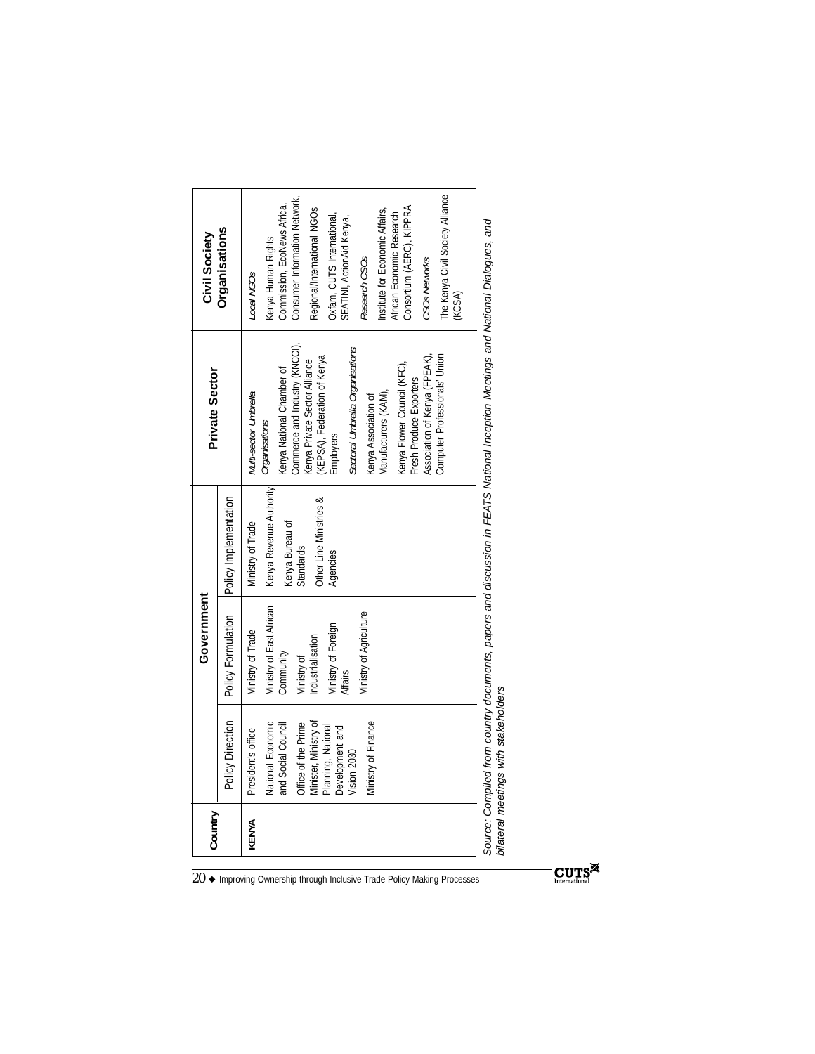| Country | Government | | | Private Sector | Civil Society Organisations |
|---|---|---|---|---|---|
| | Policy Direction | Policy Formulation | Policy Implementation | | |
| KENYA | President's office<br><br>National Economic and Social Council<br><br>Office of the Prime Minister, Ministry of Planning, National Development and Vision 2030<br><br>Ministry of Finance | Ministry of Trade<br><br>Ministry of East African Community<br><br>Ministry of Industrialisation<br><br>Ministry of Foreign Affairs<br><br>Ministry of Agriculture | Ministry of Trade<br><br>Kenya Revenue Authority<br><br>Kenya Bureau of Standards<br><br>Other Line Ministries & Agencies | *Multi-sector Umbrella Organisations*<br><br>Kenya National Chamber of Commerce and Industry (KNCCI), Kenya Private Sector Alliance (KEPSA), Federation of Kenya Employers<br><br>*Sectoral Umbrella Organisations*<br><br>Kenya Association of Manufacturers (KAM),<br><br>Kenya Flower Council (KFC), Fresh Produce Exporters Association of Kenya (FPEAK), Computer Professionals' Union | *Local NGOs*<br><br>Kenya Human Rights Commission, EcoNews Africa, Consumer Information Network,<br><br>Regional/International NGOs<br><br>Oxfam, CUTS International, SEATINI, ActionAid Kenya,<br><br>*Research CSOs*<br><br>Institute for Economic Affairs, African Economic Research Consortium (AERC), KIPPRA<br><br>*CSOs Networks*<br><br>The Kenya Civil Society Alliance (KCSA) |

*Source: Compiled from country documents, papers and discussion in FEATS National Inception Meetings and National Dialogues, and bilateral meetings with stakeholders*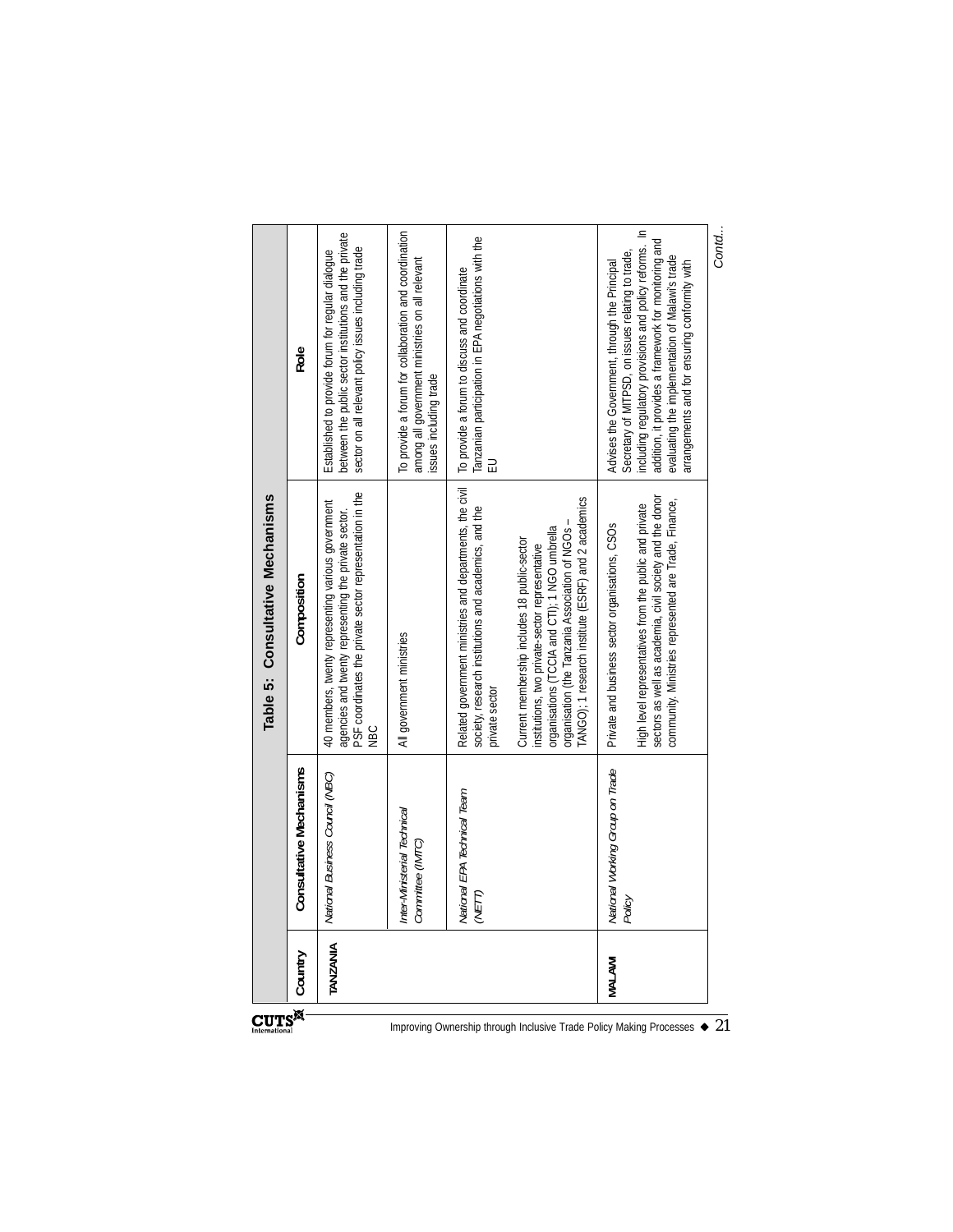## Table 5: Consultative Mechanisms

| Country | Consultative Mechanisms | Composition | Role |
|---|---|---|---|
| **TANZANIA** | *National Business Council (NBC)* | 40 members, twenty representing various government agencies and twenty representing the private sector. PSF coordinates the private sector representation in the NBC | Established to provide forum for regular dialogue between the public sector institutions and the private sector on all relevant policy issues including trade |
| | *Inter-Ministerial Technical Committee (IMTC)* | All government ministries | To provide a forum for collaboration and coordination among all government ministries on all relevant issues including trade |
| | *National EPA Technical Team (NETT)* | Related government ministries and departments, the civil society, research institutions and academics, and the private sector<br><br>Current membership includes 18 public-sector institutions, two private-sector representative organisations (TCCIA and CTI); 1 NGO umbrella organisation (the Tanzania Association of NGOs – TANGO); 1 research institute (ESRF) and 2 academics | To provide a forum to discuss and coordinate Tanzanian participation in EPA negotiations with the EU |
| **MALAWI** | *National Working Group on Trade Policy* | Private and business sector organisations, CSOs<br><br>High level representatives from the public and private sectors as well as academia, civil society and the donor community. Ministries represented are Trade, Finance, | Advises the Government, through the Principal Secretary of MITPSD, on issues relating to trade, including regulatory provisions and policy reforms. In addition, it provides a framework for monitoring and evaluating the implementation of Malawi's trade arrangements and for ensuring conformity with |

*Contd...*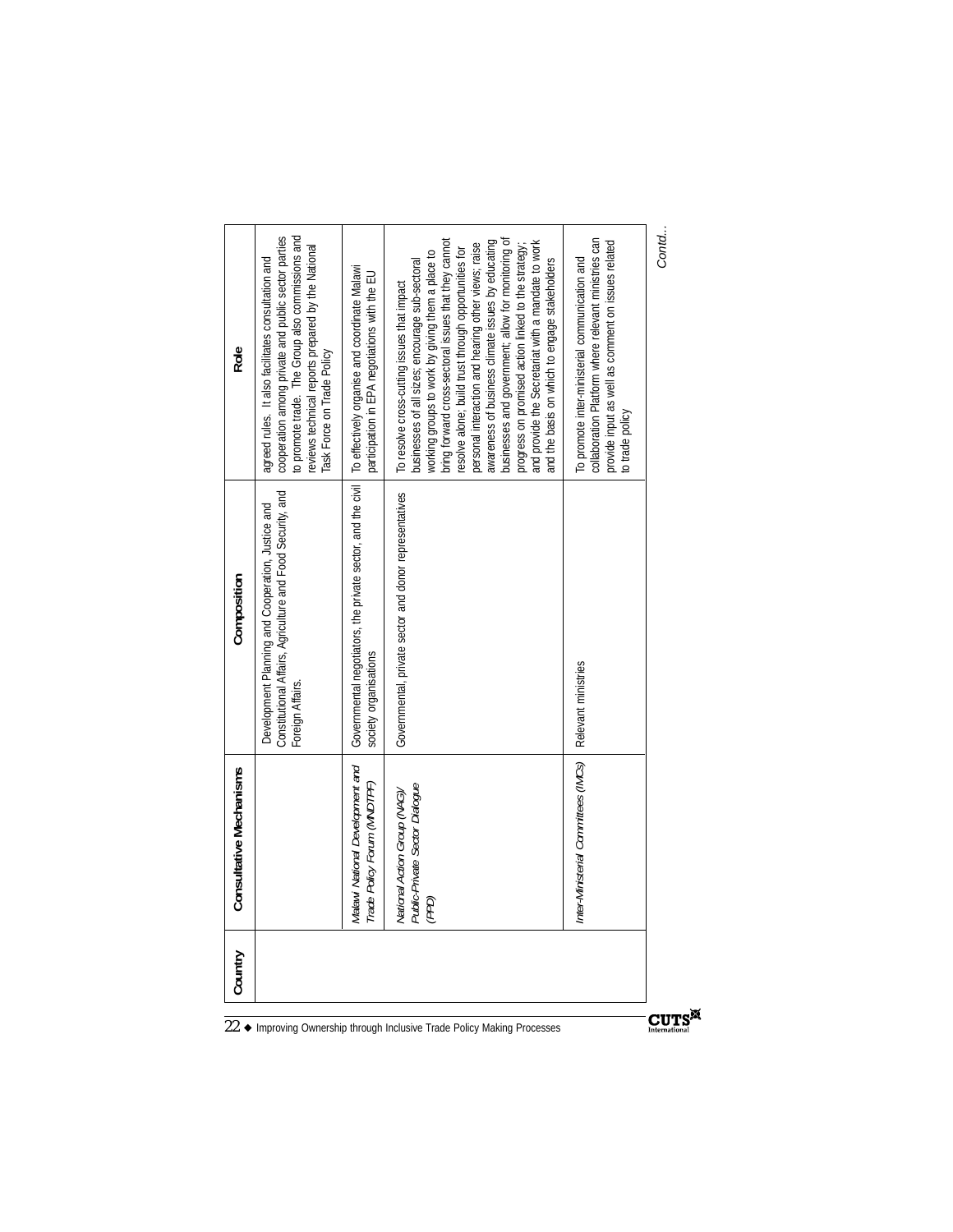| Country | Consultative Mechanisms | Composition | Role |
|---|---|---|---|
| | | Development Planning and Cooperation, Justice and Constitutional Affairs, Agriculture and Food Security, and Foreign Affairs. | agreed rules. It also facilitates consultation and cooperation among private and public sector parties to promote trade. The Group also commissions and reviews technical reports prepared by the National Task Force on Trade Policy |
| | *Malawi National Development and Trade Policy Forum (MNDTPF)* | Governmental negotiators, the private sector, and the civil society organisations | To effectively organise and coordinate Malawi participation in EPA negotiations with the EU |
| | *National Action Group (NAG)/ Public-Private Sector Dialogue (PPD)* | Governmental, private sector and donor representatives | To resolve cross-cutting issues that impact businesses of all sizes; encourage sub-sectoral working groups to work by giving them a place to bring forward cross-sectoral issues that they cannot resolve alone; build trust through opportunities for personal interaction and hearing other views; raise awareness of business climate issues by educating businesses and government; allow for monitoring of progress on promised action linked to the strategy; and provide the Secretariat with a mandate to work and the basis on which to engage stakeholders |
| | *Inter-Ministerial Committees (IMCs)* | Relevant ministries | To promote inter-ministerial communication and collaboration Platform where relevant ministries can provide input as well as comment on issues related to trade policy |

*Contd...*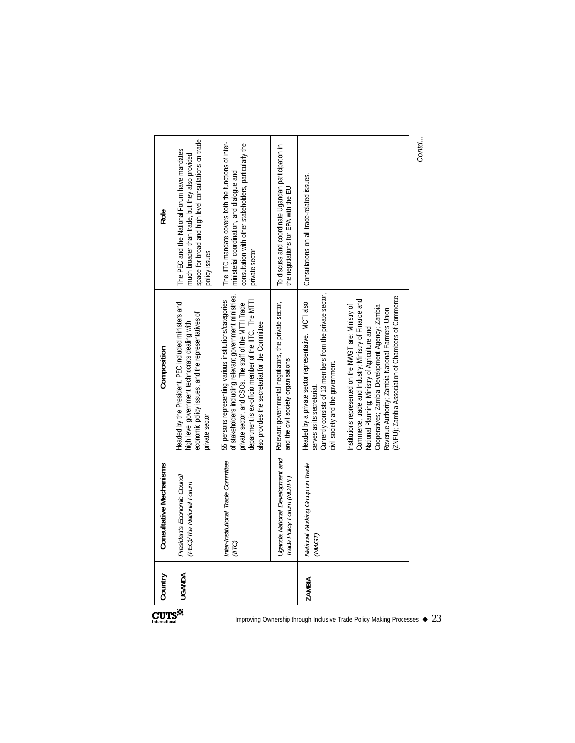| Country | Consultative Mechanisms | Composition | Role |
|---|---|---|---|
| UGANDA | *President's Economic Council (PEC)/The National Forum* | Headed by the President, PEC included ministers and high level government technocrats dealing with economic policy issues, and the representatives of private sector | The PEC and the National Forum have mandates much broader than trade, but they also provided space for broad and high level consultations on trade policy issues |
| | *Inter-Institutional Trade Committee (IITC)* | 55 persons representing various institutions/categories of stakeholders including relevant government ministries, private sector, and CSOs. The staff of the MTTI Trade department is ex-officio member of the IITC. The MTTI also provides the secretariat for the Committee | The IITC mandate covers both the functions of inter-ministerial coordination, and dialogue and consultation with other stakeholders, particularly the private sector |
| | *Uganda National Development and Trade Policy Forum (NDTPF)* | Relevant governmental negotiators, the private sector, and the civil society organisations | To discuss and coordinate Ugandan participation in the negotiations for EPA with the EU |
| ZAMBIA | *National Working Group on Trade (NWGT)* | Headed by a private sector representative. MCTI also serves as its secretariat.<br>Currently consists of 13 members from the private sector, civil society and the government.<br><br>Institutions represented on the NWGT are: Ministry of Commerce, trade and Industry; Ministry of Finance and National Planning; Ministry of Agriculture and Cooperatives; Zambia Development Agency; Zambia Revenue Authority; Zambia National Farmers Union (ZNFU); Zambia Association of Chambers of Commerce | Consultations on all trade-related issues. |

*Contd...*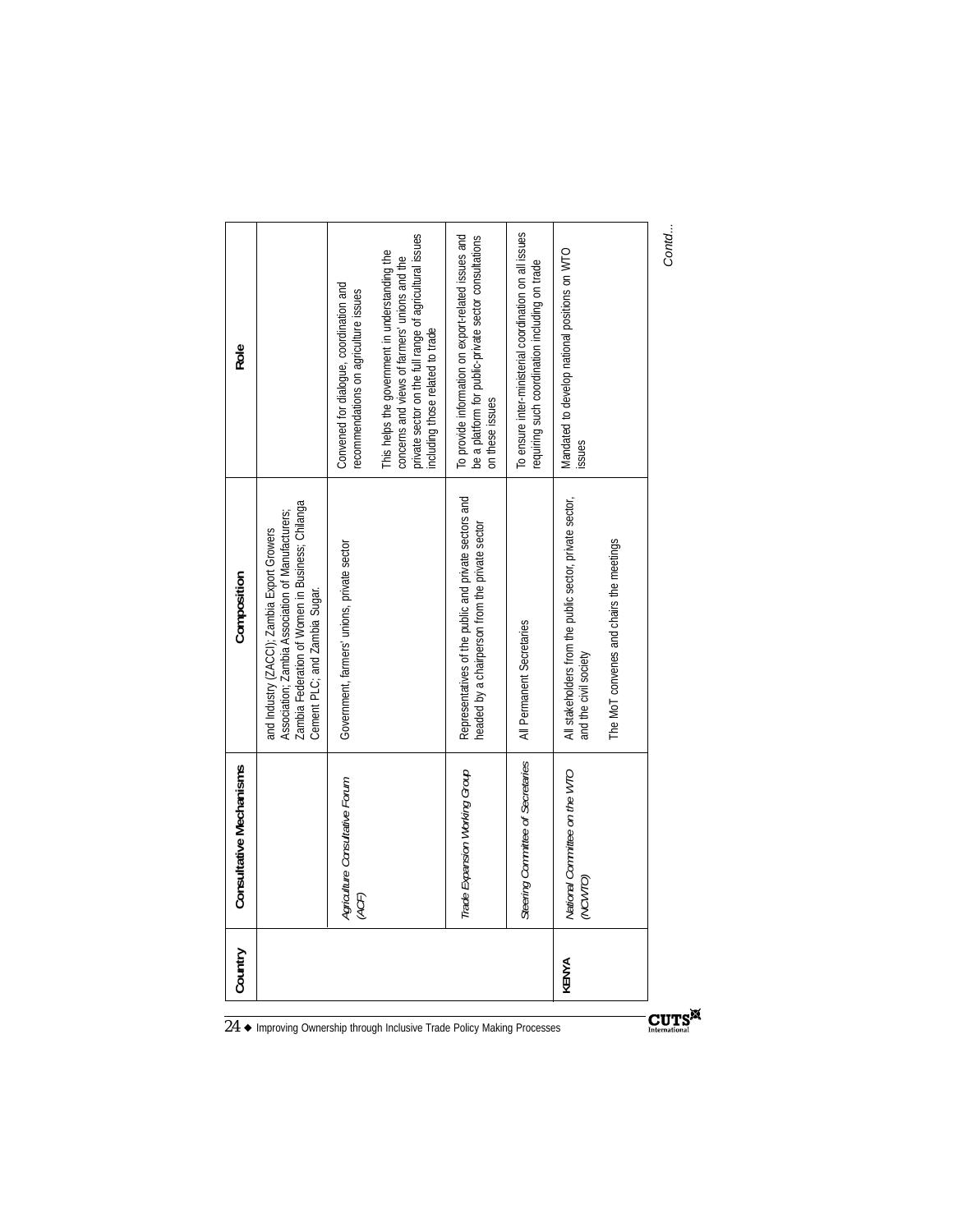| Country | Consultative Mechanisms | Composition | Role |
|---|---|---|---|
| | | and Industry (ZACCI); Zambia Export Growers Association; Zambia Association of Manufacturers; Zambia Federation of Women in Business; Chilanga Cement PLC; and Zambia Sugar. | |
| | *Agriculture Consultative Forum (ACF)* | Government, farmers' unions, private sector | Convened for dialogue, coordination and recommendations on agriculture issues<br><br>This helps the government in understanding the concerns and views of farmers' unions and the private sector on the full range of agricultural issues including those related to trade |
| | *Trade Expansion Working Group* | Representatives of the public and private sectors and headed by a chairperson from the private sector | To provide information on export-related issues and be a platform for public-private sector consultations on these issues |
| | *Steering Committee of Secretaries* | All Permanent Secretaries | To ensure inter-ministerial coordination on all issues requiring such coordination including on trade |
| **KENYA** | *National Committee on the WTO (NCWTO)* | All stakeholders from the public sector, private sector, and the civil society<br><br>The MoT convenes and chairs the meetings | Mandated to develop national positions on WTO issues |

*Contd...*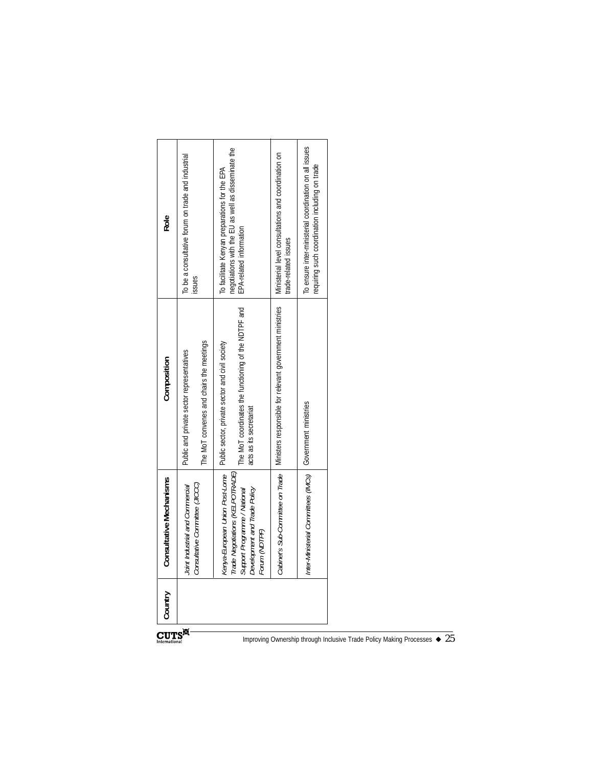| Country | Consultative Mechanisms | Composition | Role |
|---|---|---|---|
| | *Joint Industrial and Commercial Consultative Committee (JICCC)* | Public and private sector representatives<br><br>The MoT convenes and chairs the meetings | To be a consultative forum on trade and industrial issues |
| | *Kenya-European Union Post-Lome Trade Negotiations (KELPOTRADE) Support Programme / National Development and Trade Policy Forum (NDTPF)* | Public sector, private sector and civil society<br><br>The MoT coordinates the functioning of the NDTPF and acts as its secretariat | To facilitate Kenyan preparations for the EPA negotiations with the EU as well as disseminate the EPA-related information |
| | *Cabinet's Sub-Committee on Trade* | Ministers responsible for relevant government ministries | Ministerial level consultations and coordination on trade-related issues |
| | *Inter-Ministerial Committees (IMCs)* | Government ministries | To ensure inter-ministerial coordination on all issues requiring such coordination including on trade |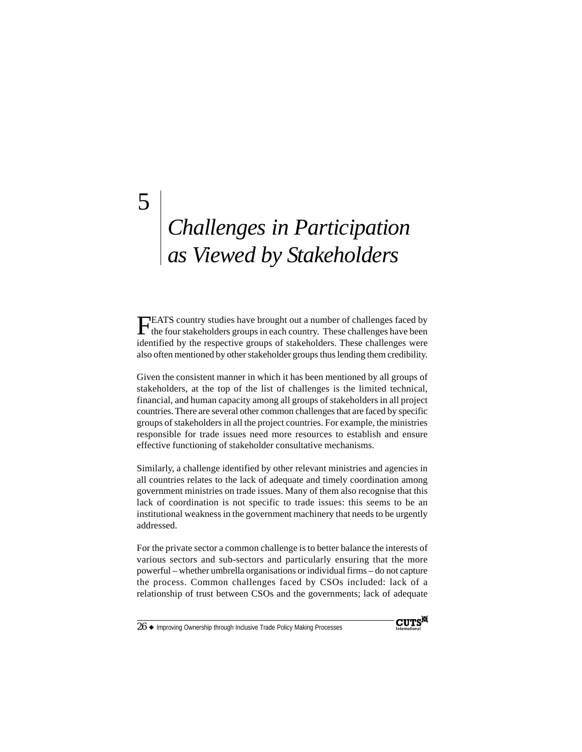# 5 Challenges in Participation as Viewed by Stakeholders

FEATS country studies have brought out a number of challenges faced by the four stakeholders groups in each country. These challenges have been identified by the respective groups of stakeholders. These challenges were also often mentioned by other stakeholder groups thus lending them credibility.

Given the consistent manner in which it has been mentioned by all groups of stakeholders, at the top of the list of challenges is the limited technical, financial, and human capacity among all groups of stakeholders in all project countries. There are several other common challenges that are faced by specific groups of stakeholders in all the project countries. For example, the ministries responsible for trade issues need more resources to establish and ensure effective functioning of stakeholder consultative mechanisms.

Similarly, a challenge identified by other relevant ministries and agencies in all countries relates to the lack of adequate and timely coordination among government ministries on trade issues. Many of them also recognise that this lack of coordination is not specific to trade issues: this seems to be an institutional weakness in the government machinery that needs to be urgently addressed.

For the private sector a common challenge is to better balance the interests of various sectors and sub-sectors and particularly ensuring that the more powerful – whether umbrella organisations or individual firms – do not capture the process. Common challenges faced by CSOs included: lack of a relationship of trust between CSOs and the governments; lack of adequate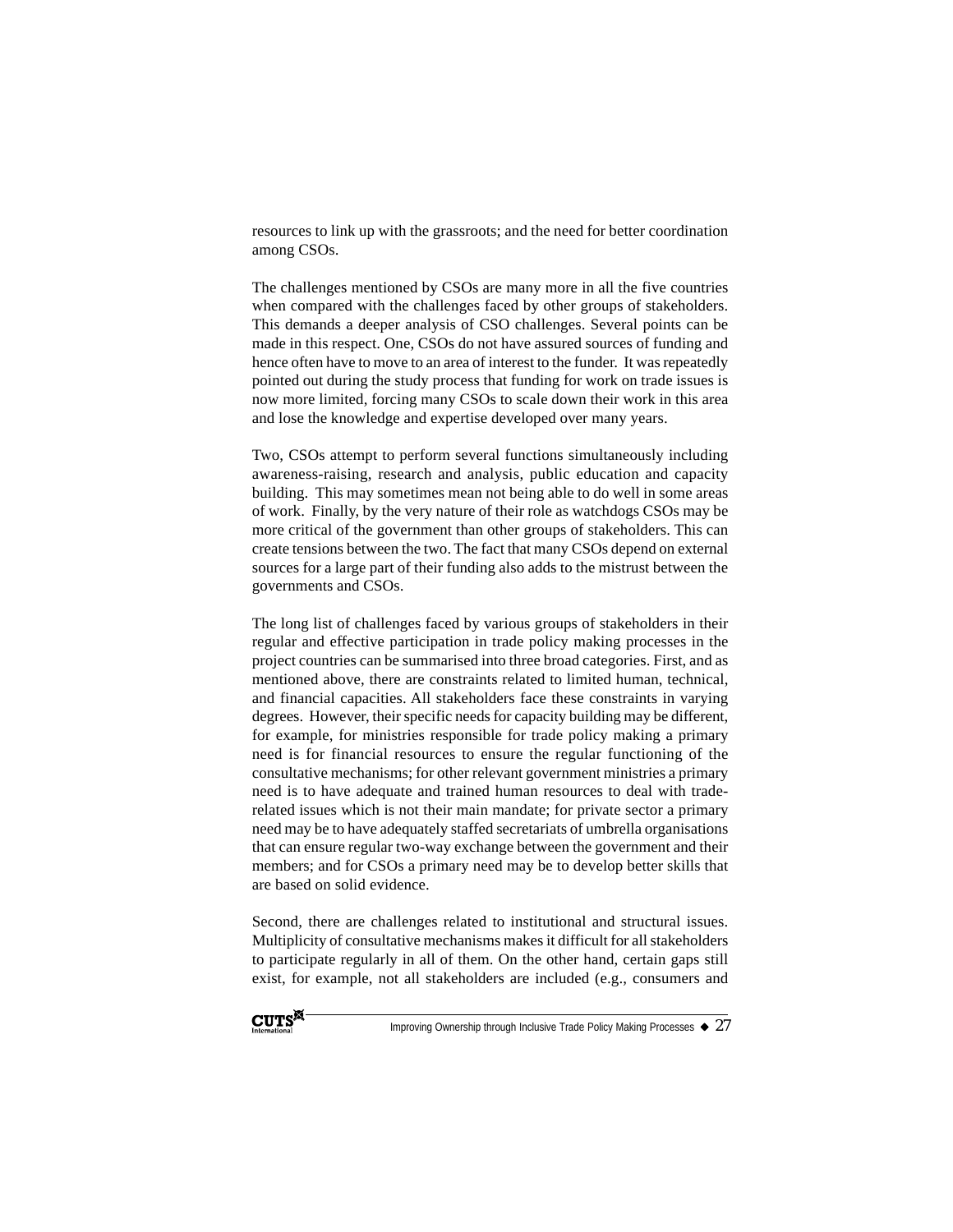resources to link up with the grassroots; and the need for better coordination among CSOs.

The challenges mentioned by CSOs are many more in all the five countries when compared with the challenges faced by other groups of stakeholders. This demands a deeper analysis of CSO challenges. Several points can be made in this respect. One, CSOs do not have assured sources of funding and hence often have to move to an area of interest to the funder. It was repeatedly pointed out during the study process that funding for work on trade issues is now more limited, forcing many CSOs to scale down their work in this area and lose the knowledge and expertise developed over many years.

Two, CSOs attempt to perform several functions simultaneously including awareness-raising, research and analysis, public education and capacity building. This may sometimes mean not being able to do well in some areas of work. Finally, by the very nature of their role as watchdogs CSOs may be more critical of the government than other groups of stakeholders. This can create tensions between the two. The fact that many CSOs depend on external sources for a large part of their funding also adds to the mistrust between the governments and CSOs.

The long list of challenges faced by various groups of stakeholders in their regular and effective participation in trade policy making processes in the project countries can be summarised into three broad categories. First, and as mentioned above, there are constraints related to limited human, technical, and financial capacities. All stakeholders face these constraints in varying degrees. However, their specific needs for capacity building may be different, for example, for ministries responsible for trade policy making a primary need is for financial resources to ensure the regular functioning of the consultative mechanisms; for other relevant government ministries a primary need is to have adequate and trained human resources to deal with trade-related issues which is not their main mandate; for private sector a primary need may be to have adequately staffed secretariats of umbrella organisations that can ensure regular two-way exchange between the government and their members; and for CSOs a primary need may be to develop better skills that are based on solid evidence.

Second, there are challenges related to institutional and structural issues. Multiplicity of consultative mechanisms makes it difficult for all stakeholders to participate regularly in all of them. On the other hand, certain gaps still exist, for example, not all stakeholders are included (e.g., consumers and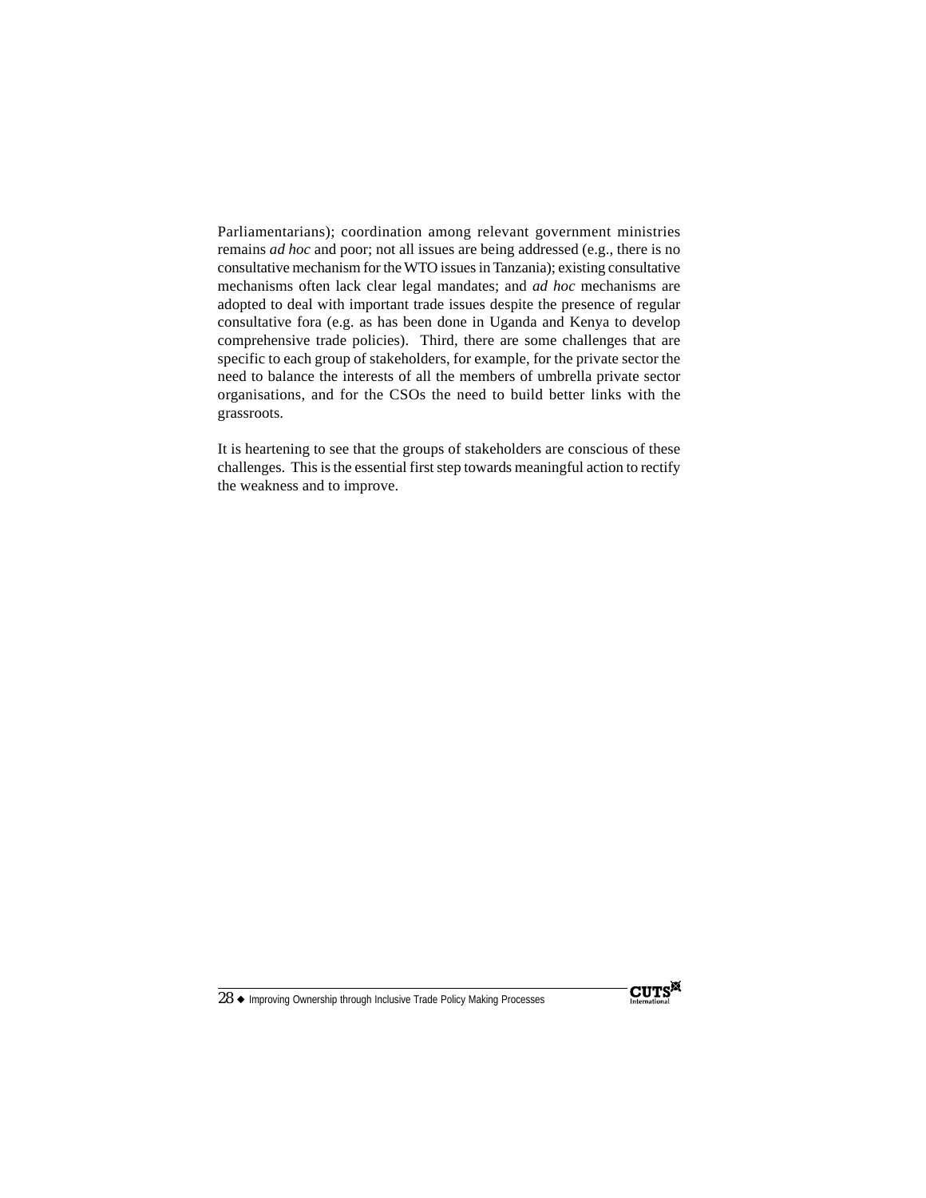Parliamentarians); coordination among relevant government ministries remains *ad hoc* and poor; not all issues are being addressed (e.g., there is no consultative mechanism for the WTO issues in Tanzania); existing consultative mechanisms often lack clear legal mandates; and *ad hoc* mechanisms are adopted to deal with important trade issues despite the presence of regular consultative fora (e.g. as has been done in Uganda and Kenya to develop comprehensive trade policies). Third, there are some challenges that are specific to each group of stakeholders, for example, for the private sector the need to balance the interests of all the members of umbrella private sector organisations, and for the CSOs the need to build better links with the grassroots.

It is heartening to see that the groups of stakeholders are conscious of these challenges. This is the essential first step towards meaningful action to rectify the weakness and to improve.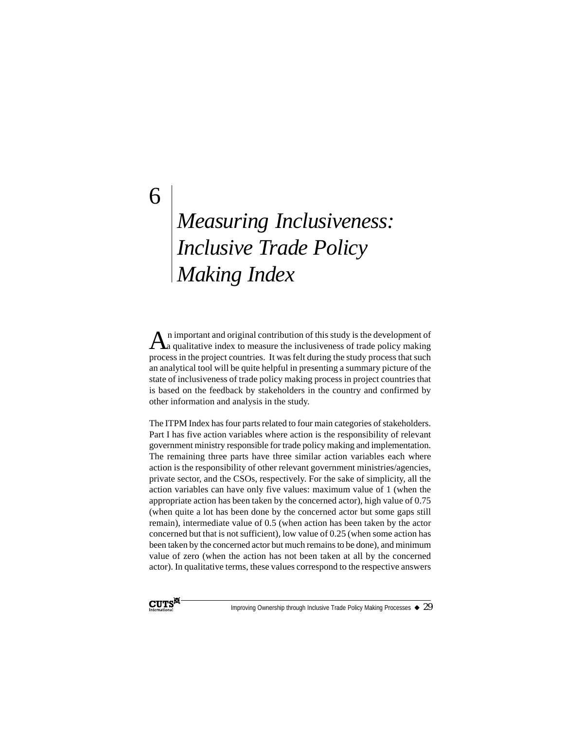# 6 Measuring Inclusiveness: Inclusive Trade Policy Making Index

An important and original contribution of this study is the development of a qualitative index to measure the inclusiveness of trade policy making process in the project countries. It was felt during the study process that such an analytical tool will be quite helpful in presenting a summary picture of the state of inclusiveness of trade policy making process in project countries that is based on the feedback by stakeholders in the country and confirmed by other information and analysis in the study.

The ITPM Index has four parts related to four main categories of stakeholders. Part I has five action variables where action is the responsibility of relevant government ministry responsible for trade policy making and implementation. The remaining three parts have three similar action variables each where action is the responsibility of other relevant government ministries/agencies, private sector, and the CSOs, respectively. For the sake of simplicity, all the action variables can have only five values: maximum value of 1 (when the appropriate action has been taken by the concerned actor), high value of 0.75 (when quite a lot has been done by the concerned actor but some gaps still remain), intermediate value of 0.5 (when action has been taken by the actor concerned but that is not sufficient), low value of 0.25 (when some action has been taken by the concerned actor but much remains to be done), and minimum value of zero (when the action has not been taken at all by the concerned actor). In qualitative terms, these values correspond to the respective answers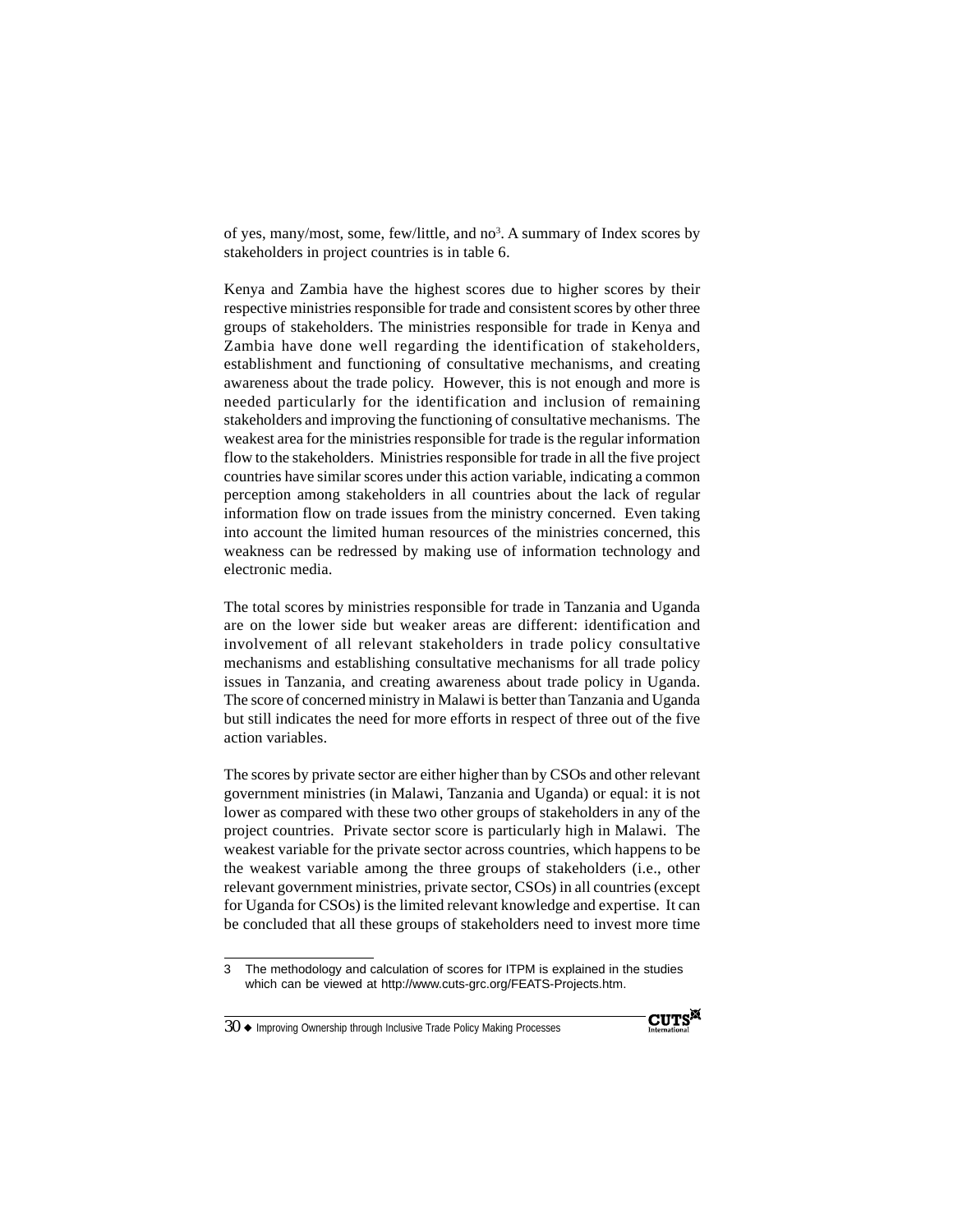of yes, many/most, some, few/little, and no[3]. A summary of Index scores by stakeholders in project countries is in table 6.

Kenya and Zambia have the highest scores due to higher scores by their respective ministries responsible for trade and consistent scores by other three groups of stakeholders. The ministries responsible for trade in Kenya and Zambia have done well regarding the identification of stakeholders, establishment and functioning of consultative mechanisms, and creating awareness about the trade policy. However, this is not enough and more is needed particularly for the identification and inclusion of remaining stakeholders and improving the functioning of consultative mechanisms. The weakest area for the ministries responsible for trade is the regular information flow to the stakeholders. Ministries responsible for trade in all the five project countries have similar scores under this action variable, indicating a common perception among stakeholders in all countries about the lack of regular information flow on trade issues from the ministry concerned. Even taking into account the limited human resources of the ministries concerned, this weakness can be redressed by making use of information technology and electronic media.

The total scores by ministries responsible for trade in Tanzania and Uganda are on the lower side but weaker areas are different: identification and involvement of all relevant stakeholders in trade policy consultative mechanisms and establishing consultative mechanisms for all trade policy issues in Tanzania, and creating awareness about trade policy in Uganda. The score of concerned ministry in Malawi is better than Tanzania and Uganda but still indicates the need for more efforts in respect of three out of the five action variables.

The scores by private sector are either higher than by CSOs and other relevant government ministries (in Malawi, Tanzania and Uganda) or equal: it is not lower as compared with these two other groups of stakeholders in any of the project countries. Private sector score is particularly high in Malawi. The weakest variable for the private sector across countries, which happens to be the weakest variable among the three groups of stakeholders (i.e., other relevant government ministries, private sector, CSOs) in all countries (except for Uganda for CSOs) is the limited relevant knowledge and expertise. It can be concluded that all these groups of stakeholders need to invest more time

---

3 The methodology and calculation of scores for ITPM is explained in the studies which can be viewed at http://www.cuts-grc.org/FEATS-Projects.htm.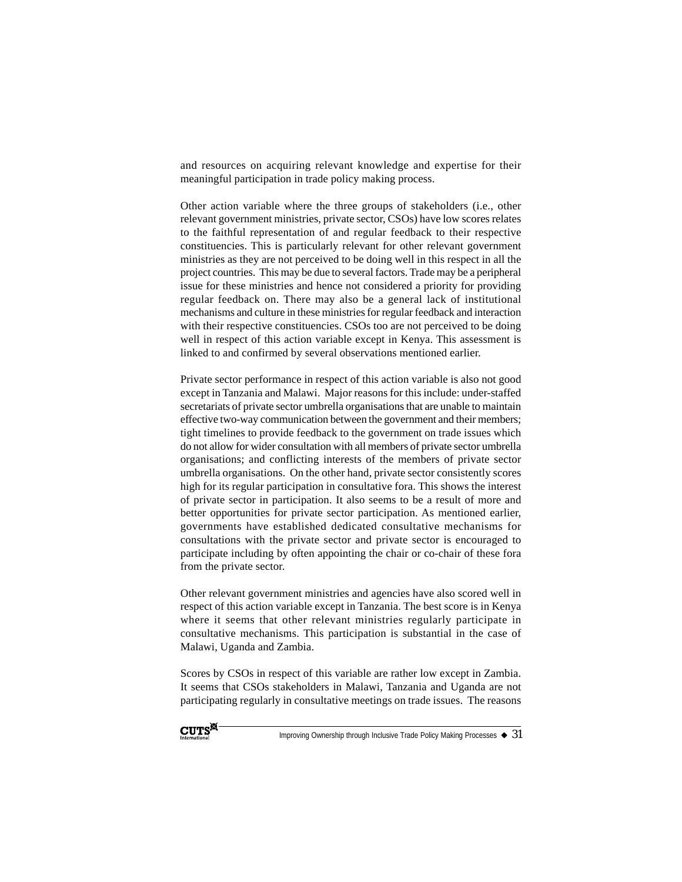and resources on acquiring relevant knowledge and expertise for their meaningful participation in trade policy making process.

Other action variable where the three groups of stakeholders (i.e., other relevant government ministries, private sector, CSOs) have low scores relates to the faithful representation of and regular feedback to their respective constituencies. This is particularly relevant for other relevant government ministries as they are not perceived to be doing well in this respect in all the project countries. This may be due to several factors. Trade may be a peripheral issue for these ministries and hence not considered a priority for providing regular feedback on. There may also be a general lack of institutional mechanisms and culture in these ministries for regular feedback and interaction with their respective constituencies. CSOs too are not perceived to be doing well in respect of this action variable except in Kenya. This assessment is linked to and confirmed by several observations mentioned earlier.

Private sector performance in respect of this action variable is also not good except in Tanzania and Malawi. Major reasons for this include: under-staffed secretariats of private sector umbrella organisations that are unable to maintain effective two-way communication between the government and their members; tight timelines to provide feedback to the government on trade issues which do not allow for wider consultation with all members of private sector umbrella organisations; and conflicting interests of the members of private sector umbrella organisations. On the other hand, private sector consistently scores high for its regular participation in consultative fora. This shows the interest of private sector in participation. It also seems to be a result of more and better opportunities for private sector participation. As mentioned earlier, governments have established dedicated consultative mechanisms for consultations with the private sector and private sector is encouraged to participate including by often appointing the chair or co-chair of these fora from the private sector.

Other relevant government ministries and agencies have also scored well in respect of this action variable except in Tanzania. The best score is in Kenya where it seems that other relevant ministries regularly participate in consultative mechanisms. This participation is substantial in the case of Malawi, Uganda and Zambia.

Scores by CSOs in respect of this variable are rather low except in Zambia. It seems that CSOs stakeholders in Malawi, Tanzania and Uganda are not participating regularly in consultative meetings on trade issues. The reasons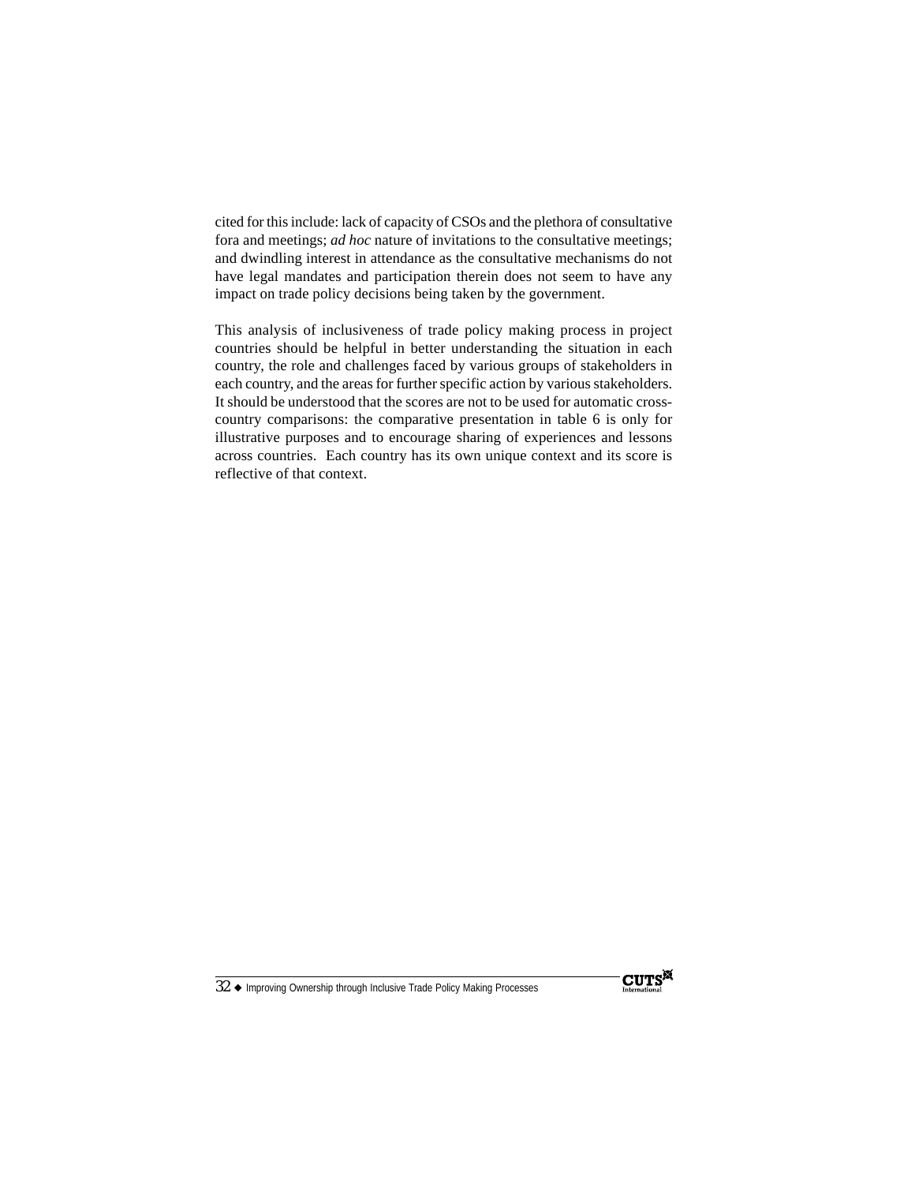cited for this include: lack of capacity of CSOs and the plethora of consultative fora and meetings; *ad hoc* nature of invitations to the consultative meetings; and dwindling interest in attendance as the consultative mechanisms do not have legal mandates and participation therein does not seem to have any impact on trade policy decisions being taken by the government.

This analysis of inclusiveness of trade policy making process in project countries should be helpful in better understanding the situation in each country, the role and challenges faced by various groups of stakeholders in each country, and the areas for further specific action by various stakeholders. It should be understood that the scores are not to be used for automatic cross-country comparisons: the comparative presentation in table 6 is only for illustrative purposes and to encourage sharing of experiences and lessons across countries. Each country has its own unique context and its score is reflective of that context.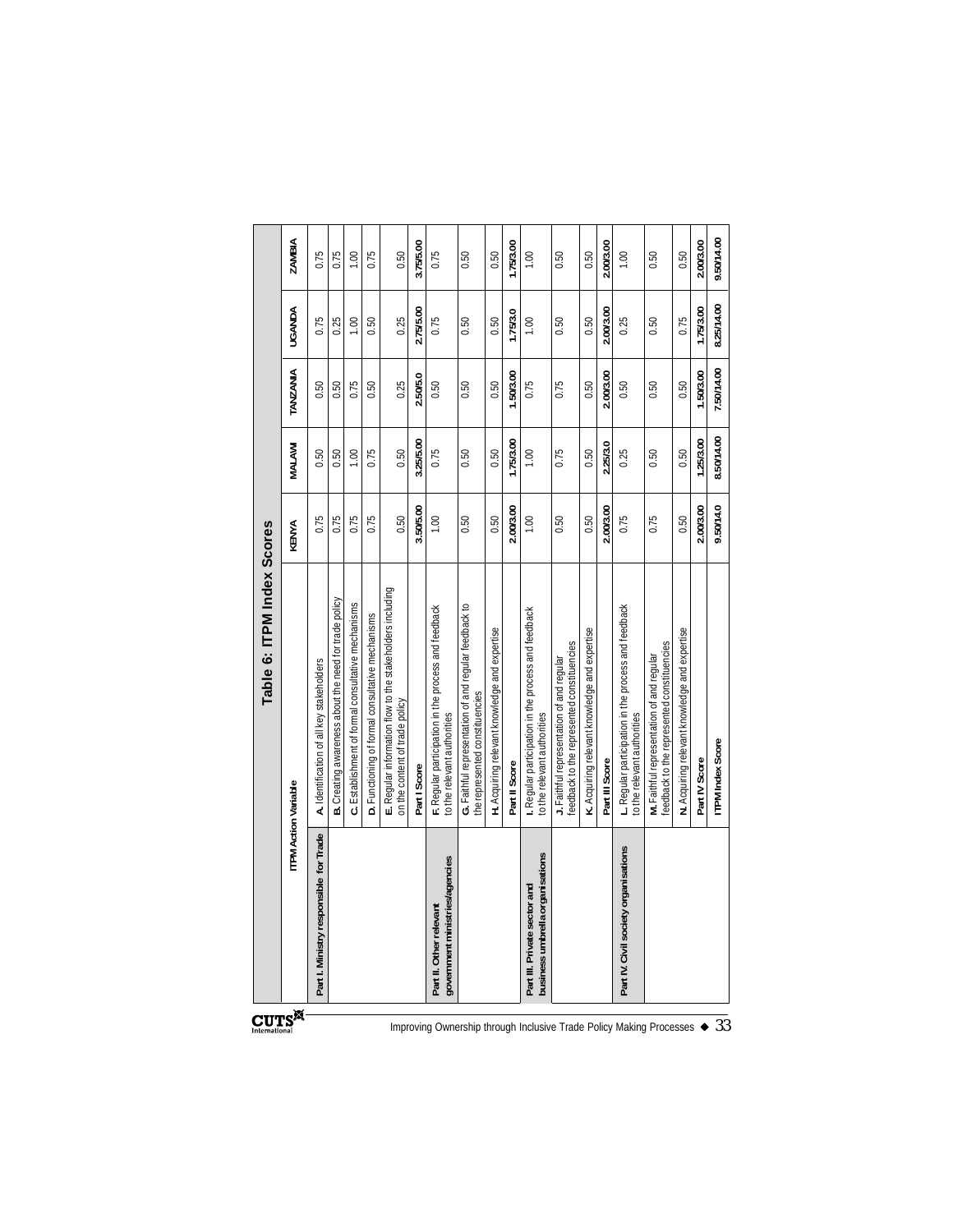## Table 6: ITPM Index Scores

| ITPM Action Variable | | KENYA | MALAWI | TANZANIA | UGANDA | ZAMBIA |
|---|---|---|---|---|---|---|
| **Part I. Ministry responsible for Trade** | **A.** Identification of all key stakeholders | 0.75 | 0.50 | 0.50 | 0.75 | 0.75 |
| | **B.** Creating awareness about the need for trade policy | 0.75 | 0.50 | 0.50 | 0.25 | 0.75 |
| | **C.** Establishment of formal consultative mechanisms | 0.75 | 1.00 | 0.75 | 1.00 | 1.00 |
| | **D.** Functioning of formal consultative mechanisms | 0.75 | 0.75 | 0.50 | 0.50 | 0.75 |
| | **E.** Regular information flow to the stakeholders including on the content of trade policy | 0.50 | 0.50 | 0.25 | 0.25 | 0.50 |
| | **Part I Score** | **3.50/5.00** | **3.25/5.00** | **2.50/5.0** | **2.75/5.00** | **3.75/5.00** |
| **Part II. Other relevant government ministries/agencies** | **F.** Regular participation in the process and feedback to the relevant authorities | 1.00 | 0.75 | 0.50 | 0.75 | 0.75 |
| | **G.** Faithful representation of and regular feedback to the represented constituencies | 0.50 | 0.50 | 0.50 | 0.50 | 0.50 |
| | **H.** Acquiring relevant knowledge and expertise | 0.50 | 0.50 | 0.50 | 0.50 | 0.50 |
| | **Part II Score** | **2.00/3.00** | **1.75/3.00** | **1.50/3.00** | **1.75/3.0** | **1.75/3.00** |
| **Part III. Private sector and business umbrella organisations** | **I.** Regular participation in the process and feedback to the relevant authorities | 1.00 | 1.00 | 0.75 | 1.00 | 1.00 |
| | **J.** Faithful representation of and regular feedback to the represented constituencies | 0.50 | 0.75 | 0.75 | 0.50 | 0.50 |
| | **K.** Acquiring relevant knowledge and expertise | 0.50 | 0.50 | 0.50 | 0.50 | 0.50 |
| | **Part III Score** | **2.00/3.00** | **2.25/3.0** | **2.00/3.00** | **2.00/3.00** | **2.00/3.00** |
| **Part IV. Civil society organisations** | **L.** Regular participation in the process and feedback to the relevant authorities | 0.75 | 0.25 | 0.50 | 0.25 | 1.00 |
| | **M.** Faithful representation of and regular feedback to the represented constituencies | 0.75 | 0.50 | 0.50 | 0.50 | 0.50 |
| | **N.** Acquiring relevant knowledge and expertise | 0.50 | 0.50 | 0.50 | 0.75 | 0.50 |
| | **Part IV Score** | **2.00/3.00** | **1.25/3.00** | **1.50/3.00** | **1.75/3.00** | **2.00/3.00** |
| | **ITPM Index Score** | **9.50/14.0** | **8.50/14.00** | **7.50/14.00** | **8.25/14.00** | **9.50/14.00** |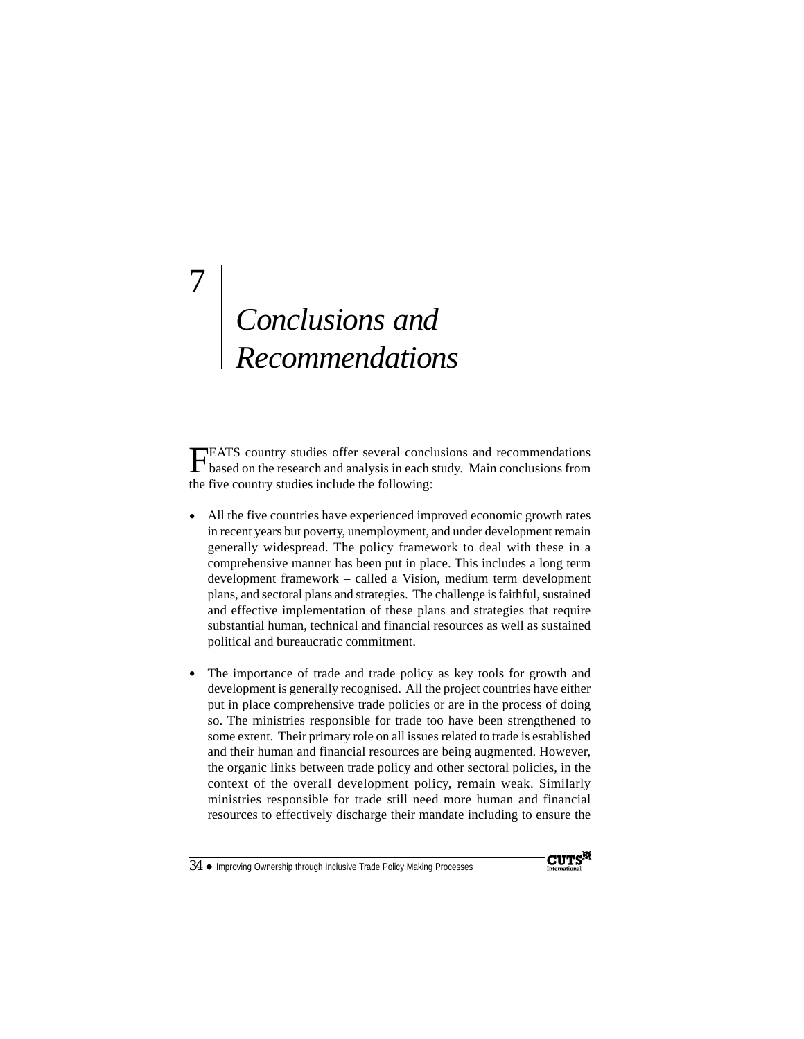# 7 Conclusions and Recommendations

FEATS country studies offer several conclusions and recommendations based on the research and analysis in each study. Main conclusions from the five country studies include the following:

- All the five countries have experienced improved economic growth rates in recent years but poverty, unemployment, and under development remain generally widespread. The policy framework to deal with these in a comprehensive manner has been put in place. This includes a long term development framework – called a Vision, medium term development plans, and sectoral plans and strategies. The challenge is faithful, sustained and effective implementation of these plans and strategies that require substantial human, technical and financial resources as well as sustained political and bureaucratic commitment.

- The importance of trade and trade policy as key tools for growth and development is generally recognised. All the project countries have either put in place comprehensive trade policies or are in the process of doing so. The ministries responsible for trade too have been strengthened to some extent. Their primary role on all issues related to trade is established and their human and financial resources are being augmented. However, the organic links between trade policy and other sectoral policies, in the context of the overall development policy, remain weak. Similarly ministries responsible for trade still need more human and financial resources to effectively discharge their mandate including to ensure the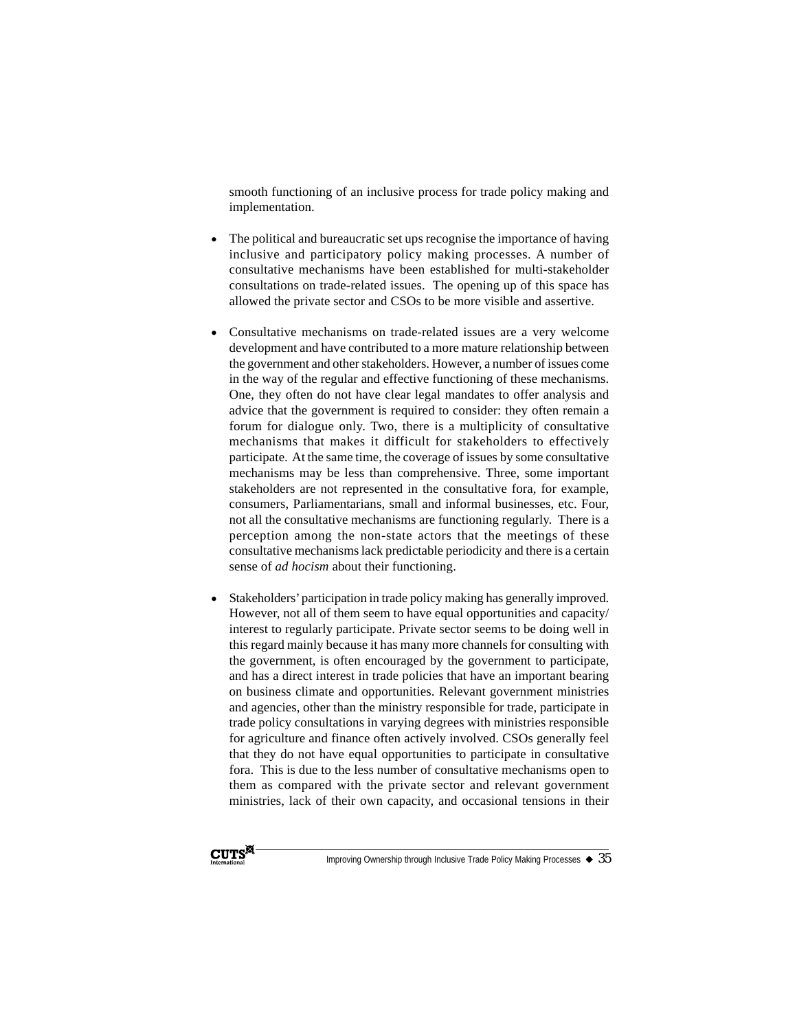smooth functioning of an inclusive process for trade policy making and implementation.

- The political and bureaucratic set ups recognise the importance of having inclusive and participatory policy making processes. A number of consultative mechanisms have been established for multi-stakeholder consultations on trade-related issues. The opening up of this space has allowed the private sector and CSOs to be more visible and assertive.

- Consultative mechanisms on trade-related issues are a very welcome development and have contributed to a more mature relationship between the government and other stakeholders. However, a number of issues come in the way of the regular and effective functioning of these mechanisms. One, they often do not have clear legal mandates to offer analysis and advice that the government is required to consider: they often remain a forum for dialogue only. Two, there is a multiplicity of consultative mechanisms that makes it difficult for stakeholders to effectively participate. At the same time, the coverage of issues by some consultative mechanisms may be less than comprehensive. Three, some important stakeholders are not represented in the consultative fora, for example, consumers, Parliamentarians, small and informal businesses, etc. Four, not all the consultative mechanisms are functioning regularly. There is a perception among the non-state actors that the meetings of these consultative mechanisms lack predictable periodicity and there is a certain sense of *ad hocism* about their functioning.

- Stakeholders' participation in trade policy making has generally improved. However, not all of them seem to have equal opportunities and capacity/ interest to regularly participate. Private sector seems to be doing well in this regard mainly because it has many more channels for consulting with the government, is often encouraged by the government to participate, and has a direct interest in trade policies that have an important bearing on business climate and opportunities. Relevant government ministries and agencies, other than the ministry responsible for trade, participate in trade policy consultations in varying degrees with ministries responsible for agriculture and finance often actively involved. CSOs generally feel that they do not have equal opportunities to participate in consultative fora. This is due to the less number of consultative mechanisms open to them as compared with the private sector and relevant government ministries, lack of their own capacity, and occasional tensions in their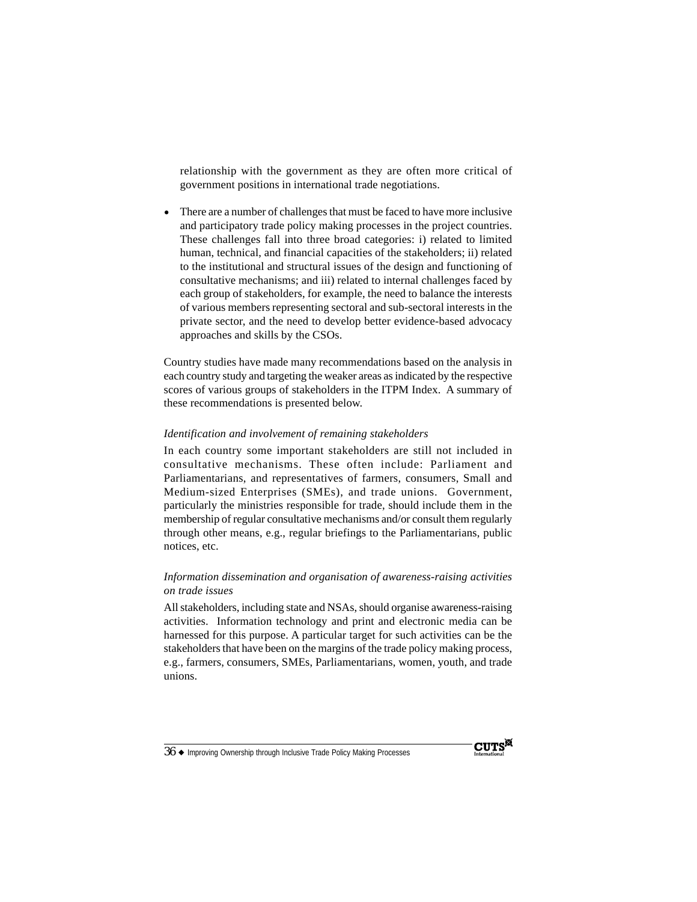relationship with the government as they are often more critical of government positions in international trade negotiations.

- There are a number of challenges that must be faced to have more inclusive and participatory trade policy making processes in the project countries. These challenges fall into three broad categories: i) related to limited human, technical, and financial capacities of the stakeholders; ii) related to the institutional and structural issues of the design and functioning of consultative mechanisms; and iii) related to internal challenges faced by each group of stakeholders, for example, the need to balance the interests of various members representing sectoral and sub-sectoral interests in the private sector, and the need to develop better evidence-based advocacy approaches and skills by the CSOs.

Country studies have made many recommendations based on the analysis in each country study and targeting the weaker areas as indicated by the respective scores of various groups of stakeholders in the ITPM Index. A summary of these recommendations is presented below.

*Identification and involvement of remaining stakeholders*

In each country some important stakeholders are still not included in consultative mechanisms. These often include: Parliament and Parliamentarians, and representatives of farmers, consumers, Small and Medium-sized Enterprises (SMEs), and trade unions. Government, particularly the ministries responsible for trade, should include them in the membership of regular consultative mechanisms and/or consult them regularly through other means, e.g., regular briefings to the Parliamentarians, public notices, etc.

*Information dissemination and organisation of awareness-raising activities on trade issues*

All stakeholders, including state and NSAs, should organise awareness-raising activities. Information technology and print and electronic media can be harnessed for this purpose. A particular target for such activities can be the stakeholders that have been on the margins of the trade policy making process, e.g., farmers, consumers, SMEs, Parliamentarians, women, youth, and trade unions.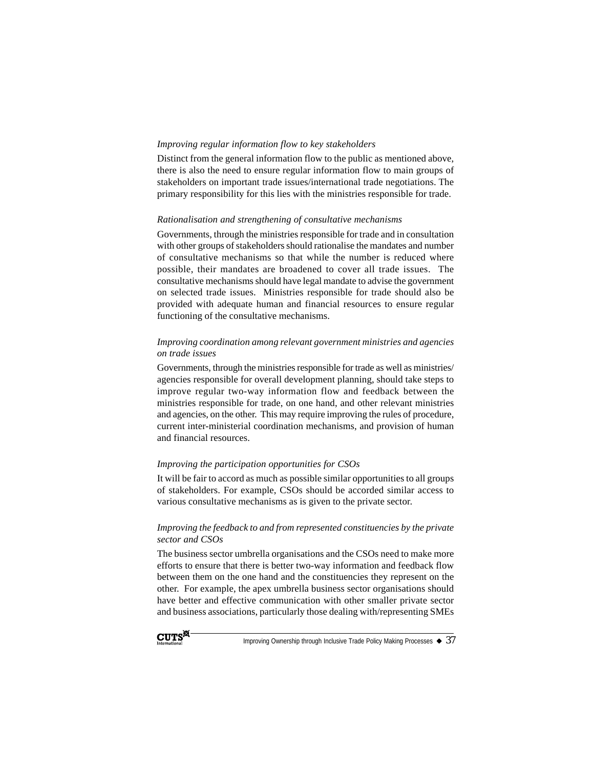*Improving regular information flow to key stakeholders*

Distinct from the general information flow to the public as mentioned above, there is also the need to ensure regular information flow to main groups of stakeholders on important trade issues/international trade negotiations. The primary responsibility for this lies with the ministries responsible for trade.

*Rationalisation and strengthening of consultative mechanisms*

Governments, through the ministries responsible for trade and in consultation with other groups of stakeholders should rationalise the mandates and number of consultative mechanisms so that while the number is reduced where possible, their mandates are broadened to cover all trade issues. The consultative mechanisms should have legal mandate to advise the government on selected trade issues. Ministries responsible for trade should also be provided with adequate human and financial resources to ensure regular functioning of the consultative mechanisms.

*Improving coordination among relevant government ministries and agencies on trade issues*

Governments, through the ministries responsible for trade as well as ministries/ agencies responsible for overall development planning, should take steps to improve regular two-way information flow and feedback between the ministries responsible for trade, on one hand, and other relevant ministries and agencies, on the other. This may require improving the rules of procedure, current inter-ministerial coordination mechanisms, and provision of human and financial resources.

*Improving the participation opportunities for CSOs*

It will be fair to accord as much as possible similar opportunities to all groups of stakeholders. For example, CSOs should be accorded similar access to various consultative mechanisms as is given to the private sector.

*Improving the feedback to and from represented constituencies by the private sector and CSOs*

The business sector umbrella organisations and the CSOs need to make more efforts to ensure that there is better two-way information and feedback flow between them on the one hand and the constituencies they represent on the other. For example, the apex umbrella business sector organisations should have better and effective communication with other smaller private sector and business associations, particularly those dealing with/representing SMEs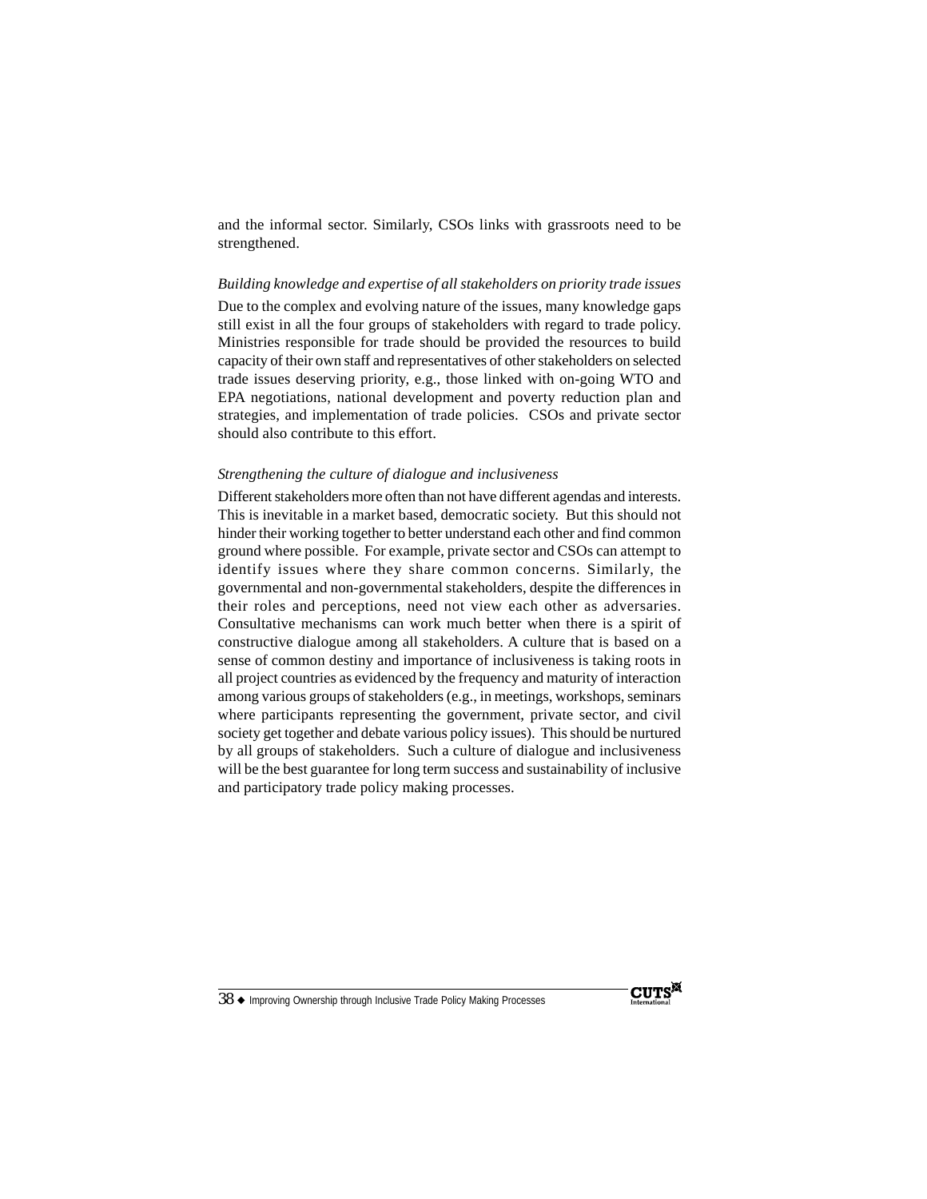and the informal sector. Similarly, CSOs links with grassroots need to be strengthened.

*Building knowledge and expertise of all stakeholders on priority trade issues*

Due to the complex and evolving nature of the issues, many knowledge gaps still exist in all the four groups of stakeholders with regard to trade policy. Ministries responsible for trade should be provided the resources to build capacity of their own staff and representatives of other stakeholders on selected trade issues deserving priority, e.g., those linked with on-going WTO and EPA negotiations, national development and poverty reduction plan and strategies, and implementation of trade policies. CSOs and private sector should also contribute to this effort.

*Strengthening the culture of dialogue and inclusiveness*

Different stakeholders more often than not have different agendas and interests. This is inevitable in a market based, democratic society. But this should not hinder their working together to better understand each other and find common ground where possible. For example, private sector and CSOs can attempt to identify issues where they share common concerns. Similarly, the governmental and non-governmental stakeholders, despite the differences in their roles and perceptions, need not view each other as adversaries. Consultative mechanisms can work much better when there is a spirit of constructive dialogue among all stakeholders. A culture that is based on a sense of common destiny and importance of inclusiveness is taking roots in all project countries as evidenced by the frequency and maturity of interaction among various groups of stakeholders (e.g., in meetings, workshops, seminars where participants representing the government, private sector, and civil society get together and debate various policy issues). This should be nurtured by all groups of stakeholders. Such a culture of dialogue and inclusiveness will be the best guarantee for long term success and sustainability of inclusive and participatory trade policy making processes.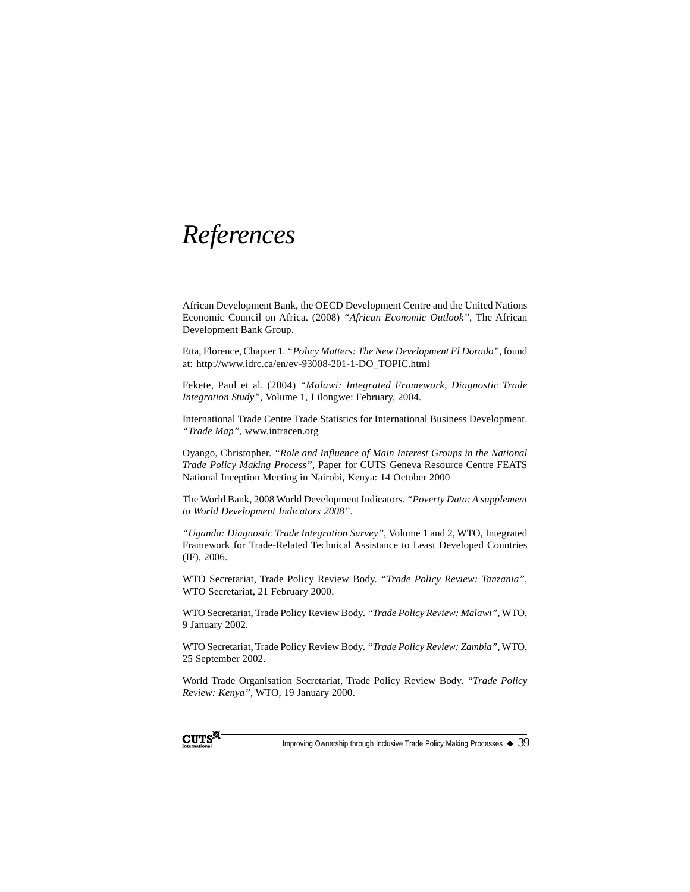# *References*

African Development Bank, the OECD Development Centre and the United Nations Economic Council on Africa. (2008) *"African Economic Outlook"*, The African Development Bank Group.

Etta, Florence, Chapter 1. *"Policy Matters: The New Development El Dorado"*, found at: http://www.idrc.ca/en/ev-93008-201-1-DO_TOPIC.html

Fekete, Paul et al. (2004) *"Malawi: Integrated Framework, Diagnostic Trade Integration Study"*, Volume 1, Lilongwe: February, 2004.

International Trade Centre Trade Statistics for International Business Development. *"Trade Map"*, www.intracen.org

Oyango, Christopher. *"Role and Influence of Main Interest Groups in the National Trade Policy Making Process"*, Paper for CUTS Geneva Resource Centre FEATS National Inception Meeting in Nairobi, Kenya: 14 October 2000

The World Bank, 2008 World Development Indicators. *"Poverty Data: A supplement to World Development Indicators 2008"*.

*"Uganda: Diagnostic Trade Integration Survey"*, Volume 1 and 2, WTO, Integrated Framework for Trade-Related Technical Assistance to Least Developed Countries (IF), 2006.

WTO Secretariat, Trade Policy Review Body. *"Trade Policy Review: Tanzania"*, WTO Secretariat, 21 February 2000.

WTO Secretariat, Trade Policy Review Body. *"Trade Policy Review: Malawi"*, WTO, 9 January 2002.

WTO Secretariat, Trade Policy Review Body. *"Trade Policy Review: Zambia"*, WTO, 25 September 2002.

World Trade Organisation Secretariat, Trade Policy Review Body. *"Trade Policy Review: Kenya"*, WTO, 19 January 2000.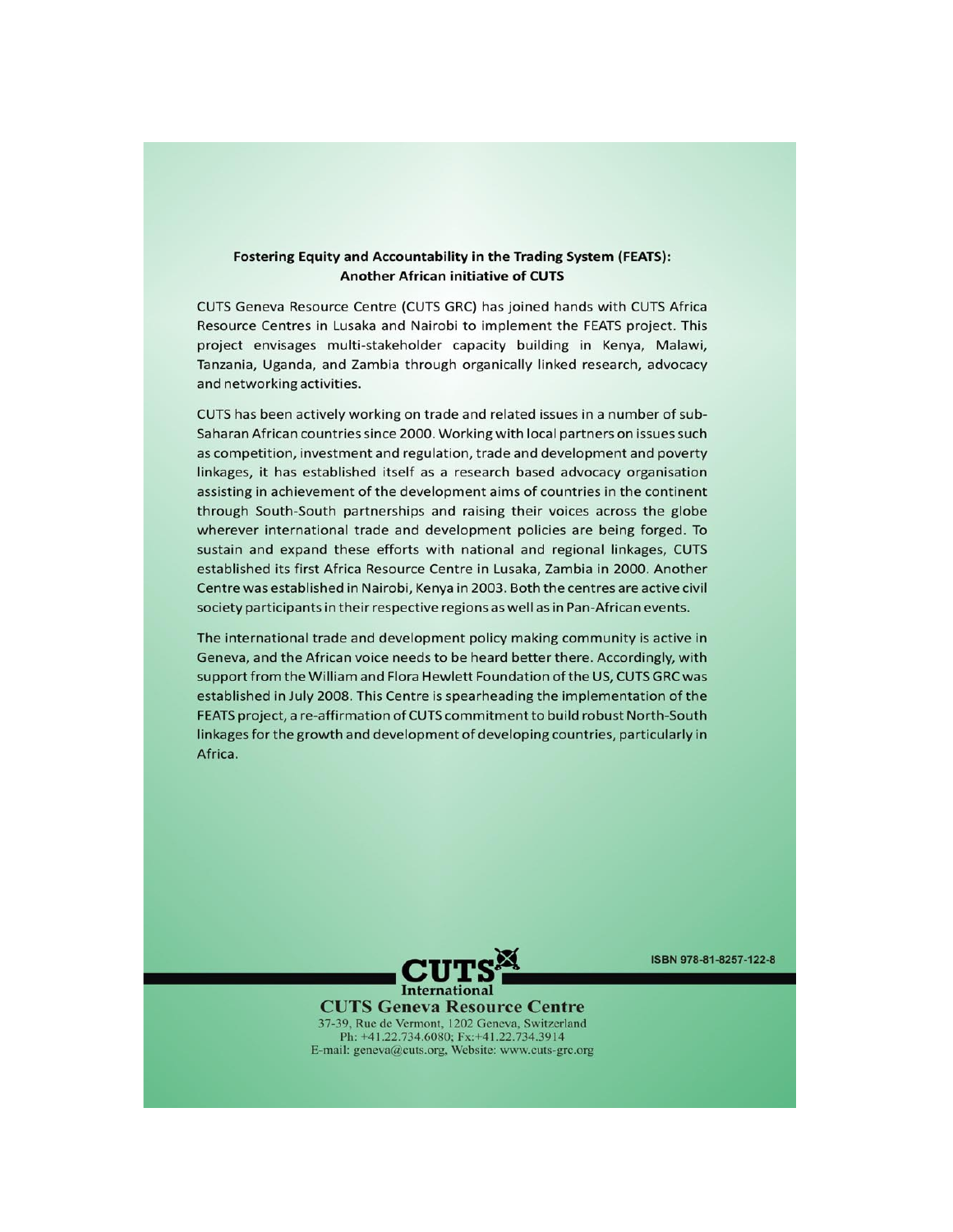## Fostering Equity and Accountability in the Trading System (FEATS): Another African initiative of CUTS

CUTS Geneva Resource Centre (CUTS GRC) has joined hands with CUTS Africa Resource Centres in Lusaka and Nairobi to implement the FEATS project. This project envisages multi-stakeholder capacity building in Kenya, Malawi, Tanzania, Uganda, and Zambia through organically linked research, advocacy and networking activities.

CUTS has been actively working on trade and related issues in a number of sub-Saharan African countries since 2000. Working with local partners on issues such as competition, investment and regulation, trade and development and poverty linkages, it has established itself as a research based advocacy organisation assisting in achievement of the development aims of countries in the continent through South-South partnerships and raising their voices across the globe wherever international trade and development policies are being forged. To sustain and expand these efforts with national and regional linkages, CUTS established its first Africa Resource Centre in Lusaka, Zambia in 2000. Another Centre was established in Nairobi, Kenya in 2003. Both the centres are active civil society participants in their respective regions as well as in Pan-African events.

The international trade and development policy making community is active in Geneva, and the African voice needs to be heard better there. Accordingly, with support from the William and Flora Hewlett Foundation of the US, CUTS GRC was established in July 2008. This Centre is spearheading the implementation of the FEATS project, a re-affirmation of CUTS commitment to build robust North-South linkages for the growth and development of developing countries, particularly in Africa.

CUTS International

ISBN 978-81-8257-122-8

**CUTS Geneva Resource Centre**

37-39, Rue de Vermont, 1202 Geneva, Switzerland
Ph: +41.22.734.6080; Fx:+41.22.734.3914
E-mail: geneva@cuts.org, Website: www.cuts-grc.org